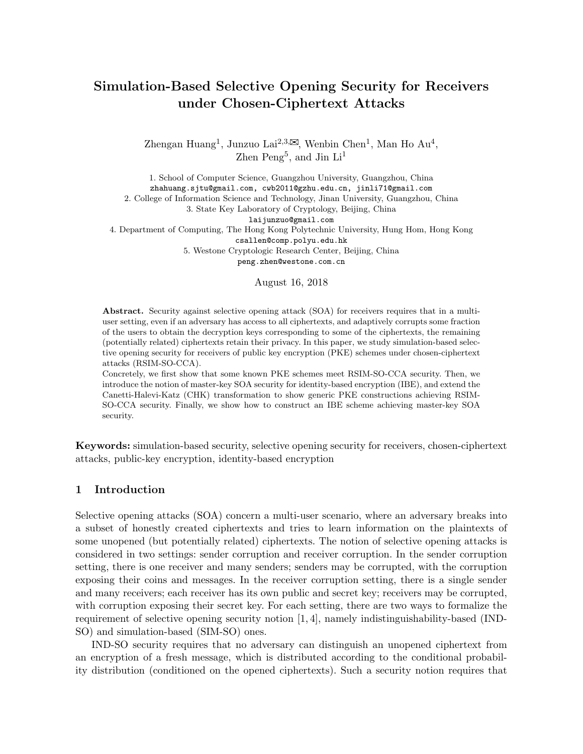# Simulation-Based Selective Opening Security for Receivers under Chosen-Ciphertext Attacks

Zhengan Huang[1], Junzuo Lai[2,3,✉], Wenbin Chen[1], Man Ho Au[4], Zhen Peng[5], and Jin Li[1]

1. School of Computer Science, Guangzhou University, Guangzhou, China
zhahuang.sjtu@gmail.com, cwb2011@gzhu.edu.cn, jinli71@gmail.com
2. College of Information Science and Technology, Jinan University, Guangzhou, China
3. State Key Laboratory of Cryptology, Beijing, China
laijunzuo@gmail.com
4. Department of Computing, The Hong Kong Polytechnic University, Hung Hom, Hong Kong
csallen@comp.polyu.edu.hk
5. Westone Cryptologic Research Center, Beijing, China
peng.zhen@westone.com.cn

August 16, 2018

**Abstract.** Security against selective opening attack (SOA) for receivers requires that in a multi-user setting, even if an adversary has access to all ciphertexts, and adaptively corrupts some fraction of the users to obtain the decryption keys corresponding to some of the ciphertexts, the remaining (potentially related) ciphertexts retain their privacy. In this paper, we study simulation-based selective opening security for receivers of public key encryption (PKE) schemes under chosen-ciphertext attacks (RSIM-SO-CCA).
Concretely, we first show that some known PKE schemes meet RSIM-SO-CCA security. Then, we introduce the notion of master-key SOA security for identity-based encryption (IBE), and extend the Canetti-Halevi-Katz (CHK) transformation to show generic PKE constructions achieving RSIM-SO-CCA security. Finally, we show how to construct an IBE scheme achieving master-key SOA security.

**Keywords:** simulation-based security, selective opening security for receivers, chosen-ciphertext attacks, public-key encryption, identity-based encryption

## 1 Introduction

Selective opening attacks (SOA) concern a multi-user scenario, where an adversary breaks into a subset of honestly created ciphertexts and tries to learn information on the plaintexts of some unopened (but potentially related) ciphertexts. The notion of selective opening attacks is considered in two settings: sender corruption and receiver corruption. In the sender corruption setting, there is one receiver and many senders; senders may be corrupted, with the corruption exposing their coins and messages. In the receiver corruption setting, there is a single sender and many receivers; each receiver has its own public and secret key; receivers may be corrupted, with corruption exposing their secret key. For each setting, there are two ways to formalize the requirement of selective opening security notion [1, 4], namely indistinguishability-based (IND-SO) and simulation-based (SIM-SO) ones.

IND-SO security requires that no adversary can distinguish an unopened ciphertext from an encryption of a fresh message, which is distributed according to the conditional probability distribution (conditioned on the opened ciphertexts). Such a security notion requires that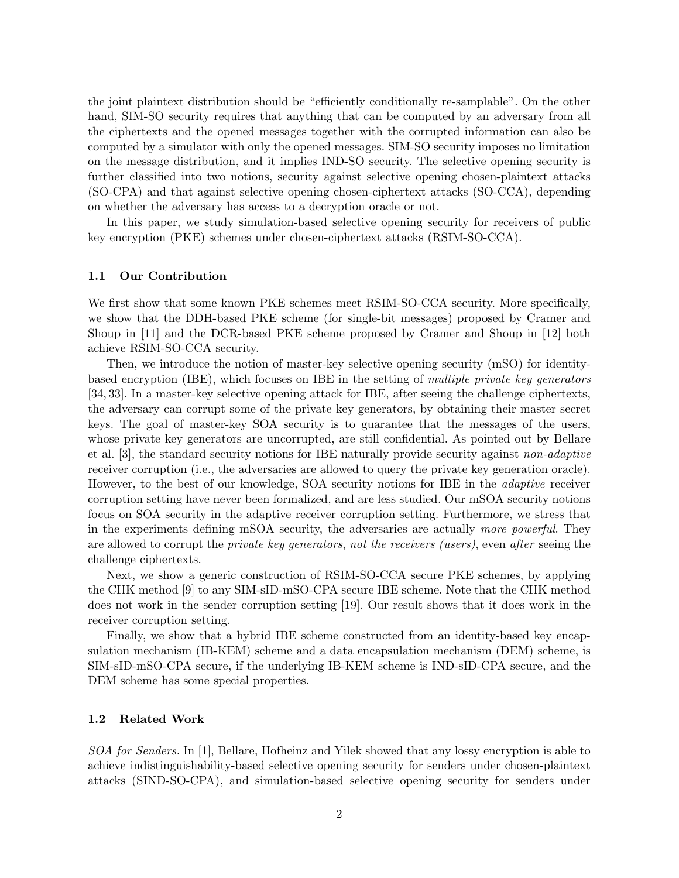the joint plaintext distribution should be "efficiently conditionally re-samplable". On the other hand, SIM-SO security requires that anything that can be computed by an adversary from all the ciphertexts and the opened messages together with the corrupted information can also be computed by a simulator with only the opened messages. SIM-SO security imposes no limitation on the message distribution, and it implies IND-SO security. The selective opening security is further classified into two notions, security against selective opening chosen-plaintext attacks (SO-CPA) and that against selective opening chosen-ciphertext attacks (SO-CCA), depending on whether the adversary has access to a decryption oracle or not.

In this paper, we study simulation-based selective opening security for receivers of public key encryption (PKE) schemes under chosen-ciphertext attacks (RSIM-SO-CCA).

### 1.1 Our Contribution

We first show that some known PKE schemes meet RSIM-SO-CCA security. More specifically, we show that the DDH-based PKE scheme (for single-bit messages) proposed by Cramer and Shoup in [11] and the DCR-based PKE scheme proposed by Cramer and Shoup in [12] both achieve RSIM-SO-CCA security.

Then, we introduce the notion of master-key selective opening security (mSO) for identity-based encryption (IBE), which focuses on IBE in the setting of *multiple private key generators* [34, 33]. In a master-key selective opening attack for IBE, after seeing the challenge ciphertexts, the adversary can corrupt some of the private key generators, by obtaining their master secret keys. The goal of master-key SOA security is to guarantee that the messages of the users, whose private key generators are uncorrupted, are still confidential. As pointed out by Bellare et al. [3], the standard security notions for IBE naturally provide security against *non-adaptive* receiver corruption (i.e., the adversaries are allowed to query the private key generation oracle). However, to the best of our knowledge, SOA security notions for IBE in the *adaptive* receiver corruption setting have never been formalized, and are less studied. Our mSOA security notions focus on SOA security in the adaptive receiver corruption setting. Furthermore, we stress that in the experiments defining mSOA security, the adversaries are actually *more powerful*. They are allowed to corrupt the *private key generators*, *not the receivers (users)*, even *after* seeing the challenge ciphertexts.

Next, we show a generic construction of RSIM-SO-CCA secure PKE schemes, by applying the CHK method [9] to any SIM-sID-mSO-CPA secure IBE scheme. Note that the CHK method does not work in the sender corruption setting [19]. Our result shows that it does work in the receiver corruption setting.

Finally, we show that a hybrid IBE scheme constructed from an identity-based key encapsulation mechanism (IB-KEM) scheme and a data encapsulation mechanism (DEM) scheme, is SIM-sID-mSO-CPA secure, if the underlying IB-KEM scheme is IND-sID-CPA secure, and the DEM scheme has some special properties.

### 1.2 Related Work

*SOA for Senders.* In [1], Bellare, Hofheinz and Yilek showed that any lossy encryption is able to achieve indistinguishability-based selective opening security for senders under chosen-plaintext attacks (SIND-SO-CPA), and simulation-based selective opening security for senders under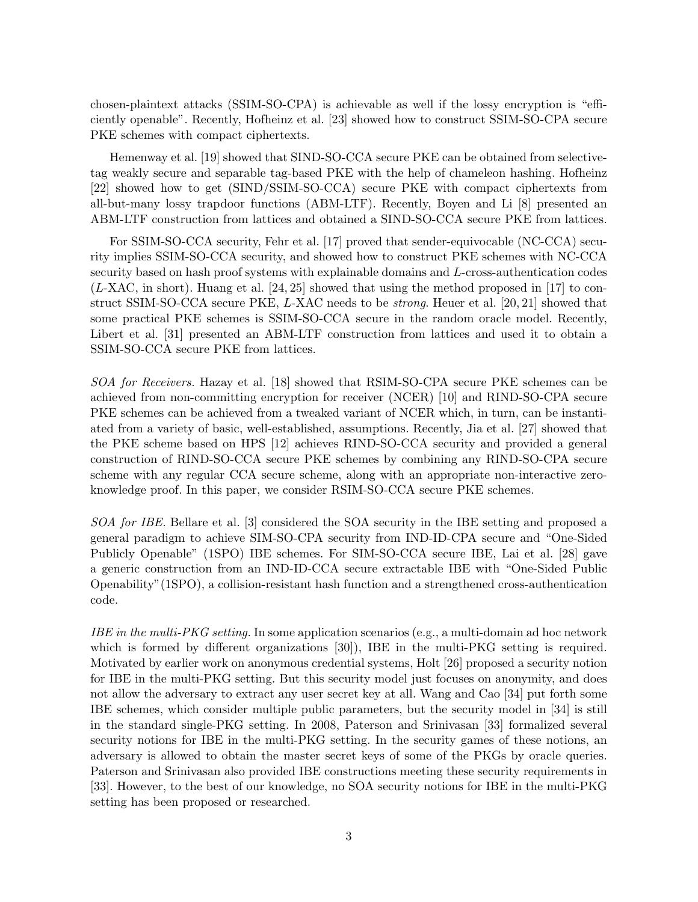chosen-plaintext attacks (SSIM-SO-CPA) is achievable as well if the lossy encryption is "efficiently openable". Recently, Hofheinz et al. [23] showed how to construct SSIM-SO-CPA secure PKE schemes with compact ciphertexts.

Hemenway et al. [19] showed that SIND-SO-CCA secure PKE can be obtained from selective-tag weakly secure and separable tag-based PKE with the help of chameleon hashing. Hofheinz [22] showed how to get (SIND/SSIM-SO-CCA) secure PKE with compact ciphertexts from all-but-many lossy trapdoor functions (ABM-LTF). Recently, Boyen and Li [8] presented an ABM-LTF construction from lattices and obtained a SIND-SO-CCA secure PKE from lattices.

For SSIM-SO-CCA security, Fehr et al. [17] proved that sender-equivocable (NC-CCA) security implies SSIM-SO-CCA security, and showed how to construct PKE schemes with NC-CCA security based on hash proof systems with explainable domains and $L$-cross-authentication codes ($L$-XAC, in short). Huang et al. [24, 25] showed that using the method proposed in [17] to construct SSIM-SO-CCA secure PKE, $L$-XAC needs to be *strong*. Heuer et al. [20, 21] showed that some practical PKE schemes is SSIM-SO-CCA secure in the random oracle model. Recently, Libert et al. [31] presented an ABM-LTF construction from lattices and used it to obtain a SSIM-SO-CCA secure PKE from lattices.

*SOA for Receivers.* Hazay et al. [18] showed that RSIM-SO-CPA secure PKE schemes can be achieved from non-committing encryption for receiver (NCER) [10] and RIND-SO-CPA secure PKE schemes can be achieved from a tweaked variant of NCER which, in turn, can be instantiated from a variety of basic, well-established, assumptions. Recently, Jia et al. [27] showed that the PKE scheme based on HPS [12] achieves RIND-SO-CCA security and provided a general construction of RIND-SO-CCA secure PKE schemes by combining any RIND-SO-CPA secure scheme with any regular CCA secure scheme, along with an appropriate non-interactive zero-knowledge proof. In this paper, we consider RSIM-SO-CCA secure PKE schemes.

*SOA for IBE.* Bellare et al. [3] considered the SOA security in the IBE setting and proposed a general paradigm to achieve SIM-SO-CPA security from IND-ID-CPA secure and "One-Sided Publicly Openable" (1SPO) IBE schemes. For SIM-SO-CCA secure IBE, Lai et al. [28] gave a generic construction from an IND-ID-CCA secure extractable IBE with "One-Sided Public Openability"(1SPO), a collision-resistant hash function and a strengthened cross-authentication code.

*IBE in the multi-PKG setting.* In some application scenarios (e.g., a multi-domain ad hoc network which is formed by different organizations [30]), IBE in the multi-PKG setting is required. Motivated by earlier work on anonymous credential systems, Holt [26] proposed a security notion for IBE in the multi-PKG setting. But this security model just focuses on anonymity, and does not allow the adversary to extract any user secret key at all. Wang and Cao [34] put forth some IBE schemes, which consider multiple public parameters, but the security model in [34] is still in the standard single-PKG setting. In 2008, Paterson and Srinivasan [33] formalized several security notions for IBE in the multi-PKG setting. In the security games of these notions, an adversary is allowed to obtain the master secret keys of some of the PKGs by oracle queries. Paterson and Srinivasan also provided IBE constructions meeting these security requirements in [33]. However, to the best of our knowledge, no SOA security notions for IBE in the multi-PKG setting has been proposed or researched.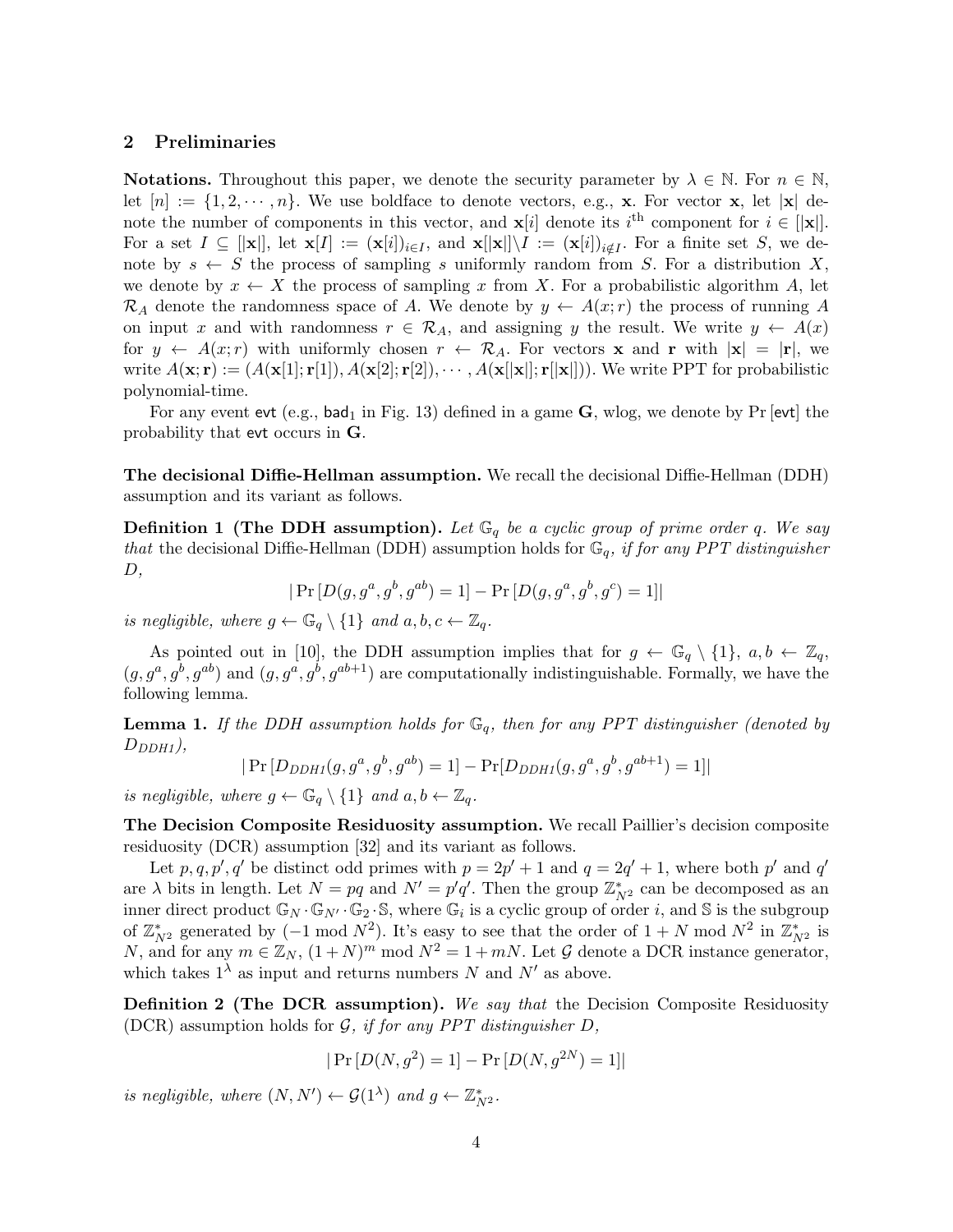## 2 Preliminaries

**Notations.** Throughout this paper, we denote the security parameter by $\lambda \in \mathbb{N}$. For $n \in \mathbb{N}$, let $[n] := \{1, 2, \cdots, n\}$. We use boldface to denote vectors, e.g., $\mathbf{x}$. For vector $\mathbf{x}$, let $|\mathbf{x}|$ denote the number of components in this vector, and $\mathbf{x}[i]$ denote its $i^{\text{th}}$ component for $i \in [|\mathbf{x}|]$. For a set $I \subseteq [|\mathbf{x}|]$, let $\mathbf{x}[I] := (\mathbf{x}[i])_{i \in I}$, and $\mathbf{x}[|\mathbf{x}|] \backslash I := (\mathbf{x}[i])_{i \notin I}$. For a finite set $S$, we denote by $s \leftarrow S$ the process of sampling $s$ uniformly random from $S$. For a distribution $X$, we denote by $x \leftarrow X$ the process of sampling $x$ from $X$. For a probabilistic algorithm $A$, let $\mathcal{R}_A$ denote the randomness space of $A$. We denote by $y \leftarrow A(x; r)$ the process of running $A$ on input $x$ and with randomness $r \in \mathcal{R}_A$, and assigning $y$ the result. We write $y \leftarrow A(x)$ for $y \leftarrow A(x; r)$ with uniformly chosen $r \leftarrow \mathcal{R}_A$. For vectors $\mathbf{x}$ and $\mathbf{r}$ with $|\mathbf{x}| = |\mathbf{r}|$, we write $A(\mathbf{x}; \mathbf{r}) := (A(\mathbf{x}[1]; \mathbf{r}[1]), A(\mathbf{x}[2]; \mathbf{r}[2]), \cdots, A(\mathbf{x}[|\mathbf{x}|]; \mathbf{r}[|\mathbf{x}|]))$. We write PPT for probabilistic polynomial-time.

For any event $\mathsf{evt}$ (e.g., $\mathsf{bad}_1$ in Fig. 13) defined in a game $\mathbf{G}$, wlog, we denote by $\Pr[\mathsf{evt}]$ the probability that $\mathsf{evt}$ occurs in $\mathbf{G}$.

**The decisional Diffie-Hellman assumption.** We recall the decisional Diffie-Hellman (DDH) assumption and its variant as follows.

**Definition 1 (The DDH assumption).** *Let $\mathbb{G}_q$ be a cyclic group of prime order $q$. We say that* the decisional Diffie-Hellman (DDH) assumption holds for $\mathbb{G}_q$, *if for any PPT distinguisher $D$,*

$$|\Pr[D(g, g^a, g^b, g^{ab}) = 1] - \Pr[D(g, g^a, g^b, g^c) = 1]|$$

*is negligible, where $g \leftarrow \mathbb{G}_q \setminus \{1\}$ and $a, b, c \leftarrow \mathbb{Z}_q$.*

As pointed out in [10], the DDH assumption implies that for $g \leftarrow \mathbb{G}_q \setminus \{1\}$, $a, b \leftarrow \mathbb{Z}_q$, $(g, g^a, g^b, g^{ab})$ and $(g, g^a, g^b, g^{ab+1})$ are computationally indistinguishable. Formally, we have the following lemma.

**Lemma 1.** *If the DDH assumption holds for $\mathbb{G}_q$, then for any PPT distinguisher (denoted by $D_{DDH1}$),*

$$|\Pr[D_{DDH1}(g, g^a, g^b, g^{ab}) = 1] - \Pr[D_{DDH1}(g, g^a, g^b, g^{ab+1}) = 1]|$$

*is negligible, where $g \leftarrow \mathbb{G}_q \setminus \{1\}$ and $a, b \leftarrow \mathbb{Z}_q$.*

**The Decision Composite Residuosity assumption.** We recall Paillier's decision composite residuosity (DCR) assumption [32] and its variant as follows.

Let $p, q, p', q'$ be distinct odd primes with $p = 2p' + 1$ and $q = 2q' + 1$, where both $p'$ and $q'$ are $\lambda$ bits in length. Let $N = pq$ and $N' = p'q'$. Then the group $\mathbb{Z}^*_{N^2}$ can be decomposed as an inner direct product $\mathbb{G}_N \cdot \mathbb{G}_{N'} \cdot \mathbb{G}_2 \cdot \mathbb{S}$, where $\mathbb{G}_i$ is a cyclic group of order $i$, and $\mathbb{S}$ is the subgroup of $\mathbb{Z}^*_{N^2}$ generated by $(-1 \bmod N^2)$. It's easy to see that the order of $1 + N \bmod N^2$ in $\mathbb{Z}^*_{N^2}$ is $N$, and for any $m \in \mathbb{Z}_N$, $(1 + N)^m \bmod N^2 = 1 + mN$. Let $\mathcal{G}$ denote a DCR instance generator, which takes $1^\lambda$ as input and returns numbers $N$ and $N'$ as above.

**Definition 2 (The DCR assumption).** *We say that* the Decision Composite Residuosity (DCR) assumption holds for $\mathcal{G}$, *if for any PPT distinguisher $D$,*

$$|\Pr[D(N, g^2) = 1] - \Pr[D(N, g^{2N}) = 1]|$$

*is negligible, where $(N, N') \leftarrow \mathcal{G}(1^\lambda)$ and $g \leftarrow \mathbb{Z}^*_{N^2}$.*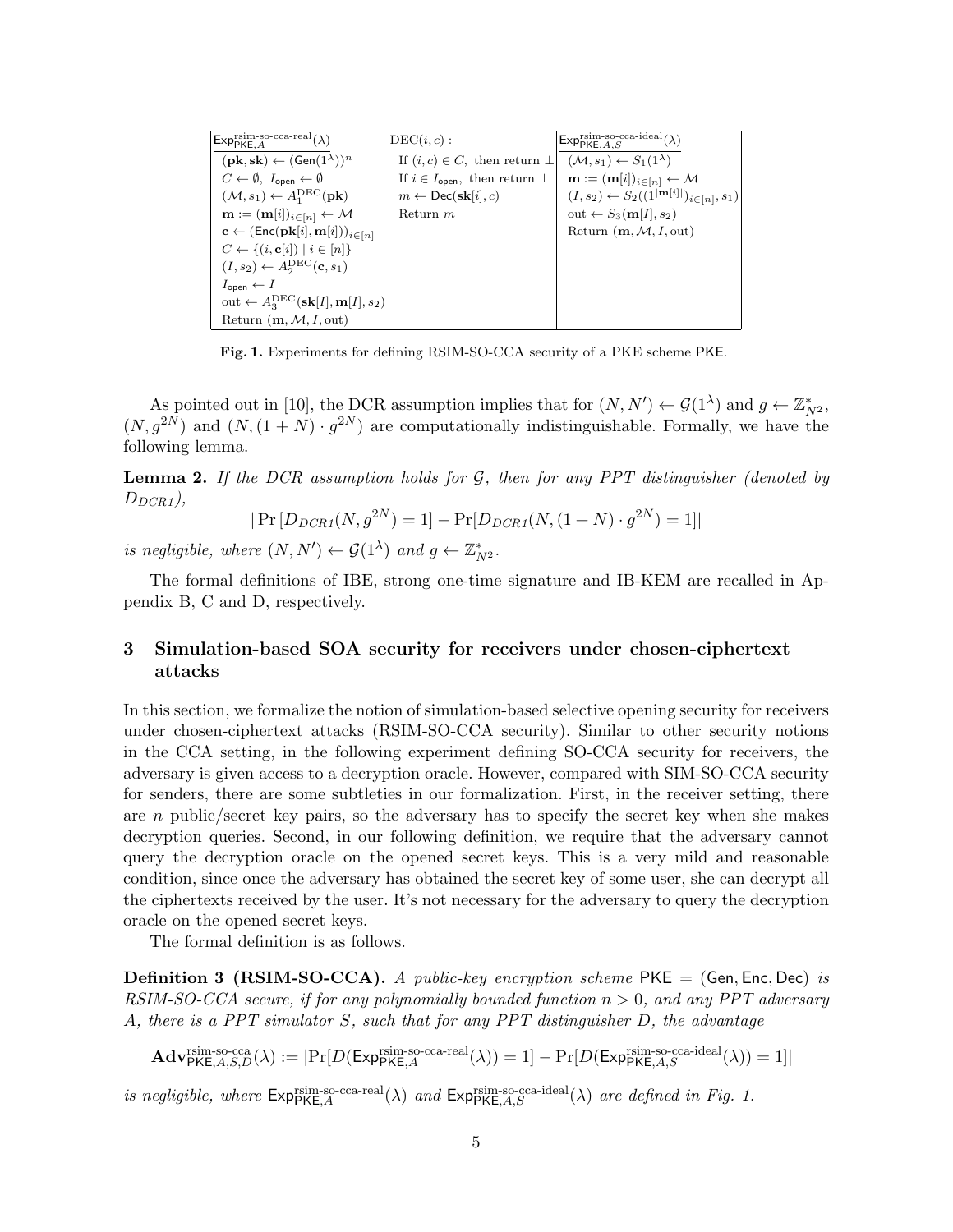| $\mathsf{Exp}^{\text{rsim-so-cca-real}}_{\mathsf{PKE},A}(\lambda)$ | $\underline{\text{DEC}(i,c):}$ | $\mathsf{Exp}^{\text{rsim-so-cca-ideal}}_{\mathsf{PKE},A,S}(\lambda)$ |
|---|---|---|
| $(\mathbf{pk},\mathbf{sk}) \leftarrow (\mathsf{Gen}(1^\lambda))^n$ | If $(i,c) \in C$, then return $\bot$ | $(\mathcal{M}, s_1) \leftarrow S_1(1^\lambda)$ |
| $C \leftarrow \emptyset$, $I_{\mathsf{open}} \leftarrow \emptyset$ | If $i \in I_{\mathsf{open}}$, then return $\bot$ | $\mathbf{m} := (\mathbf{m}[i])_{i\in[n]} \leftarrow \mathcal{M}$ |
| $(\mathcal{M}, s_1) \leftarrow A_1^{\text{DEC}}(\mathbf{pk})$ | $m \leftarrow \mathsf{Dec}(\mathbf{sk}[i], c)$ | $(I, s_2) \leftarrow S_2((1^{\lvert\mathbf{m}[i]\rvert})_{i\in[n]}, s_1)$ |
| $\mathbf{m} := (\mathbf{m}[i])_{i\in[n]} \leftarrow \mathcal{M}$ | Return $m$ | out $\leftarrow S_3(\mathbf{m}[I], s_2)$ |
| $\mathbf{c} \leftarrow (\mathsf{Enc}(\mathbf{pk}[i], \mathbf{m}[i]))_{i\in[n]}$ | | Return $(\mathbf{m}, \mathcal{M}, I, \text{out})$ |
| $C \leftarrow \{(i, \mathbf{c}[i]) \mid i \in [n]\}$ | | |
| $(I, s_2) \leftarrow A_2^{\text{DEC}}(\mathbf{c}, s_1)$ | | |
| $I_{\mathsf{open}} \leftarrow I$ | | |
| out $\leftarrow A_3^{\text{DEC}}(\mathbf{sk}[I], \mathbf{m}[I], s_2)$ | | |
| Return $(\mathbf{m}, \mathcal{M}, I, \text{out})$ | | |

**Fig. 1.** Experiments for defining RSIM-SO-CCA security of a PKE scheme $\mathsf{PKE}$.

As pointed out in [10], the DCR assumption implies that for $(N, N') \leftarrow \mathcal{G}(1^\lambda)$ and $g \leftarrow \mathbb{Z}^*_{N^2}$, $(N, g^{2N})$ and $(N, (1+N)\cdot g^{2N})$ are computationally indistinguishable. Formally, we have the following lemma.

**Lemma 2.** *If the DCR assumption holds for $\mathcal{G}$, then for any PPT distinguisher (denoted by $D_{DCR1}$),*

$$|\Pr[D_{DCR1}(N, g^{2N}) = 1] - \Pr[D_{DCR1}(N, (1+N)\cdot g^{2N}) = 1]|$$

*is negligible, where $(N, N') \leftarrow \mathcal{G}(1^\lambda)$ and $g \leftarrow \mathbb{Z}^*_{N^2}$.*

The formal definitions of IBE, strong one-time signature and IB-KEM are recalled in Appendix B, C and D, respectively.

## 3 Simulation-based SOA security for receivers under chosen-ciphertext attacks

In this section, we formalize the notion of simulation-based selective opening security for receivers under chosen-ciphertext attacks (RSIM-SO-CCA security). Similar to other security notions in the CCA setting, in the following experiment defining SO-CCA security for receivers, the adversary is given access to a decryption oracle. However, compared with SIM-SO-CCA security for senders, there are some subtleties in our formalization. First, in the receiver setting, there are $n$ public/secret key pairs, so the adversary has to specify the secret key when she makes decryption queries. Second, in our following definition, we require that the adversary cannot query the decryption oracle on the opened secret keys. This is a very mild and reasonable condition, since once the adversary has obtained the secret key of some user, she can decrypt all the ciphertexts received by the user. It's not necessary for the adversary to query the decryption oracle on the opened secret keys.

The formal definition is as follows.

**Definition 3 (RSIM-SO-CCA).** *A public-key encryption scheme $\mathsf{PKE} = (\mathsf{Gen}, \mathsf{Enc}, \mathsf{Dec})$ is RSIM-SO-CCA secure, if for any polynomially bounded function $n > 0$, and any PPT adversary $A$, there is a PPT simulator $S$, such that for any PPT distinguisher $D$, the advantage*

$$\mathbf{Adv}^{\text{rsim-so-cca}}_{\mathsf{PKE},A,S,D}(\lambda) := |\Pr[D(\mathsf{Exp}^{\text{rsim-so-cca-real}}_{\mathsf{PKE},A}(\lambda)) = 1] - \Pr[D(\mathsf{Exp}^{\text{rsim-so-cca-ideal}}_{\mathsf{PKE},A,S}(\lambda)) = 1]|$$

*is negligible, where $\mathsf{Exp}^{\text{rsim-so-cca-real}}_{\mathsf{PKE},A}(\lambda)$ and $\mathsf{Exp}^{\text{rsim-so-cca-ideal}}_{\mathsf{PKE},A,S}(\lambda)$ are defined in Fig. 1.*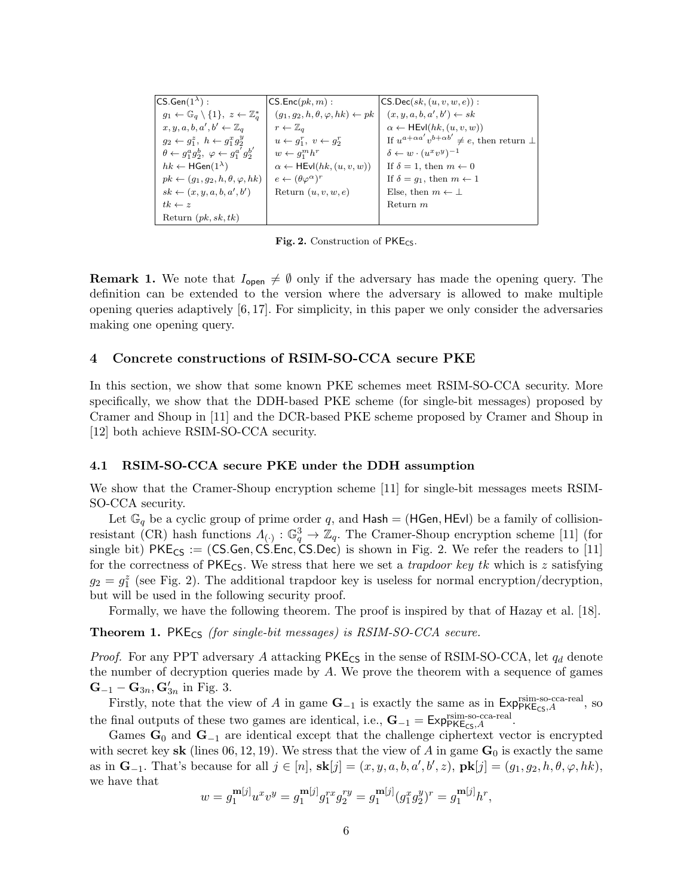| $\mathsf{CS.Gen}(1^\lambda)$ : | $\mathsf{CS.Enc}(pk, m)$ : | $\mathsf{CS.Dec}(sk, (u, v, w, e))$ : |
|---|---|---|
| $g_1 \leftarrow \mathbb{G}_q \setminus \{1\},\ z \leftarrow \mathbb{Z}_q^*$ | $(g_1, g_2, h, \theta, \varphi, hk) \leftarrow pk$ | $(x, y, a, b, a', b') \leftarrow sk$ |
| $x, y, a, b, a', b' \leftarrow \mathbb{Z}_q$ | $r \leftarrow \mathbb{Z}_q$ | $\alpha \leftarrow \mathsf{HEvl}(hk, (u, v, w))$ |
| $g_2 \leftarrow g_1^z,\ h \leftarrow g_1^x g_2^y$ | $u \leftarrow g_1^r,\ v \leftarrow g_2^r$ | If $u^{a+\alpha a'} v^{b+\alpha b'} \neq e$, then return $\perp$ |
| $\theta \leftarrow g_1^a g_2^b,\ \varphi \leftarrow g_1^{a'} g_2^{b'}$ | $w \leftarrow g_1^m h^r$ | $\delta \leftarrow w \cdot (u^x v^y)^{-1}$ |
| $hk \leftarrow \mathsf{HGen}(1^\lambda)$ | $\alpha \leftarrow \mathsf{HEvl}(hk, (u, v, w))$ | If $\delta = 1$, then $m \leftarrow 0$ |
| $pk \leftarrow (g_1, g_2, h, \theta, \varphi, hk)$ | $e \leftarrow (\theta\varphi^\alpha)^r$ | If $\delta = g_1$, then $m \leftarrow 1$ |
| $sk \leftarrow (x, y, a, b, a', b')$ | Return $(u, v, w, e)$ | Else, then $m \leftarrow \perp$ |
| $tk \leftarrow z$ | | Return $m$ |
| Return $(pk, sk, tk)$ | | |

**Fig. 2.** Construction of $\mathsf{PKE_{CS}}$.

**Remark 1.** We note that $I_{\mathsf{open}} \neq \emptyset$ only if the adversary has made the opening query. The definition can be extended to the version where the adversary is allowed to make multiple opening queries adaptively [6, 17]. For simplicity, in this paper we only consider the adversaries making one opening query.

## 4 Concrete constructions of RSIM-SO-CCA secure PKE

In this section, we show that some known PKE schemes meet RSIM-SO-CCA security. More specifically, we show that the DDH-based PKE scheme (for single-bit messages) proposed by Cramer and Shoup in [11] and the DCR-based PKE scheme proposed by Cramer and Shoup in [12] both achieve RSIM-SO-CCA security.

### 4.1 RSIM-SO-CCA secure PKE under the DDH assumption

We show that the Cramer-Shoup encryption scheme [11] for single-bit messages meets RSIM-SO-CCA security.

Let $\mathbb{G}_q$ be a cyclic group of prime order $q$, and $\mathsf{Hash} = (\mathsf{HGen}, \mathsf{HEvl})$ be a family of collision-resistant (CR) hash functions $\Lambda_{(\cdot)} : \mathbb{G}_q^3 \rightarrow \mathbb{Z}_q$. The Cramer-Shoup encryption scheme [11] (for single bit) $\mathsf{PKE_{CS}} := (\mathsf{CS.Gen}, \mathsf{CS.Enc}, \mathsf{CS.Dec})$ is shown in Fig. 2. We refer the readers to [11] for the correctness of $\mathsf{PKE_{CS}}$. We stress that here we set a *trapdoor key tk* which is $z$ satisfying $g_2 = g_1^z$ (see Fig. 2). The additional trapdoor key is useless for normal encryption/decryption, but will be used in the following security proof.

Formally, we have the following theorem. The proof is inspired by that of Hazay et al. [18].

**Theorem 1.** $\mathsf{PKE_{CS}}$ *(for single-bit messages) is RSIM-SO-CCA secure.*

*Proof.* For any PPT adversary $A$ attacking $\mathsf{PKE_{CS}}$ in the sense of RSIM-SO-CCA, let $q_d$ denote the number of decryption queries made by $A$. We prove the theorem with a sequence of games $\mathbf{G}_{-1} - \mathbf{G}_{3n}, \mathbf{G}'_{3n}$ in Fig. 3.

Firstly, note that the view of $A$ in game $\mathbf{G}_{-1}$ is exactly the same as in $\mathsf{Exp}_{\mathsf{PKE_{CS}},A}^{\text{rsim-so-cca-real}}$, so the final outputs of these two games are identical, i.e., $\mathbf{G}_{-1} = \mathsf{Exp}_{\mathsf{PKE_{CS}},A}^{\text{rsim-so-cca-real}}$.

Games $\mathbf{G}_0$ and $\mathbf{G}_{-1}$ are identical except that the challenge ciphertext vector is encrypted with secret key $\mathbf{sk}$ (lines 06, 12, 19). We stress that the view of $A$ in game $\mathbf{G}_0$ is exactly the same as in $\mathbf{G}_{-1}$. That's because for all $j \in [n]$, $\mathbf{sk}[j] = (x, y, a, b, a', b', z)$, $\mathbf{pk}[j] = (g_1, g_2, h, \theta, \varphi, hk)$, we have that

$$w = g_1^{\mathbf{m}[j]} u^x v^y = g_1^{\mathbf{m}[j]} g_1^{rx} g_2^{ry} = g_1^{\mathbf{m}[j]} (g_1^x g_2^y)^r = g_1^{\mathbf{m}[j]} h^r,$$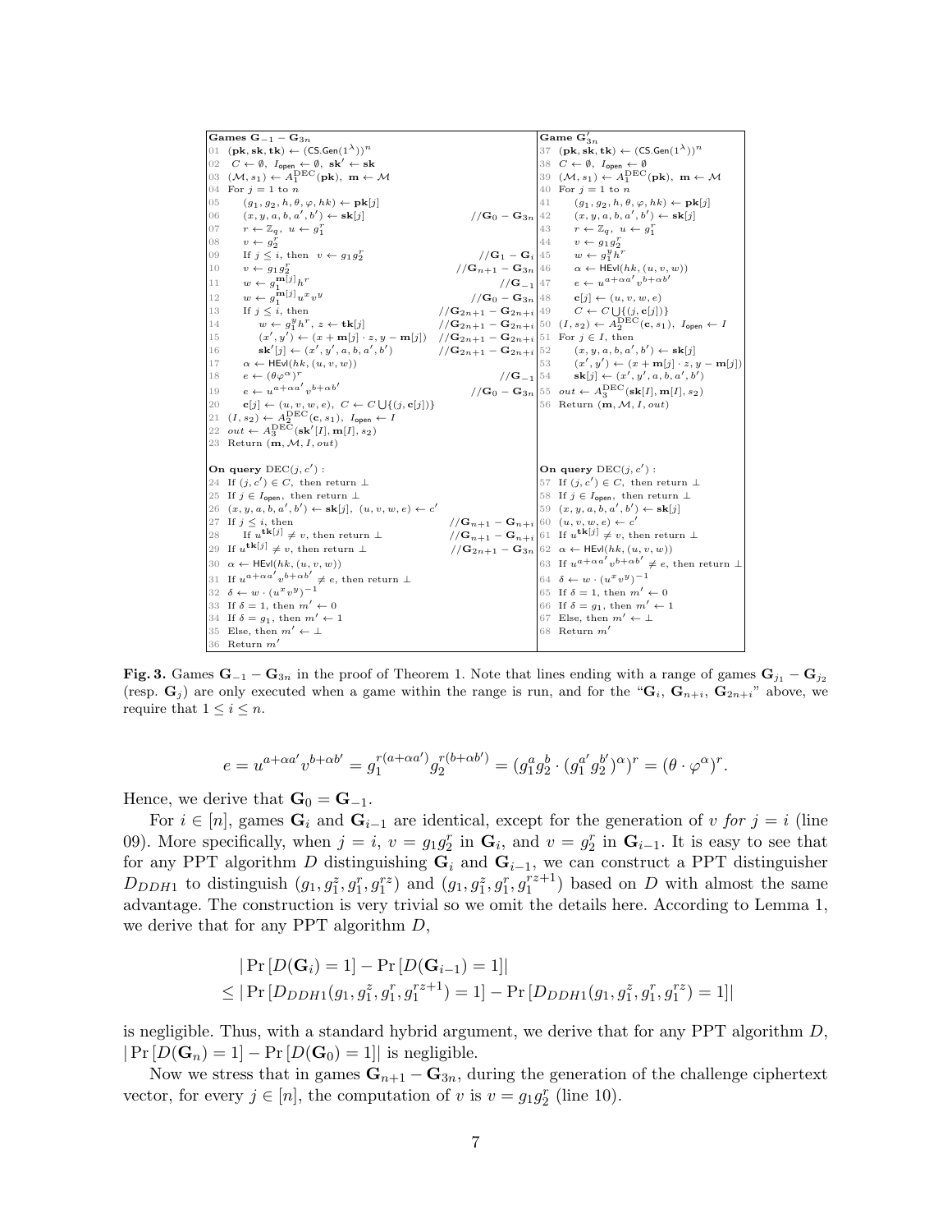| **Games $\mathbf{G}_{-1} - \mathbf{G}_{3n}$** | | **Game $\mathbf{G}'_{3n}$** |
|---|---|---|
| 01 $(\mathbf{pk}, \mathbf{sk}, \mathbf{tk}) \leftarrow (\mathsf{CS.Gen}(1^\lambda))^n$ | | 37 $(\mathbf{pk}, \mathbf{sk}, \mathbf{tk}) \leftarrow (\mathsf{CS.Gen}(1^\lambda))^n$ |
| 02 $C \leftarrow \emptyset,\ I_{\mathsf{open}} \leftarrow \emptyset,\ \mathbf{sk}' \leftarrow \mathbf{sk}$ | | 38 $C \leftarrow \emptyset,\ I_{\mathsf{open}} \leftarrow \emptyset$ |
| 03 $(\mathcal{M}, s_1) \leftarrow A_1^{\mathrm{DEC}}(\mathbf{pk}),\ \mathbf{m} \leftarrow \mathcal{M}$ | | 39 $(\mathcal{M}, s_1) \leftarrow A_1^{\mathrm{DEC}}(\mathbf{pk}),\ \mathbf{m} \leftarrow \mathcal{M}$ |
| 04 For $j = 1$ to $n$ | | 40 For $j = 1$ to $n$ |
| 05 $\quad (g_1, g_2, h, \theta, \varphi, hk) \leftarrow \mathbf{pk}[j]$ | | 41 $\quad (g_1, g_2, h, \theta, \varphi, hk) \leftarrow \mathbf{pk}[j]$ |
| 06 $\quad (x, y, a, b, a', b') \leftarrow \mathbf{sk}[j]$ | $//\mathbf{G}_0 - \mathbf{G}_{3n}$ | 42 $\quad (x, y, a, b, a', b') \leftarrow \mathbf{sk}[j]$ |
| 07 $\quad r \leftarrow \mathbb{Z}_q,\ u \leftarrow g_1^r$ | | 43 $\quad r \leftarrow \mathbb{Z}_q,\ u \leftarrow g_1^r$ |
| 08 $\quad v \leftarrow g_2^r$ | | 44 $\quad v \leftarrow g_1 g_2^r$ |
| 09 $\quad$ If $j \leq i$, then $v \leftarrow g_1 g_2^r$ | $//\mathbf{G}_1 - \mathbf{G}_i$ | 45 $\quad w \leftarrow g_1^y h^r$ |
| 10 $\quad v \leftarrow g_1 g_2^r$ | $//\mathbf{G}_{n+1} - \mathbf{G}_{3n}$ | 46 $\quad \alpha \leftarrow \mathsf{HEvl}(hk, (u, v, w))$ |
| 11 $\quad w \leftarrow g_1^{\mathbf{m}[j]} h^r$ | $//\mathbf{G}_{-1}$ | 47 $\quad e \leftarrow u^{a+\alpha a'} v^{b+\alpha b'}$ |
| 12 $\quad w \leftarrow g_1^{\mathbf{m}[j]} u^x v^y$ | $//\mathbf{G}_0 - \mathbf{G}_{3n}$ | 48 $\quad \mathbf{c}[j] \leftarrow (u, v, w, e)$ |
| 13 $\quad$ If $j \leq i$, then | $//\mathbf{G}_{2n+1} - \mathbf{G}_{2n+i}$ | 49 $\quad C \leftarrow C \bigcup \{(j, \mathbf{c}[j])\}$ |
| 14 $\qquad w \leftarrow g_1^y h^r,\ z \leftarrow \mathbf{tk}[j]$ | $//\mathbf{G}_{2n+1} - \mathbf{G}_{2n+i}$ | 50 $(I, s_2) \leftarrow A_2^{\mathrm{DEC}}(\mathbf{c}, s_1),\ I_{\mathsf{open}} \leftarrow I$ |
| 15 $\qquad (x', y') \leftarrow (x + \mathbf{m}[j] \cdot z, y - \mathbf{m}[j])$ | $//\mathbf{G}_{2n+1} - \mathbf{G}_{2n+i}$ | 51 For $j \in I$, then |
| 16 $\qquad \mathbf{sk}'[j] \leftarrow (x', y', a, b, a', b')$ | $//\mathbf{G}_{2n+1} - \mathbf{G}_{2n+i}$ | 52 $\quad (x, y, a, b, a', b') \leftarrow \mathbf{sk}[j]$ |
| 17 $\quad \alpha \leftarrow \mathsf{HEvl}(hk, (u, v, w))$ | | 53 $\quad (x', y') \leftarrow (x + \mathbf{m}[j] \cdot z, y - \mathbf{m}[j])$ |
| 18 $\quad e \leftarrow (\theta \varphi^\alpha)^r$ | $//\mathbf{G}_{-1}$ | 54 $\quad \mathbf{sk}[j] \leftarrow (x', y', a, b, a', b')$ |
| 19 $\quad e \leftarrow u^{a+\alpha a'} v^{b+\alpha b'}$ | $//\mathbf{G}_0 - \mathbf{G}_{3n}$ | 55 $out \leftarrow A_3^{\mathrm{DEC}}(\mathbf{sk}[I], \mathbf{m}[I], s_2)$ |
| 20 $\quad \mathbf{c}[j] \leftarrow (u, v, w, e),\ C \leftarrow C \bigcup \{(j, \mathbf{c}[j])\}$ | | 56 Return $(\mathbf{m}, \mathcal{M}, I, out)$ |
| 21 $(I, s_2) \leftarrow A_2^{\mathrm{DEC}}(\mathbf{c}, s_1),\ I_{\mathsf{open}} \leftarrow I$ | | |
| 22 $out \leftarrow A_3^{\mathrm{DEC}}(\mathbf{sk}'[I], \mathbf{m}[I], s_2)$ | | |
| 23 Return $(\mathbf{m}, \mathcal{M}, I, out)$ | | |
| **On query** $\mathrm{DEC}(j, c')$ : | | **On query** $\mathrm{DEC}(j, c')$ : |
| 24 If $(j, c') \in C$, then return $\perp$ | | 57 If $(j, c') \in C$, then return $\perp$ |
| 25 If $j \in I_{\mathsf{open}}$, then return $\perp$ | | 58 If $j \in I_{\mathsf{open}}$, then return $\perp$ |
| 26 $(x, y, a, b, a', b') \leftarrow \mathbf{sk}[j],\ (u, v, w, e) \leftarrow c'$ | | 59 $(x, y, a, b, a', b') \leftarrow \mathbf{sk}[j]$ |
| 27 If $j \leq i$, then | $//\mathbf{G}_{n+1} - \mathbf{G}_{n+i}$ | 60 $(u, v, w, e) \leftarrow c'$ |
| 28 $\quad$ If $u^{\mathbf{tk}[j]} \neq v$, then return $\perp$ | $//\mathbf{G}_{n+1} - \mathbf{G}_{n+i}$ | 61 If $u^{\mathbf{tk}[j]} \neq v$, then return $\perp$ |
| 29 If $u^{\mathbf{tk}[j]} \neq v$, then return $\perp$ | $//\mathbf{G}_{2n+1} - \mathbf{G}_{3n}$ | 62 $\alpha \leftarrow \mathsf{HEvl}(hk, (u, v, w))$ |
| 30 $\alpha \leftarrow \mathsf{HEvl}(hk, (u, v, w))$ | | 63 If $u^{a+\alpha a'} v^{b+\alpha b'} \neq e$, then return $\perp$ |
| 31 If $u^{a+\alpha a'} v^{b+\alpha b'} \neq e$, then return $\perp$ | | 64 $\delta \leftarrow w \cdot (u^x v^y)^{-1}$ |
| 32 $\delta \leftarrow w \cdot (u^x v^y)^{-1}$ | | 65 If $\delta = 1$, then $m' \leftarrow 0$ |
| 33 If $\delta = 1$, then $m' \leftarrow 0$ | | 66 If $\delta = g_1$, then $m' \leftarrow 1$ |
| 34 If $\delta = g_1$, then $m' \leftarrow 1$ | | 67 Else, then $m' \leftarrow \perp$ |
| 35 Else, then $m' \leftarrow \perp$ | | 68 Return $m'$ |
| 36 Return $m'$ | | |

**Fig. 3.** Games $\mathbf{G}_{-1} - \mathbf{G}_{3n}$ in the proof of Theorem 1. Note that lines ending with a range of games $\mathbf{G}_{j_1} - \mathbf{G}_{j_2}$ (resp. $\mathbf{G}_j$) are only executed when a game within the range is run, and for the "$\mathbf{G}_i$, $\mathbf{G}_{n+i}$, $\mathbf{G}_{2n+i}$" above, we require that $1 \leq i \leq n$.

$$e = u^{a+\alpha a'} v^{b+\alpha b'} = g_1^{r(a+\alpha a')} g_2^{r(b+\alpha b')} = (g_1^a g_2^b \cdot (g_1^{a'} g_2^{b'})^\alpha)^r = (\theta \cdot \varphi^\alpha)^r.$$

Hence, we derive that $\mathbf{G}_0 = \mathbf{G}_{-1}$.

For $i \in [n]$, games $\mathbf{G}_i$ and $\mathbf{G}_{i-1}$ are identical, except for the generation of $v$ *for* $j = i$ (line 09). More specifically, when $j = i$, $v = g_1 g_2^r$ in $\mathbf{G}_i$, and $v = g_2^r$ in $\mathbf{G}_{i-1}$. It is easy to see that for any PPT algorithm $D$ distinguishing $\mathbf{G}_i$ and $\mathbf{G}_{i-1}$, we can construct a PPT distinguisher $D_{DDH1}$ to distinguish $(g_1, g_1^z, g_1^r, g_1^{rz})$ and $(g_1, g_1^z, g_1^r, g_1^{rz+1})$ based on $D$ with almost the same advantage. The construction is very trivial so we omit the details here. According to Lemma 1, we derive that for any PPT algorithm $D$,

$$\begin{aligned} &|\Pr[D(\mathbf{G}_i) = 1] - \Pr[D(\mathbf{G}_{i-1}) = 1]| \\ &\leq |\Pr[D_{DDH1}(g_1, g_1^z, g_1^r, g_1^{rz+1}) = 1] - \Pr[D_{DDH1}(g_1, g_1^z, g_1^r, g_1^{rz}) = 1]| \end{aligned}$$

is negligible. Thus, with a standard hybrid argument, we derive that for any PPT algorithm $D$, $|\Pr[D(\mathbf{G}_n) = 1] - \Pr[D(\mathbf{G}_0) = 1]|$ is negligible.

Now we stress that in games $\mathbf{G}_{n+1} - \mathbf{G}_{3n}$, during the generation of the challenge ciphertext vector, for every $j \in [n]$, the computation of $v$ is $v = g_1 g_2^r$ (line 10).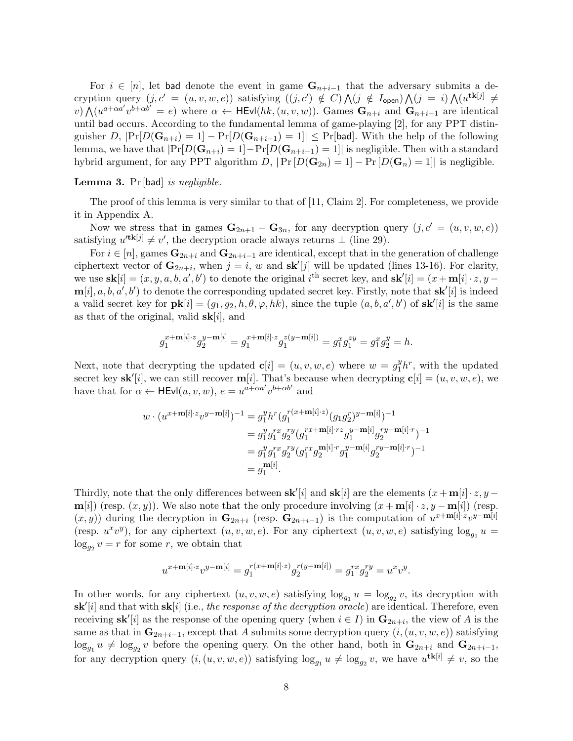For $i \in [n]$, let $\mathsf{bad}$ denote the event in game $\mathbf{G}_{n+i-1}$ that the adversary submits a decryption query $(j, c' = (u, v, w, e))$ satisfying $((j, c') \notin C) \bigwedge (j \notin I_{\mathsf{open}}) \bigwedge (j = i) \bigwedge (u^{\mathbf{tk}[j]} \neq v) \bigwedge (u^{a+\alpha a'} v^{b+\alpha b'} = e)$ where $\alpha \leftarrow \mathsf{HEvl}(hk, (u, v, w))$. Games $\mathbf{G}_{n+i}$ and $\mathbf{G}_{n+i-1}$ are identical until $\mathsf{bad}$ occurs. According to the fundamental lemma of game-playing [2], for any PPT distinguisher $D$, $|\Pr[D(\mathbf{G}_{n+i}) = 1] - \Pr[D(\mathbf{G}_{n+i-1}) = 1]| \leq \Pr[\mathsf{bad}]$. With the help of the following lemma, we have that $|\Pr[D(\mathbf{G}_{n+i}) = 1] - \Pr[D(\mathbf{G}_{n+i-1}) = 1]|$ is negligible. Then with a standard hybrid argument, for any PPT algorithm $D$, $|\Pr[D(\mathbf{G}_{2n}) = 1] - \Pr[D(\mathbf{G}_n) = 1]|$ is negligible.

**Lemma 3.** $\Pr[\mathsf{bad}]$ *is negligible.*

The proof of this lemma is very similar to that of [11, Claim 2]. For completeness, we provide it in Appendix A.

Now we stress that in games $\mathbf{G}_{2n+1} - \mathbf{G}_{3n}$, for any decryption query $(j, c' = (u, v, w, e))$ satisfying $u'^{\mathbf{tk}[j]} \neq v'$, the decryption oracle always returns $\perp$ (line 29).

For $i \in [n]$, games $\mathbf{G}_{2n+i}$ and $\mathbf{G}_{2n+i-1}$ are identical, except that in the generation of challenge ciphertext vector of $\mathbf{G}_{2n+i}$, when $j = i$, $w$ and $\mathbf{sk}'[j]$ will be updated (lines 13-16). For clarity, we use $\mathbf{sk}[i] = (x, y, a, b, a', b')$ to denote the original $i^{\text{th}}$ secret key, and $\mathbf{sk}'[i] = (x + \mathbf{m}[i] \cdot z, y - \mathbf{m}[i], a, b, a', b')$ to denote the corresponding updated secret key. Firstly, note that $\mathbf{sk}'[i]$ is indeed a valid secret key for $\mathbf{pk}[i] = (g_1, g_2, h, \theta, \varphi, hk)$, since the tuple $(a, b, a', b')$ of $\mathbf{sk}'[i]$ is the same as that of the original, valid $\mathbf{sk}[i]$, and

$$g_1^{x+\mathbf{m}[i]\cdot z} g_2^{y-\mathbf{m}[i]} = g_1^{x+\mathbf{m}[i]\cdot z} g_1^{z(y-\mathbf{m}[i])} = g_1^x g_1^{zy} = g_1^x g_2^y = h.$$

Next, note that decrypting the updated $\mathbf{c}[i] = (u, v, w, e)$ where $w = g_1^y h^r$, with the updated secret key $\mathbf{sk}'[i]$, we can still recover $\mathbf{m}[i]$. That's because when decrypting $\mathbf{c}[i] = (u, v, w, e)$, we have that for $\alpha \leftarrow \mathsf{HEvl}(u, v, w)$, $e = u^{a+\alpha a'} v^{b+\alpha b'}$ and

$$\begin{aligned}
w \cdot (u^{x+\mathbf{m}[i]\cdot z} v^{y-\mathbf{m}[i]})^{-1} &= g_1^y h^r (g_1^{r(x+\mathbf{m}[i]\cdot z)} (g_1 g_2^r)^{y-\mathbf{m}[i]})^{-1} \\
&= g_1^y g_1^{rx} g_2^{ry} (g_1^{rx+\mathbf{m}[i]\cdot rz} g_1^{y-\mathbf{m}[i]} g_2^{ry-\mathbf{m}[i]\cdot r})^{-1} \\
&= g_1^y g_1^{rx} g_2^{ry} (g_1^{rx} g_2^{\mathbf{m}[i]\cdot r} g_1^{y-\mathbf{m}[i]} g_2^{ry-\mathbf{m}[i]\cdot r})^{-1} \\
&= g_1^{\mathbf{m}[i]}.
\end{aligned}$$

Thirdly, note that the only differences between $\mathbf{sk}'[i]$ and $\mathbf{sk}[i]$ are the elements $(x + \mathbf{m}[i] \cdot z, y - \mathbf{m}[i])$ (resp. $(x, y)$). We also note that the only procedure involving $(x + \mathbf{m}[i] \cdot z, y - \mathbf{m}[i])$ (resp. $(x, y)$) during the decryption in $\mathbf{G}_{2n+i}$ (resp. $\mathbf{G}_{2n+i-1}$) is the computation of $u^{x+\mathbf{m}[i]\cdot z} v^{y-\mathbf{m}[i]}$ (resp. $u^x v^y$), for any ciphertext $(u, v, w, e)$. For any ciphertext $(u, v, w, e)$ satisfying $\log_{g_1} u = \log_{g_2} v = r$ for some $r$, we obtain that

$$u^{x+\mathbf{m}[i]\cdot z} v^{y-\mathbf{m}[i]} = g_1^{r(x+\mathbf{m}[i]\cdot z)} g_2^{r(y-\mathbf{m}[i])} = g_1^{rx} g_2^{ry} = u^x v^y.$$

In other words, for any ciphertext $(u, v, w, e)$ satisfying $\log_{g_1} u = \log_{g_2} v$, its decryption with $\mathbf{sk}'[i]$ and that with $\mathbf{sk}[i]$ (i.e., *the response of the decryption oracle*) are identical. Therefore, even receiving $\mathbf{sk}'[i]$ as the response of the opening query (when $i \in I$) in $\mathbf{G}_{2n+i}$, the view of $A$ is the same as that in $\mathbf{G}_{2n+i-1}$, except that $A$ submits some decryption query $(i, (u, v, w, e))$ satisfying $\log_{g_1} u \neq \log_{g_2} v$ before the opening query. On the other hand, both in $\mathbf{G}_{2n+i}$ and $\mathbf{G}_{2n+i-1}$, for any decryption query $(i, (u, v, w, e))$ satisfying $\log_{g_1} u \neq \log_{g_2} v$, we have $u^{\mathbf{tk}[i]} \neq v$, so the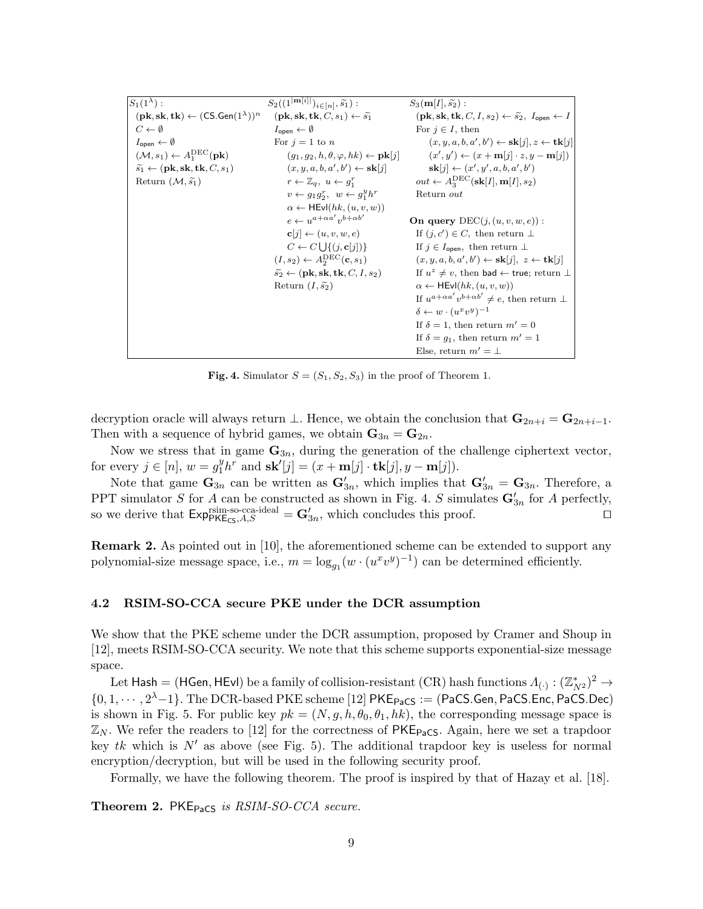| $S_1(1^\lambda)$ : | $S_2((1^{\lvert\mathbf{m}[i]\rvert})_{i\in[n]}, \widetilde{s_1})$ : | $S_3(\mathbf{m}[I], \widetilde{s_2})$ : |
|---|---|---|
| $(\mathbf{pk}, \mathbf{sk}, \mathbf{tk}) \leftarrow (\mathsf{CS.Gen}(1^\lambda))^n$ | $(\mathbf{pk}, \mathbf{sk}, \mathbf{tk}, C, s_1) \leftarrow \widetilde{s_1}$ | $(\mathbf{pk}, \mathbf{sk}, \mathbf{tk}, C, I, s_2) \leftarrow \widetilde{s_2},\ I_{\mathsf{open}} \leftarrow I$ |
| $C \leftarrow \emptyset$ | $I_{\mathsf{open}} \leftarrow \emptyset$ | For $j \in I$, then |
| $I_{\mathsf{open}} \leftarrow \emptyset$ | For $j = 1$ to $n$ | $(x, y, a, b, a', b') \leftarrow \mathbf{sk}[j], z \leftarrow \mathbf{tk}[j]$ |
| $(\mathcal{M}, s_1) \leftarrow A_1^{\mathrm{DEC}}(\mathbf{pk})$ | $(g_1, g_2, h, \theta, \varphi, hk) \leftarrow \mathbf{pk}[j]$ | $(x', y') \leftarrow (x + \mathbf{m}[j] \cdot z, y - \mathbf{m}[j])$ |
| $\widetilde{s_1} \leftarrow (\mathbf{pk}, \mathbf{sk}, \mathbf{tk}, C, s_1)$ | $(x, y, a, b, a', b') \leftarrow \mathbf{sk}[j]$ | $\mathbf{sk}[j] \leftarrow (x', y', a, b, a', b')$ |
| Return $(\mathcal{M}, \widetilde{s_1})$ | $r \leftarrow \mathbb{Z}_q,\ u \leftarrow g_1^r$ | $out \leftarrow A_3^{\mathrm{DEC}}(\mathbf{sk}[I], \mathbf{m}[I], s_2)$ |
| | $v \leftarrow g_1 g_2^r,\ w \leftarrow g_1^y h^r$ | Return $out$ |
| | $\alpha \leftarrow \mathsf{HEvl}(hk, (u, v, w))$ | |
| | $e \leftarrow u^{a+\alpha a'} v^{b+\alpha b'}$ | **On query** $\mathrm{DEC}(j, (u, v, w, e))$ : |
| | $\mathbf{c}[j] \leftarrow (u, v, w, e)$ | If $(j, c') \in C$, then return $\perp$ |
| | $C \leftarrow C \bigcup \{(j, \mathbf{c}[j])\}$ | If $j \in I_{\mathsf{open}}$, then return $\perp$ |
| | $(I, s_2) \leftarrow A_2^{\mathrm{DEC}}(\mathbf{c}, s_1)$ | $(x, y, a, b, a', b') \leftarrow \mathbf{sk}[j],\ z \leftarrow \mathbf{tk}[j]$ |
| | $\widetilde{s_2} \leftarrow (\mathbf{pk}, \mathbf{sk}, \mathbf{tk}, C, I, s_2)$ | If $u^z \neq v$, then $\mathsf{bad} \leftarrow \mathsf{true}$; return $\perp$ |
| | Return $(I, \widetilde{s_2})$ | $\alpha \leftarrow \mathsf{HEvl}(hk, (u, v, w))$ |
| | | If $u^{a+\alpha a'} v^{b+\alpha b'} \neq e$, then return $\perp$ |
| | | $\delta \leftarrow w \cdot (u^x v^y)^{-1}$ |
| | | If $\delta = 1$, then return $m' = 0$ |
| | | If $\delta = g_1$, then return $m' = 1$ |
| | | Else, return $m' = \perp$ |

**Fig. 4.** Simulator $S = (S_1, S_2, S_3)$ in the proof of Theorem 1.

decryption oracle will always return $\perp$. Hence, we obtain the conclusion that $\mathbf{G}_{2n+i} = \mathbf{G}_{2n+i-1}$. Then with a sequence of hybrid games, we obtain $\mathbf{G}_{3n} = \mathbf{G}_{2n}$.

Now we stress that in game $\mathbf{G}_{3n}$, during the generation of the challenge ciphertext vector, for every $j \in [n]$, $w = g_1^y h^r$ and $\mathbf{sk}'[j] = (x + \mathbf{m}[j] \cdot \mathbf{tk}[j], y - \mathbf{m}[j])$.

Note that game $\mathbf{G}_{3n}$ can be written as $\mathbf{G}'_{3n}$, which implies that $\mathbf{G}'_{3n} = \mathbf{G}_{3n}$. Therefore, a PPT simulator $S$ for $A$ can be constructed as shown in Fig. 4. $S$ simulates $\mathbf{G}'_{3n}$ for $A$ perfectly, so we derive that $\mathsf{Exp}^{\text{rsim-so-cca-ideal}}_{\mathsf{PKE}_{\mathsf{CS}},A,S} = \mathbf{G}'_{3n}$, which concludes this proof. ◻

**Remark 2.** As pointed out in [10], the aforementioned scheme can be extended to support any polynomial-size message space, i.e., $m = \log_{g_1}(w \cdot (u^x v^y)^{-1})$ can be determined efficiently.

### 4.2 RSIM-SO-CCA secure PKE under the DCR assumption

We show that the PKE scheme under the DCR assumption, proposed by Cramer and Shoup in [12], meets RSIM-SO-CCA security. We note that this scheme supports exponential-size message space.

Let $\mathsf{Hash} = (\mathsf{HGen}, \mathsf{HEvl})$ be a family of collision-resistant (CR) hash functions $\Lambda_{(\cdot)} : (\mathbb{Z}^*_{N^2})^2 \rightarrow \{0, 1, \cdots, 2^\lambda - 1\}$. The DCR-based PKE scheme [12] $\mathsf{PKE}_{\mathsf{PaCS}} := (\mathsf{PaCS.Gen}, \mathsf{PaCS.Enc}, \mathsf{PaCS.Dec})$ is shown in Fig. 5. For public key $pk = (N, g, h, \theta_0, \theta_1, hk)$, the corresponding message space is $\mathbb{Z}_N$. We refer the readers to [12] for the correctness of $\mathsf{PKE}_{\mathsf{PaCS}}$. Again, here we set a trapdoor key $tk$ which is $N'$ as above (see Fig. 5). The additional trapdoor key is useless for normal encryption/decryption, but will be used in the following security proof.

Formally, we have the following theorem. The proof is inspired by that of Hazay et al. [18].

**Theorem 2.** $\mathsf{PKE}_{\mathsf{PaCS}}$ *is RSIM-SO-CCA secure.*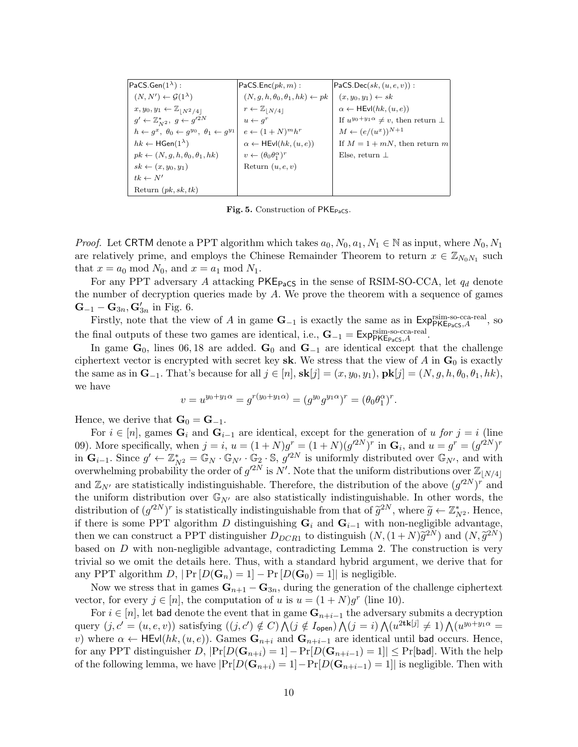| $\mathsf{PaCS.Gen}(1^\lambda)$ : | $\mathsf{PaCS.Enc}(pk, m)$ : | $\mathsf{PaCS.Dec}(sk, (u, e, v))$ : |
|---|---|---|
| $(N, N') \leftarrow \mathcal{G}(1^\lambda)$ | $(N, g, h, \theta_0, \theta_1, hk) \leftarrow pk$ | $(x, y_0, y_1) \leftarrow sk$ |
| $x, y_0, y_1 \leftarrow \mathbb{Z}_{\lfloor N^2/4 \rfloor}$ | $r \leftarrow \mathbb{Z}_{\lfloor N/4 \rfloor}$ | $\alpha \leftarrow \mathsf{HEvl}(hk, (u, e))$ |
| $g' \leftarrow \mathbb{Z}^*_{N^2},\ g \leftarrow g'^{2N}$ | $u \leftarrow g^r$ | If $u^{y_0+y_1\alpha} \neq v$, then return $\perp$ |
| $h \leftarrow g^x,\ \theta_0 \leftarrow g^{y_0},\ \theta_1 \leftarrow g^{y_1}$ | $e \leftarrow (1+N)^m h^r$ | $M \leftarrow (e/(u^x))^{N+1}$ |
| $hk \leftarrow \mathsf{HGen}(1^\lambda)$ | $\alpha \leftarrow \mathsf{HEvl}(hk, (u, e))$ | If $M = 1 + mN$, then return $m$ |
| $pk \leftarrow (N, g, h, \theta_0, \theta_1, hk)$ | $v \leftarrow (\theta_0\theta_1^\alpha)^r$ | Else, return $\perp$ |
| $sk \leftarrow (x, y_0, y_1)$ | Return $(u, e, v)$ | |
| $tk \leftarrow N'$ | | |
| Return $(pk, sk, tk)$ | | |

**Fig. 5.** Construction of $\mathsf{PKE}_{\mathsf{PaCS}}$.

*Proof.* Let $\mathsf{CRTM}$ denote a PPT algorithm which takes $a_0, N_0, a_1, N_1 \in \mathbb{N}$ as input, where $N_0, N_1$ are relatively prime, and employs the Chinese Remainder Theorem to return $x \in \mathbb{Z}_{N_0N_1}$ such that $x = a_0 \bmod N_0$, and $x = a_1 \bmod N_1$.

For any PPT adversary $A$ attacking $\mathsf{PKE}_{\mathsf{PaCS}}$ in the sense of RSIM-SO-CCA, let $q_d$ denote the number of decryption queries made by $A$. We prove the theorem with a sequence of games $\mathbf{G}_{-1} - \mathbf{G}_{3n}, \mathbf{G}'_{3n}$ in Fig. 6.

Firstly, note that the view of $A$ in game $\mathbf{G}_{-1}$ is exactly the same as in $\mathsf{Exp}^{\text{rsim-so-cca-real}}_{\mathsf{PKE}_{\mathsf{PaCS}},A}$, so the final outputs of these two games are identical, i.e., $\mathbf{G}_{-1} = \mathsf{Exp}^{\text{rsim-so-cca-real}}_{\mathsf{PKE}_{\mathsf{PaCS}},A}$.

In game $\mathbf{G}_0$, lines 06, 18 are added. $\mathbf{G}_0$ and $\mathbf{G}_{-1}$ are identical except that the challenge ciphertext vector is encrypted with secret key $\mathbf{sk}$. We stress that the view of $A$ in $\mathbf{G}_0$ is exactly the same as in $\mathbf{G}_{-1}$. That's because for all $j \in [n]$, $\mathbf{sk}[j] = (x, y_0, y_1)$, $\mathbf{pk}[j] = (N, g, h, \theta_0, \theta_1, hk)$, we have

$$v = u^{y_0+y_1\alpha} = g^{r(y_0+y_1\alpha)} = (g^{y_0}g^{y_1\alpha})^r = (\theta_0\theta_1^\alpha)^r.$$

Hence, we derive that $\mathbf{G}_0 = \mathbf{G}_{-1}$.

For $i \in [n]$, games $\mathbf{G}_i$ and $\mathbf{G}_{i-1}$ are identical, except for the generation of $u$ *for* $j = i$ (line 09). More specifically, when $j = i$, $u = (1+N)g^r = (1+N)(g'^{2N})^r$ in $\mathbf{G}_i$, and $u = g^r = (g'^{2N})^r$ in $\mathbf{G}_{i-1}$. Since $g' \leftarrow \mathbb{Z}^*_{N^2} = \mathbb{G}_N \cdot \mathbb{G}_{N'} \cdot \mathbb{G}_2 \cdot \mathbb{S}$, $g'^{2N}$ is uniformly distributed over $\mathbb{G}_{N'}$, and with overwhelming probability the order of $g'^{2N}$ is $N'$. Note that the uniform distributions over $\mathbb{Z}_{\lfloor N/4 \rfloor}$ and $\mathbb{Z}_{N'}$ are statistically indistinguishable. Therefore, the distribution of the above $(g'^{2N})^r$ and the uniform distribution over $\mathbb{G}_{N'}$ are also statistically indistinguishable. In other words, the distribution of $(g'^{2N})^r$ is statistically indistinguishable from that of $\widetilde{g}^{2N}$, where $\widetilde{g} \leftarrow \mathbb{Z}^*_{N^2}$. Hence, if there is some PPT algorithm $D$ distinguishing $\mathbf{G}_i$ and $\mathbf{G}_{i-1}$ with non-negligible advantage, then we can construct a PPT distinguisher $D_{DCR1}$ to distinguish $(N, (1+N)\widetilde{g}^{2N})$ and $(N, \widetilde{g}^{2N})$ based on $D$ with non-negligible advantage, contradicting Lemma 2. The construction is very trivial so we omit the details here. Thus, with a standard hybrid argument, we derive that for any PPT algorithm $D$, $|\Pr[D(\mathbf{G}_n) = 1] - \Pr[D(\mathbf{G}_0) = 1]|$ is negligible.

Now we stress that in games $\mathbf{G}_{n+1} - \mathbf{G}_{3n}$, during the generation of the challenge ciphertext vector, for every $j \in [n]$, the computation of $u$ is $u = (1+N)g^r$ (line 10).

For $i \in [n]$, let $\mathsf{bad}$ denote the event that in game $\mathbf{G}_{n+i-1}$ the adversary submits a decryption query $(j, c' = (u, e, v))$ satisfying $((j, c') \notin C) \bigwedge (j \notin I_{\mathsf{open}}) \bigwedge (j = i) \bigwedge (u^{2\mathbf{tk}[j]} \neq 1) \bigwedge (u^{y_0+y_1\alpha} = v)$ where $\alpha \leftarrow \mathsf{HEvl}(hk, (u, e))$. Games $\mathbf{G}_{n+i}$ and $\mathbf{G}_{n+i-1}$ are identical until $\mathsf{bad}$ occurs. Hence, for any PPT distinguisher $D$, $|\Pr[D(\mathbf{G}_{n+i}) = 1] - \Pr[D(\mathbf{G}_{n+i-1}) = 1]| \leq \Pr[\mathsf{bad}]$. With the help of the following lemma, we have $|\Pr[D(\mathbf{G}_{n+i}) = 1] - \Pr[D(\mathbf{G}_{n+i-1}) = 1]|$ is negligible. Then with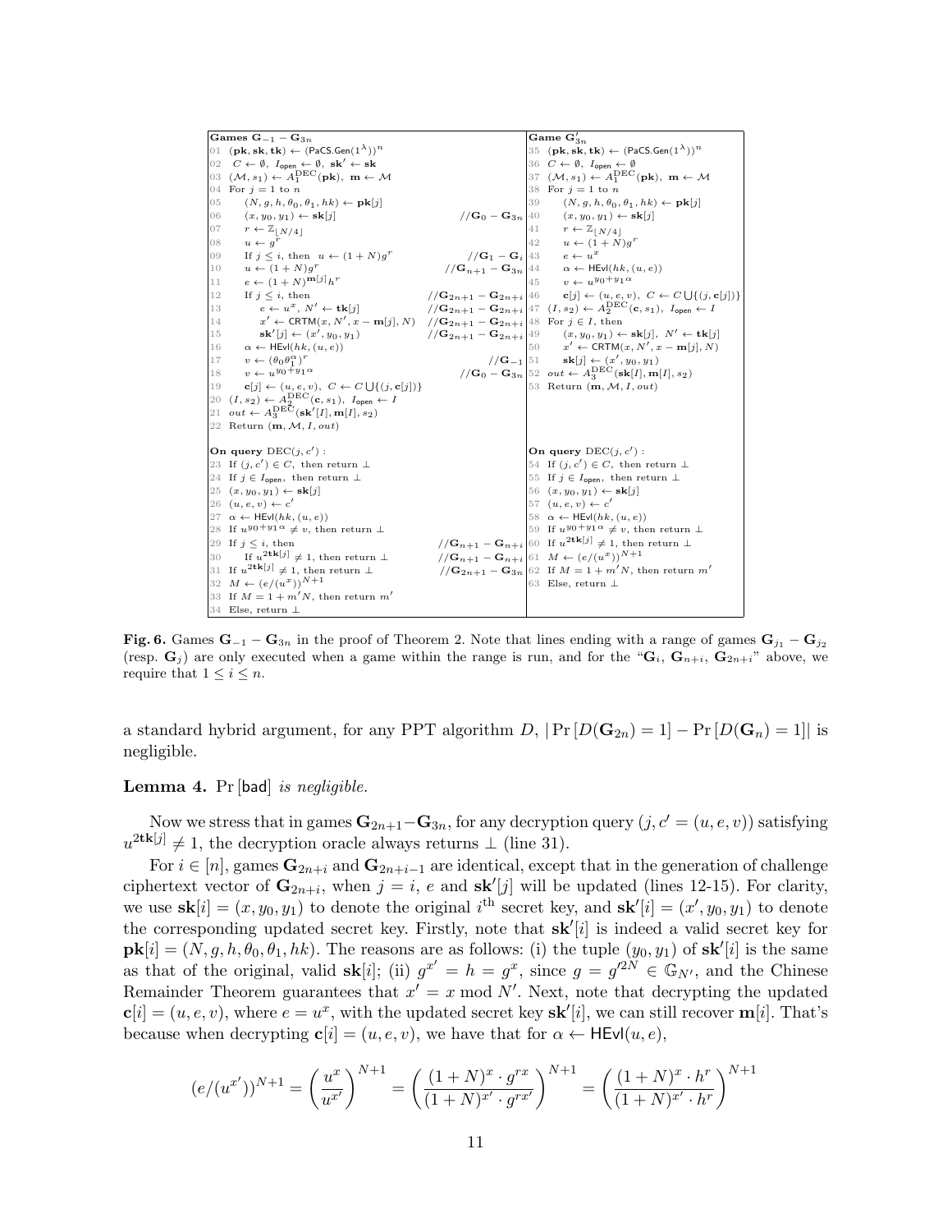```
Games G_{-1} – G_{3n}
01  (pk, sk, tk) ← (PaCS.Gen(1^λ))^n
02  C ← ∅, I_open ← ∅, sk' ← sk
03  (M, s_1) ← A_1^DEC(pk), m ← M
04  For j = 1 to n
05      (N, g, h, θ_0, θ_1, hk) ← pk[j]
06      (x, y_0, y_1) ← sk[j]                                  //G_0 – G_{3n}
07      r ← Z_{⌊N/4⌋}
08      u ← g^r
09      If j ≤ i, then u ← (1 + N)g^r                          //G_1 – G_i
10      u ← (1 + N)g^r                                         //G_{n+1} – G_{3n}
11      e ← (1 + N)^{m[j]} h^r
12      If j ≤ i, then                                         //G_{2n+1} – G_{2n+i}
13          e ← u^x, N' ← tk[j]                                //G_{2n+1} – G_{2n+i}
14          x' ← CRTM(x, N', x − m[j], N)                      //G_{2n+1} – G_{2n+i}
15          sk'[j] ← (x', y_0, y_1)                            //G_{2n+1} – G_{2n+i}
16      α ← HEvl(hk, (u, e))
17      v ← (θ_0 θ_1^α)^r                                      //G_{-1}
18      v ← u^{y_0 + y_1 α}                                    //G_0 – G_{3n}
19      c[j] ← (u, e, v), C ← C ∪ {(j, c[j])}
20  (I, s_2) ← A_2^DEC(c, s_1), I_open ← I
21  out ← A_3^DEC(sk'[I], m[I], s_2)
22  Return (m, M, I, out)

On query DEC(j, c') :
23  If (j, c') ∈ C, then return ⊥
24  If j ∈ I_open, then return ⊥
25  (x, y_0, y_1) ← sk[j]
26  (u, e, v) ← c'
27  α ← HEvl(hk, (u, e))
28  If u^{y_0 + y_1 α} ≠ v, then return ⊥
29  If j ≤ i, then                                             //G_{n+1} – G_{n+i}
30      If u^{2tk[j]} ≠ 1, then return ⊥                       //G_{n+1} – G_{n+i}
31  If u^{2tk[j]} ≠ 1, then return ⊥                           //G_{2n+1} – G_{3n}
32  M ← (e/(u^x))^{N+1}
33  If M = 1 + m'N, then return m'
34  Else, return ⊥
```

```
Game G'_{3n}
35  (pk, sk, tk) ← (PaCS.Gen(1^λ))^n
36  C ← ∅, I_open ← ∅
37  (M, s_1) ← A_1^DEC(pk), m ← M
38  For j = 1 to n
39      (N, g, h, θ_0, θ_1, hk) ← pk[j]
40      (x, y_0, y_1) ← sk[j]
41      r ← Z_{⌊N/4⌋}
42      u ← (1 + N)g^r
43      e ← u^x
44      α ← HEvl(hk, (u, e))
45      v ← u^{y_0 + y_1 α}
46      c[j] ← (u, e, v), C ← C ∪ {(j, c[j])}
47  (I, s_2) ← A_2^DEC(c, s_1), I_open ← I
48  For j ∈ I, then
49      (x, y_0, y_1) ← sk[j], N' ← tk[j]
50      x' ← CRTM(x, N', x − m[j], N)
51      sk[j] ← (x', y_0, y_1)
52  out ← A_3^DEC(sk[I], m[I], s_2)
53  Return (m, M, I, out)

On query DEC(j, c') :
54  If (j, c') ∈ C, then return ⊥
55  If j ∈ I_open, then return ⊥
56  (x, y_0, y_1) ← sk[j]
57  (u, e, v) ← c'
58  α ← HEvl(hk, (u, e))
59  If u^{y_0 + y_1 α} ≠ v, then return ⊥
60  If u^{2tk[j]} ≠ 1, then return ⊥
61  M ← (e/(u^x))^{N+1}
62  If M = 1 + m'N, then return m'
63  Else, return ⊥
```

**Fig. 6.** Games $\mathbf{G}_{-1} - \mathbf{G}_{3n}$ in the proof of Theorem 2. Note that lines ending with a range of games $\mathbf{G}_{j_1} - \mathbf{G}_{j_2}$ (resp. $\mathbf{G}_j$) are only executed when a game within the range is run, and for the "$\mathbf{G}_i$, $\mathbf{G}_{n+i}$, $\mathbf{G}_{2n+i}$" above, we require that $1 \leq i \leq n$.

a standard hybrid argument, for any PPT algorithm $D$, $|\Pr[D(\mathbf{G}_{2n}) = 1] - \Pr[D(\mathbf{G}_n) = 1]|$ is negligible.

**Lemma 4.** $\Pr[\mathsf{bad}]$ *is negligible.*

Now we stress that in games $\mathbf{G}_{2n+1}$–$\mathbf{G}_{3n}$, for any decryption query $(j, c' = (u, e, v))$ satisfying $u^{2\mathbf{tk}[j]} \neq 1$, the decryption oracle always returns $\perp$ (line 31).

For $i \in [n]$, games $\mathbf{G}_{2n+i}$ and $\mathbf{G}_{2n+i-1}$ are identical, except that in the generation of challenge ciphertext vector of $\mathbf{G}_{2n+i}$, when $j = i$, $e$ and $\mathbf{sk}'[j]$ will be updated (lines 12-15). For clarity, we use $\mathbf{sk}[i] = (x, y_0, y_1)$ to denote the original $i^{\text{th}}$ secret key, and $\mathbf{sk}'[i] = (x', y_0, y_1)$ to denote the corresponding updated secret key. Firstly, note that $\mathbf{sk}'[i]$ is indeed a valid secret key for $\mathbf{pk}[i] = (N, g, h, \theta_0, \theta_1, hk)$. The reasons are as follows: (i) the tuple $(y_0, y_1)$ of $\mathbf{sk}'[i]$ is the same as that of the original, valid $\mathbf{sk}[i]$; (ii) $g^{x'} = h = g^x$, since $g = g'^{2N} \in \mathbb{G}_{N'}$, and the Chinese Remainder Theorem guarantees that $x' = x \bmod N'$. Next, note that decrypting the updated $\mathbf{c}[i] = (u, e, v)$, where $e = u^x$, with the updated secret key $\mathbf{sk}'[i]$, we can still recover $\mathbf{m}[i]$. That's because when decrypting $\mathbf{c}[i] = (u, e, v)$, we have that for $\alpha \leftarrow \mathsf{HEvl}(u, e)$,

$$(e/(u^{x'}))^{N+1} = \left(\frac{u^x}{u^{x'}}\right)^{N+1} = \left(\frac{(1+N)^x \cdot g^{rx}}{(1+N)^{x'} \cdot g^{rx'}}\right)^{N+1} = \left(\frac{(1+N)^x \cdot h^r}{(1+N)^{x'} \cdot h^r}\right)^{N+1}$$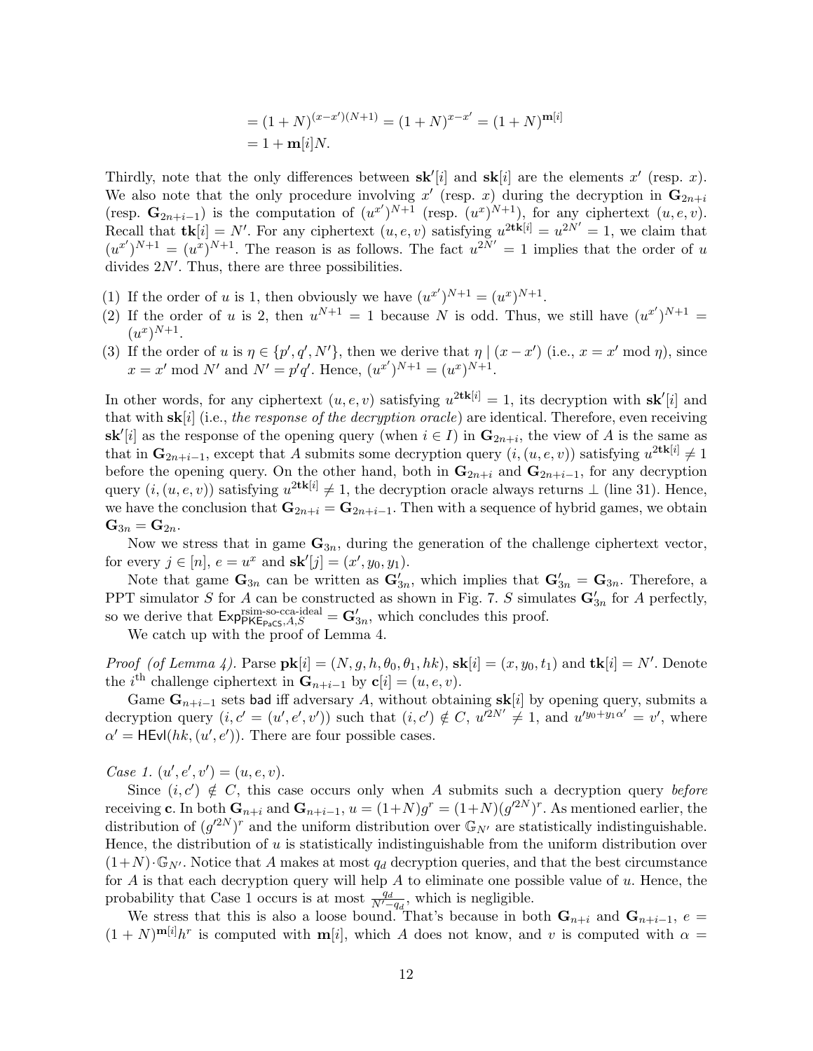$$= (1+N)^{(x-x')(N+1)} = (1+N)^{x-x'} = (1+N)^{\mathbf{m}[i]}$$
$$= 1 + \mathbf{m}[i]N.$$

Thirdly, note that the only differences between $\mathbf{sk}'[i]$ and $\mathbf{sk}[i]$ are the elements $x'$ (resp. $x$). We also note that the only procedure involving $x'$ (resp. $x$) during the decryption in $\mathbf{G}_{2n+i}$ (resp. $\mathbf{G}_{2n+i-1}$) is the computation of $(u^{x'})^{N+1}$ (resp. $(u^{x})^{N+1}$), for any ciphertext $(u,e,v)$. Recall that $\mathbf{tk}[i] = N'$. For any ciphertext $(u,e,v)$ satisfying $u^{2\mathbf{tk}[i]} = u^{2N'} = 1$, we claim that $(u^{x'})^{N+1} = (u^{x})^{N+1}$. The reason is as follows. The fact $u^{2N'} = 1$ implies that the order of $u$ divides $2N'$. Thus, there are three possibilities.

(1) If the order of $u$ is 1, then obviously we have $(u^{x'})^{N+1} = (u^{x})^{N+1}$.
(2) If the order of $u$ is 2, then $u^{N+1} = 1$ because $N$ is odd. Thus, we still have $(u^{x'})^{N+1} = (u^{x})^{N+1}$.
(3) If the order of $u$ is $\eta \in \{p', q', N'\}$, then we derive that $\eta \mid (x - x')$ (i.e., $x = x' \bmod \eta$), since $x = x' \bmod N'$ and $N' = p'q'$. Hence, $(u^{x'})^{N+1} = (u^{x})^{N+1}$.

In other words, for any ciphertext $(u,e,v)$ satisfying $u^{2\mathbf{tk}[i]} = 1$, its decryption with $\mathbf{sk}'[i]$ and that with $\mathbf{sk}[i]$ (i.e., *the response of the decryption oracle*) are identical. Therefore, even receiving $\mathbf{sk}'[i]$ as the response of the opening query (when $i \in I$) in $\mathbf{G}_{2n+i}$, the view of $A$ is the same as that in $\mathbf{G}_{2n+i-1}$, except that $A$ submits some decryption query $(i,(u,e,v))$ satisfying $u^{2\mathbf{tk}[i]} \neq 1$ before the opening query. On the other hand, both in $\mathbf{G}_{2n+i}$ and $\mathbf{G}_{2n+i-1}$, for any decryption query $(i,(u,e,v))$ satisfying $u^{2\mathbf{tk}[i]} \neq 1$, the decryption oracle always returns $\perp$ (line 31). Hence, we have the conclusion that $\mathbf{G}_{2n+i} = \mathbf{G}_{2n+i-1}$. Then with a sequence of hybrid games, we obtain $\mathbf{G}_{3n} = \mathbf{G}_{2n}$.

Now we stress that in game $\mathbf{G}_{3n}$, during the generation of the challenge ciphertext vector, for every $j \in [n]$, $e = u^x$ and $\mathbf{sk}'[j] = (x', y_0, y_1)$.

Note that game $\mathbf{G}_{3n}$ can be written as $\mathbf{G}'_{3n}$, which implies that $\mathbf{G}'_{3n} = \mathbf{G}_{3n}$. Therefore, a PPT simulator $S$ for $A$ can be constructed as shown in Fig. 7. $S$ simulates $\mathbf{G}'_{3n}$ for $A$ perfectly, so we derive that $\mathsf{Exp}^{\text{rsim-so-cca-ideal}}_{\mathsf{PKE}_{\mathsf{PaCS}},A,S} = \mathbf{G}'_{3n}$, which concludes this proof.

We catch up with the proof of Lemma 4.

*Proof (of Lemma 4).* Parse $\mathbf{pk}[i] = (N, g, h, \theta_0, \theta_1, hk)$, $\mathbf{sk}[i] = (x, y_0, t_1)$ and $\mathbf{tk}[i] = N'$. Denote the $i^{\text{th}}$ challenge ciphertext in $\mathbf{G}_{n+i-1}$ by $\mathbf{c}[i] = (u,e,v)$.

Game $\mathbf{G}_{n+i-1}$ sets $\mathsf{bad}$ iff adversary $A$, without obtaining $\mathbf{sk}[i]$ by opening query, submits a decryption query $(i, c' = (u', e', v'))$ such that $(i, c') \notin C$, $u'^{2N'} \neq 1$, and $u'^{y_0 + y_1\alpha'} = v'$, where $\alpha' = \mathsf{HEvl}(hk, (u', e'))$. There are four possible cases.

*Case 1.* $(u', e', v') = (u, e, v)$.

Since $(i, c') \notin C$, this case occurs only when $A$ submits such a decryption query *before* receiving $\mathbf{c}$. In both $\mathbf{G}_{n+i}$ and $\mathbf{G}_{n+i-1}$, $u = (1+N)g^r = (1+N)(g'^{2N})^r$. As mentioned earlier, the distribution of $(g'^{2N})^r$ and the uniform distribution over $\mathbb{G}_{N'}$ are statistically indistinguishable. Hence, the distribution of $u$ is statistically indistinguishable from the uniform distribution over $(1+N)\cdot\mathbb{G}_{N'}$. Notice that $A$ makes at most $q_d$ decryption queries, and that the best circumstance for $A$ is that each decryption query will help $A$ to eliminate one possible value of $u$. Hence, the probability that Case 1 occurs is at most $\frac{q_d}{N'-q_d}$, which is negligible.

We stress that this is also a loose bound. That's because in both $\mathbf{G}_{n+i}$ and $\mathbf{G}_{n+i-1}$, $e = (1+N)^{\mathbf{m}[i]}h^r$ is computed with $\mathbf{m}[i]$, which $A$ does not know, and $v$ is computed with $\alpha =$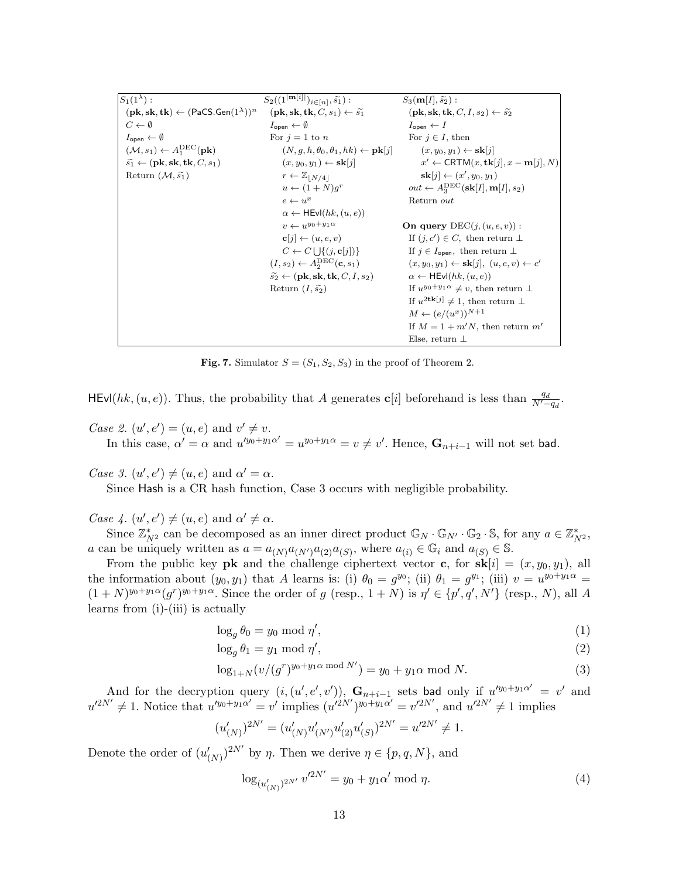| $S_1(1^\lambda)$ : | $S_2((1^{\lvert\mathbf{m}[i]\rvert})_{i\in[n]}, \widetilde{s_1})$ : | $S_3(\mathbf{m}[I], \widetilde{s_2})$ : |
|---|---|---|
| $(\mathbf{pk}, \mathbf{sk}, \mathbf{tk}) \leftarrow (\mathsf{PaCS.Gen}(1^\lambda))^n$ | $(\mathbf{pk}, \mathbf{sk}, \mathbf{tk}, C, s_1) \leftarrow \widetilde{s_1}$ | $(\mathbf{pk}, \mathbf{sk}, \mathbf{tk}, C, I, s_2) \leftarrow \widetilde{s_2}$ |
| $C \leftarrow \emptyset$ | $I_{\mathsf{open}} \leftarrow \emptyset$ | $I_{\mathsf{open}} \leftarrow I$ |
| $I_{\mathsf{open}} \leftarrow \emptyset$ | For $j = 1$ to $n$ | For $j \in I$, then |
| $(\mathcal{M}, s_1) \leftarrow A_1^{\mathrm{DEC}}(\mathbf{pk})$ | $(N, g, h, \theta_0, \theta_1, hk) \leftarrow \mathbf{pk}[j]$ | $(x, y_0, y_1) \leftarrow \mathbf{sk}[j]$ |
| $\widetilde{s_1} \leftarrow (\mathbf{pk}, \mathbf{sk}, \mathbf{tk}, C, s_1)$ | $(x, y_0, y_1) \leftarrow \mathbf{sk}[j]$ | $x' \leftarrow \mathsf{CRTM}(x, \mathbf{tk}[j], x - \mathbf{m}[j], N)$ |
| Return $(\mathcal{M}, \widetilde{s_1})$ | $r \leftarrow \mathbb{Z}_{\lfloor N/4 \rfloor}$ | $\mathbf{sk}[j] \leftarrow (x', y_0, y_1)$ |
| | $u \leftarrow (1+N)g^r$ | $out \leftarrow A_3^{\mathrm{DEC}}(\mathbf{sk}[I], \mathbf{m}[I], s_2)$ |
| | $e \leftarrow u^x$ | Return $out$ |
| | $\alpha \leftarrow \mathsf{HEvl}(hk, (u, e))$ | |
| | $v \leftarrow u^{y_0 + y_1\alpha}$ | **On query** $\mathrm{DEC}(j, (u, e, v))$ : |
| | $\mathbf{c}[j] \leftarrow (u, e, v)$ | If $(j, c') \in C$, then return $\perp$ |
| | $C \leftarrow C \bigcup \{(j, \mathbf{c}[j])\}$ | If $j \in I_{\mathsf{open}}$, then return $\perp$ |
| | $(I, s_2) \leftarrow A_2^{\mathrm{DEC}}(\mathbf{c}, s_1)$ | $(x, y_0, y_1) \leftarrow \mathbf{sk}[j]$, $(u, e, v) \leftarrow c'$ |
| | $\widetilde{s_2} \leftarrow (\mathbf{pk}, \mathbf{sk}, \mathbf{tk}, C, I, s_2)$ | $\alpha \leftarrow \mathsf{HEvl}(hk, (u, e))$ |
| | Return $(I, \widetilde{s_2})$ | If $u^{y_0+y_1\alpha} \neq v$, then return $\perp$ |
| | | If $u^{2\mathbf{tk}[j]} \neq 1$, then return $\perp$ |
| | | $M \leftarrow (e/(u^x))^{N+1}$ |
| | | If $M = 1 + m'N$, then return $m'$ |
| | | Else, return $\perp$ |

**Fig. 7.** Simulator $S = (S_1, S_2, S_3)$ in the proof of Theorem 2.

$\mathsf{HEvl}(hk, (u, e))$. Thus, the probability that $A$ generates $\mathbf{c}[i]$ beforehand is less than $\frac{q_d}{N' - q_d}$.

*Case 2.* $(u', e') = (u, e)$ and $v' \neq v$.
In this case, $\alpha' = \alpha$ and $u'^{y_0+y_1\alpha'} = u^{y_0+y_1\alpha} = v \neq v'$. Hence, $\mathbf{G}_{n+i-1}$ will not set $\mathsf{bad}$.

*Case 3.* $(u', e') \neq (u, e)$ and $\alpha' = \alpha$.
Since $\mathsf{Hash}$ is a CR hash function, Case 3 occurs with negligible probability.

*Case 4.* $(u', e') \neq (u, e)$ and $\alpha' \neq \alpha$.
Since $\mathbb{Z}^*_{N^2}$ can be decomposed as an inner direct product $\mathbb{G}_N \cdot \mathbb{G}_{N'} \cdot \mathbb{G}_2 \cdot \mathbb{S}$, for any $a \in \mathbb{Z}^*_{N^2}$, $a$ can be uniquely written as $a = a_{(N)} a_{(N')} a_{(2)} a_{(S)}$, where $a_{(i)} \in \mathbb{G}_i$ and $a_{(S)} \in \mathbb{S}$.

From the public key $\mathbf{pk}$ and the challenge ciphertext vector $\mathbf{c}$, for $\mathbf{sk}[i] = (x, y_0, y_1)$, all the information about $(y_0, y_1)$ that $A$ learns is: (i) $\theta_0 = g^{y_0}$; (ii) $\theta_1 = g^{y_1}$; (iii) $v = u^{y_0+y_1\alpha} = (1+N)^{y_0+y_1\alpha}(g^r)^{y_0+y_1\alpha}$. Since the order of $g$ (resp., $1+N$) is $\eta' \in \{p', q', N'\}$ (resp., $N$), all $A$ learns from (i)-(iii) is actually

$$\log_g \theta_0 = y_0 \bmod \eta', \tag{1}$$

$$\log_g \theta_1 = y_1 \bmod \eta', \tag{2}$$

$$\log_{1+N}(v/(g^r)^{y_0+y_1\alpha \bmod N'}) = y_0 + y_1\alpha \bmod N. \tag{3}$$

And for the decryption query $(i, (u', e', v'))$, $\mathbf{G}_{n+i-1}$ sets $\mathsf{bad}$ only if $u'^{y_0+y_1\alpha'} = v'$ and $u'^{2N'} \neq 1$. Notice that $u'^{y_0+y_1\alpha'} = v'$ implies $(u'^{2N'})^{y_0+y_1\alpha'} = v'^{2N'}$, and $u'^{2N'} \neq 1$ implies

$$(u'_{(N)})^{2N'} = (u'_{(N)} u'_{(N')} u'_{(2)} u'_{(S)})^{2N'} = u'^{2N'} \neq 1.$$

Denote the order of $(u'_{(N)})^{2N'}$ by $\eta$. Then we derive $\eta \in \{p, q, N\}$, and

$$\log_{(u'_{(N)})^{2N'}} v'^{2N'} = y_0 + y_1\alpha' \bmod \eta. \tag{4}$$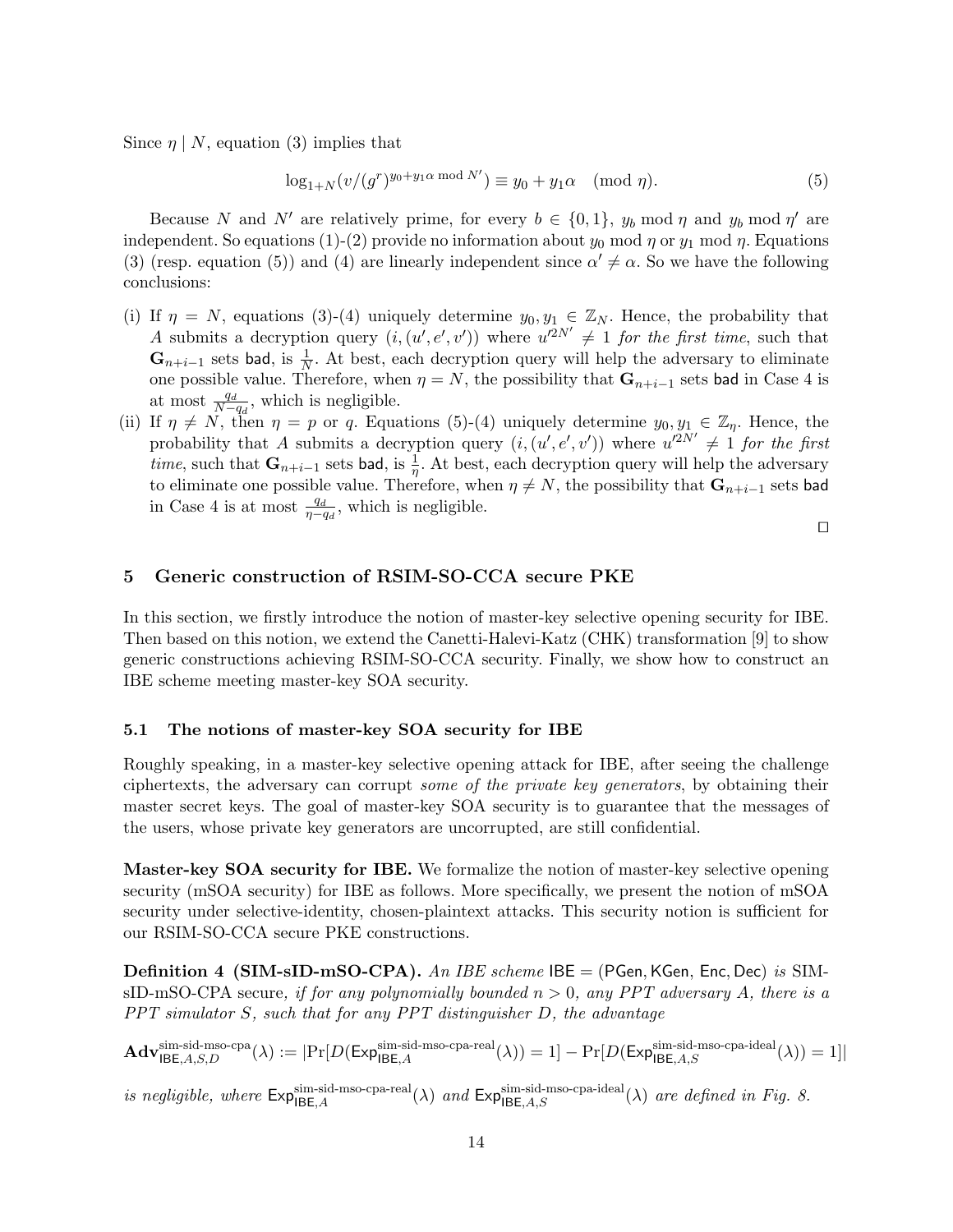Since $\eta \mid N$, equation (3) implies that

$$\log_{1+N}(v/(g^r)^{y_0+y_1\alpha \bmod N'}) \equiv y_0 + y_1\alpha \pmod{\eta}. \tag{5}$$

Because $N$ and $N'$ are relatively prime, for every $b \in \{0,1\}$, $y_b \bmod \eta$ and $y_b \bmod \eta'$ are independent. So equations (1)-(2) provide no information about $y_0 \bmod \eta$ or $y_1 \bmod \eta$. Equations (3) (resp. equation (5)) and (4) are linearly independent since $\alpha' \neq \alpha$. So we have the following conclusions:

(i) If $\eta = N$, equations (3)-(4) uniquely determine $y_0, y_1 \in \mathbb{Z}_N$. Hence, the probability that $A$ submits a decryption query $(i, (u', e', v'))$ where $u'^{2N'} \neq 1$ *for the first time*, such that $\mathbf{G}_{n+i-1}$ sets $\mathsf{bad}$, is $\frac{1}{N}$. At best, each decryption query will help the adversary to eliminate one possible value. Therefore, when $\eta = N$, the possibility that $\mathbf{G}_{n+i-1}$ sets $\mathsf{bad}$ in Case 4 is at most $\frac{q_d}{N-q_d}$, which is negligible.

(ii) If $\eta \neq N$, then $\eta = p$ or $q$. Equations (5)-(4) uniquely determine $y_0, y_1 \in \mathbb{Z}_\eta$. Hence, the probability that $A$ submits a decryption query $(i, (u', e', v'))$ where $u'^{2N'} \neq 1$ *for the first time*, such that $\mathbf{G}_{n+i-1}$ sets $\mathsf{bad}$, is $\frac{1}{\eta}$. At best, each decryption query will help the adversary to eliminate one possible value. Therefore, when $\eta \neq N$, the possibility that $\mathbf{G}_{n+i-1}$ sets $\mathsf{bad}$ in Case 4 is at most $\frac{q_d}{\eta-q_d}$, which is negligible.

$\square$

## 5 Generic construction of RSIM-SO-CCA secure PKE

In this section, we firstly introduce the notion of master-key selective opening security for IBE. Then based on this notion, we extend the Canetti-Halevi-Katz (CHK) transformation [9] to show generic constructions achieving RSIM-SO-CCA security. Finally, we show how to construct an IBE scheme meeting master-key SOA security.

### 5.1 The notions of master-key SOA security for IBE

Roughly speaking, in a master-key selective opening attack for IBE, after seeing the challenge ciphertexts, the adversary can corrupt *some of the private key generators*, by obtaining their master secret keys. The goal of master-key SOA security is to guarantee that the messages of the users, whose private key generators are uncorrupted, are still confidential.

**Master-key SOA security for IBE.** We formalize the notion of master-key selective opening security (mSOA security) for IBE as follows. More specifically, we present the notion of mSOA security under selective-identity, chosen-plaintext attacks. This security notion is sufficient for our RSIM-SO-CCA secure PKE constructions.

**Definition 4 (SIM-sID-mSO-CPA).** *An IBE scheme* $\mathsf{IBE} = (\mathsf{PGen}, \mathsf{KGen}, \mathsf{Enc}, \mathsf{Dec})$ *is* SIM-sID-mSO-CPA secure*, if for any polynomially bounded $n > 0$, any PPT adversary $A$, there is a PPT simulator $S$, such that for any PPT distinguisher $D$, the advantage*

$$\mathbf{Adv}^{\text{sim-sid-mso-cpa}}_{\mathsf{IBE},A,S,D}(\lambda) := |\Pr[D(\mathsf{Exp}^{\text{sim-sid-mso-cpa-real}}_{\mathsf{IBE},A}(\lambda)) = 1] - \Pr[D(\mathsf{Exp}^{\text{sim-sid-mso-cpa-ideal}}_{\mathsf{IBE},A,S}(\lambda)) = 1]|$$

*is negligible, where* $\mathsf{Exp}^{\text{sim-sid-mso-cpa-real}}_{\mathsf{IBE},A}(\lambda)$ *and* $\mathsf{Exp}^{\text{sim-sid-mso-cpa-ideal}}_{\mathsf{IBE},A,S}(\lambda)$ *are defined in Fig. 8.*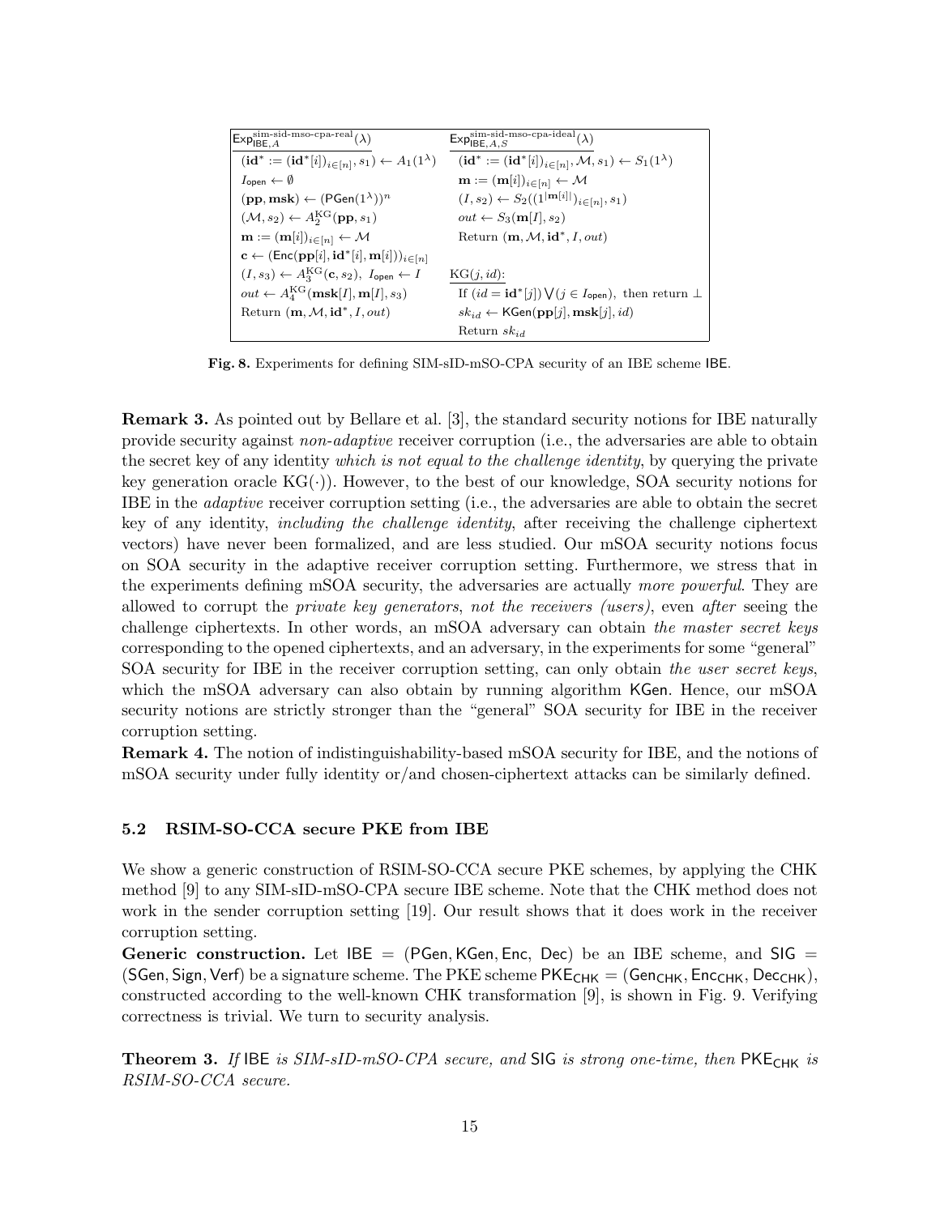| $\mathsf{Exp}^{\text{sim-sid-mso-cpa-real}}_{\mathsf{IBE},A}(\lambda)$ | $\mathsf{Exp}^{\text{sim-sid-mso-cpa-ideal}}_{\mathsf{IBE},A,S}(\lambda)$ |
|---|---|
| $(\mathbf{id}^* := (\mathbf{id}^*[i])_{i\in[n]}, s_1) \leftarrow A_1(1^\lambda)$ | $(\mathbf{id}^* := (\mathbf{id}^*[i])_{i\in[n]}, \mathcal{M}, s_1) \leftarrow S_1(1^\lambda)$ |
| $I_{\mathsf{open}} \leftarrow \emptyset$ | $\mathbf{m} := (\mathbf{m}[i])_{i\in[n]} \leftarrow \mathcal{M}$ |
| $(\mathbf{pp}, \mathbf{msk}) \leftarrow (\mathsf{PGen}(1^\lambda))^n$ | $(I, s_2) \leftarrow S_2((1^{\lvert\mathbf{m}[i]\rvert})_{i\in[n]}, s_1)$ |
| $(\mathcal{M}, s_2) \leftarrow A_2^{\mathrm{KG}}(\mathbf{pp}, s_1)$ | $out \leftarrow S_3(\mathbf{m}[I], s_2)$ |
| $\mathbf{m} := (\mathbf{m}[i])_{i\in[n]} \leftarrow \mathcal{M}$ | Return $(\mathbf{m}, \mathcal{M}, \mathbf{id}^*, I, out)$ |
| $\mathbf{c} \leftarrow (\mathsf{Enc}(\mathbf{pp}[i], \mathbf{id}^*[i], \mathbf{m}[i]))_{i\in[n]}$ | |
| $(I, s_3) \leftarrow A_3^{\mathrm{KG}}(\mathbf{c}, s_2),\ I_{\mathsf{open}} \leftarrow I$ | $\mathrm{KG}(j, id)$: |
| $out \leftarrow A_4^{\mathrm{KG}}(\mathbf{msk}[I], \mathbf{m}[I], s_3)$ | If $(id = \mathbf{id}^*[j]) \bigvee (j \in I_{\mathsf{open}})$, then return $\perp$ |
| Return $(\mathbf{m}, \mathcal{M}, \mathbf{id}^*, I, out)$ | $sk_{id} \leftarrow \mathsf{KGen}(\mathbf{pp}[j], \mathbf{msk}[j], id)$ |
| | Return $sk_{id}$ |

**Fig. 8.** Experiments for defining SIM-sID-mSO-CPA security of an IBE scheme IBE.

**Remark 3.** As pointed out by Bellare et al. [3], the standard security notions for IBE naturally provide security against *non-adaptive* receiver corruption (i.e., the adversaries are able to obtain the secret key of any identity *which is not equal to the challenge identity*, by querying the private key generation oracle $\mathrm{KG}(\cdot)$). However, to the best of our knowledge, SOA security notions for IBE in the *adaptive* receiver corruption setting (i.e., the adversaries are able to obtain the secret key of any identity, *including the challenge identity*, after receiving the challenge ciphertext vectors) have never been formalized, and are less studied. Our mSOA security notions focus on SOA security in the adaptive receiver corruption setting. Furthermore, we stress that in the experiments defining mSOA security, the adversaries are actually *more powerful*. They are allowed to corrupt the *private key generators*, *not the receivers (users)*, even *after* seeing the challenge ciphertexts. In other words, an mSOA adversary can obtain *the master secret keys* corresponding to the opened ciphertexts, and an adversary, in the experiments for some "general" SOA security for IBE in the receiver corruption setting, can only obtain *the user secret keys*, which the mSOA adversary can also obtain by running algorithm KGen. Hence, our mSOA security notions are strictly stronger than the "general" SOA security for IBE in the receiver corruption setting.

**Remark 4.** The notion of indistinguishability-based mSOA security for IBE, and the notions of mSOA security under fully identity or/and chosen-ciphertext attacks can be similarly defined.

### 5.2 RSIM-SO-CCA secure PKE from IBE

We show a generic construction of RSIM-SO-CCA secure PKE schemes, by applying the CHK method [9] to any SIM-sID-mSO-CPA secure IBE scheme. Note that the CHK method does not work in the sender corruption setting [19]. Our result shows that it does work in the receiver corruption setting.

**Generic construction.** Let IBE = (PGen, KGen, Enc, Dec) be an IBE scheme, and SIG = (SGen, Sign, Verf) be a signature scheme. The PKE scheme $\mathsf{PKE}_{\mathsf{CHK}} = (\mathsf{Gen}_{\mathsf{CHK}}, \mathsf{Enc}_{\mathsf{CHK}}, \mathsf{Dec}_{\mathsf{CHK}})$, constructed according to the well-known CHK transformation [9], is shown in Fig. 9. Verifying correctness is trivial. We turn to security analysis.

**Theorem 3.** *If* IBE *is SIM-sID-mSO-CPA secure, and* SIG *is strong one-time, then* $\mathsf{PKE}_{\mathsf{CHK}}$ *is RSIM-SO-CCA secure.*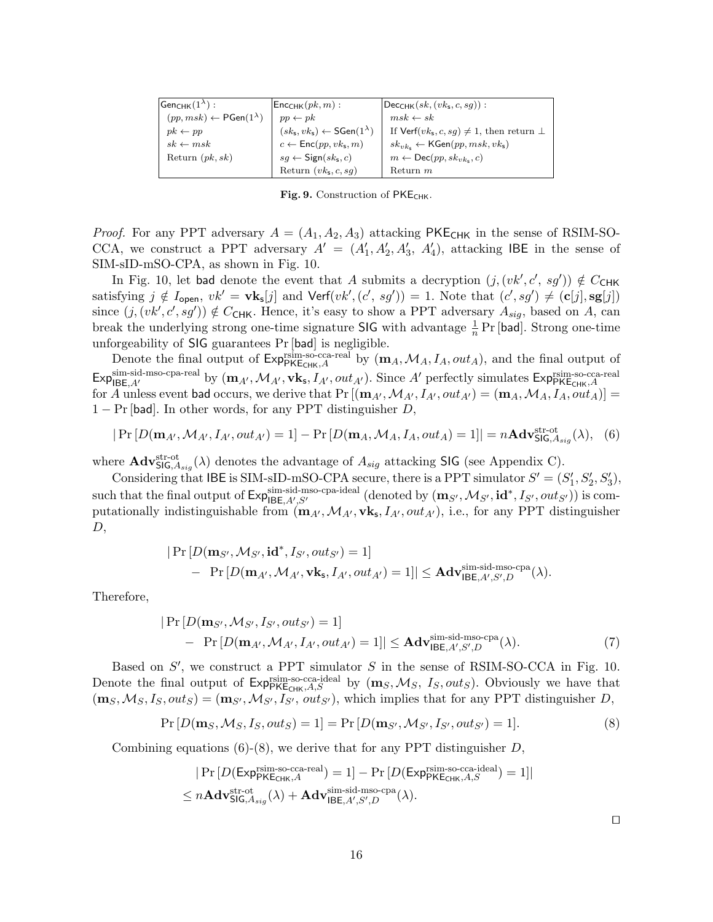| $\mathsf{Gen}_{\mathsf{CHK}}(1^\lambda)$ : | $\mathsf{Enc}_{\mathsf{CHK}}(pk, m)$ : | $\mathsf{Dec}_{\mathsf{CHK}}(sk, (vk_{\mathsf{s}}, c, sg))$ : |
|---|---|---|
| $(pp, msk) \leftarrow \mathsf{PGen}(1^\lambda)$ | $pp \leftarrow pk$ | $msk \leftarrow sk$ |
| $pk \leftarrow pp$ | $(sk_{\mathsf{s}}, vk_{\mathsf{s}}) \leftarrow \mathsf{SGen}(1^\lambda)$ | If $\mathsf{Verf}(vk_{\mathsf{s}}, c, sg) \neq 1$, then return $\perp$ |
| $sk \leftarrow msk$ | $c \leftarrow \mathsf{Enc}(pp, vk_{\mathsf{s}}, m)$ | $sk_{vk_{\mathsf{s}}} \leftarrow \mathsf{KGen}(pp, msk, vk_{\mathsf{s}})$ |
| Return $(pk, sk)$ | $sg \leftarrow \mathsf{Sign}(sk_{\mathsf{s}}, c)$ | $m \leftarrow \mathsf{Dec}(pp, sk_{vk_{\mathsf{s}}}, c)$ |
| | Return $(vk_{\mathsf{s}}, c, sg)$ | Return $m$ |

**Fig. 9.** Construction of $\mathsf{PKE}_{\mathsf{CHK}}$.

*Proof.* For any PPT adversary $A = (A_1, A_2, A_3)$ attacking $\mathsf{PKE}_{\mathsf{CHK}}$ in the sense of RSIM-SO-CCA, we construct a PPT adversary $A' = (A'_1, A'_2, A'_3, A'_4)$, attacking $\mathsf{IBE}$ in the sense of SIM-sID-mSO-CPA, as shown in Fig. 10.

In Fig. 10, let $\mathsf{bad}$ denote the event that $A$ submits a decryption $(j, (vk', c', sg')) \notin C_{\mathsf{CHK}}$ satisfying $j \notin I_{\mathsf{open}}$, $vk' = \mathbf{vk}_{\mathsf{s}}[j]$ and $\mathsf{Verf}(vk', (c', sg')) = 1$. Note that $(c', sg') \neq (\mathbf{c}[j], \mathbf{sg}[j])$ since $(j, (vk', c', sg')) \notin C_{\mathsf{CHK}}$. Hence, it's easy to show a PPT adversary $A_{sig}$, based on $A$, can break the underlying strong one-time signature $\mathsf{SIG}$ with advantage $\frac{1}{n}\Pr[\mathsf{bad}]$. Strong one-time unforgeability of $\mathsf{SIG}$ guarantees $\Pr[\mathsf{bad}]$ is negligible.

Denote the final output of $\mathsf{Exp}^{\text{rsim-so-cca-real}}_{\mathsf{PKE}_{\mathsf{CHK}},A}$ by $(\mathbf{m}_A, \mathcal{M}_A, I_A, out_A)$, and the final output of $\mathsf{Exp}^{\text{sim-sid-mso-cpa-real}}_{\mathsf{IBE},A'}$ by $(\mathbf{m}_{A'}, \mathcal{M}_{A'}, \mathbf{vk}_{\mathsf{s}}, I_{A'}, out_{A'})$. Since $A'$ perfectly simulates $\mathsf{Exp}^{\text{rsim-so-cca-real}}_{\mathsf{PKE}_{\mathsf{CHK}},A}$ for $A$ unless event $\mathsf{bad}$ occurs, we derive that $\Pr[(\mathbf{m}_{A'}, \mathcal{M}_{A'}, I_{A'}, out_{A'}) = (\mathbf{m}_A, \mathcal{M}_A, I_A, out_A)] = 1 - \Pr[\mathsf{bad}]$. In other words, for any PPT distinguisher $D$,

$$|\Pr[D(\mathbf{m}_{A'}, \mathcal{M}_{A'}, I_{A'}, out_{A'}) = 1] - \Pr[D(\mathbf{m}_A, \mathcal{M}_A, I_A, out_A) = 1]| = n\mathbf{Adv}^{\text{str-ot}}_{\mathsf{SIG},A_{sig}}(\lambda), \quad (6)$$

where $\mathbf{Adv}^{\text{str-ot}}_{\mathsf{SIG},A_{sig}}(\lambda)$ denotes the advantage of $A_{sig}$ attacking $\mathsf{SIG}$ (see Appendix C).

Considering that $\mathsf{IBE}$ is SIM-sID-mSO-CPA secure, there is a PPT simulator $S' = (S'_1, S'_2, S'_3)$, such that the final output of $\mathsf{Exp}^{\text{sim-sid-mso-cpa-ideal}}_{\mathsf{IBE},S'}$ (denoted by $(\mathbf{m}_{S'}, \mathcal{M}_{S'}, \mathbf{id}^*, I_{S'}, out_{S'})$) is computationally indistinguishable from $(\mathbf{m}_{A'}, \mathcal{M}_{A'}, \mathbf{vk}_{\mathsf{s}}, I_{A'}, out_{A'})$, i.e., for any PPT distinguisher $D$,

$$\begin{aligned}|\Pr[D(\mathbf{m}_{S'}, \mathcal{M}_{S'}, \mathbf{id}^*, I_{S'}, out_{S'}) = 1] \\ - \Pr[D(\mathbf{m}_{A'}, \mathcal{M}_{A'}, \mathbf{vk}_{\mathsf{s}}, I_{A'}, out_{A'}) = 1]| \leq \mathbf{Adv}^{\text{sim-sid-mso-cpa}}_{\mathsf{IBE},A',S',D}(\lambda).\end{aligned}$$

Therefore,

$$\begin{aligned}|\Pr[D(\mathbf{m}_{S'}, \mathcal{M}_{S'}, I_{S'}, out_{S'}) = 1] \\ - \Pr[D(\mathbf{m}_{A'}, \mathcal{M}_{A'}, I_{A'}, out_{A'}) = 1]| \leq \mathbf{Adv}^{\text{sim-sid-mso-cpa}}_{\mathsf{IBE},A',S',D}(\lambda). \quad (7)\end{aligned}$$

Based on $S'$, we construct a PPT simulator $S$ in the sense of RSIM-SO-CCA in Fig. 10. Denote the final output of $\mathsf{Exp}^{\text{rsim-so-cca-ideal}}_{\mathsf{PKE}_{\mathsf{CHK}},A,S}$ by $(\mathbf{m}_S, \mathcal{M}_S, I_S, out_S)$. Obviously we have that $(\mathbf{m}_S, \mathcal{M}_S, I_S, out_S) = (\mathbf{m}_{S'}, \mathcal{M}_{S'}, I_{S'}, out_{S'})$, which implies that for any PPT distinguisher $D$,

$$\Pr[D(\mathbf{m}_S, \mathcal{M}_S, I_S, out_S) = 1] = \Pr[D(\mathbf{m}_{S'}, \mathcal{M}_{S'}, I_{S'}, out_{S'}) = 1]. \quad (8)$$

Combining equations (6)-(8), we derive that for any PPT distinguisher $D$,

$$\begin{aligned}&|\Pr[D(\mathsf{Exp}^{\text{rsim-so-cca-real}}_{\mathsf{PKE}_{\mathsf{CHK}},A}) = 1] - \Pr[D(\mathsf{Exp}^{\text{rsim-so-cca-ideal}}_{\mathsf{PKE}_{\mathsf{CHK}},A,S}) = 1]| \\ &\leq n\mathbf{Adv}^{\text{str-ot}}_{\mathsf{SIG},A_{sig}}(\lambda) + \mathbf{Adv}^{\text{sim-sid-mso-cpa}}_{\mathsf{IBE},A',S',D}(\lambda).\end{aligned}$$

□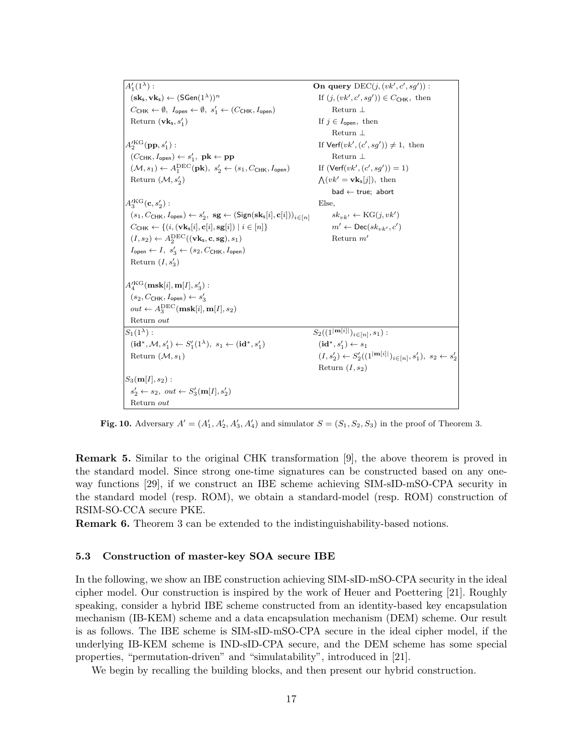$A'_1(1^\lambda)$ :
  $(\mathbf{sk_s}, \mathbf{vk_s}) \leftarrow (\mathsf{SGen}(1^\lambda))^n$
  $C_{\mathsf{CHK}} \leftarrow \emptyset,\ I_{\mathsf{open}} \leftarrow \emptyset,\ s'_1 \leftarrow (C_{\mathsf{CHK}}, I_{\mathsf{open}})$
  Return $(\mathbf{vk_s}, s'_1)$

$A'^{\mathrm{KG}}_2(\mathbf{pp}, s'_1)$ :
  $(C_{\mathsf{CHK}}, I_{\mathsf{open}}) \leftarrow s'_1,\ \mathbf{pk} \leftarrow \mathbf{pp}$
  $(\mathcal{M}, s_1) \leftarrow A_1^{\mathrm{DEC}}(\mathbf{pk}),\ s'_2 \leftarrow (s_1, C_{\mathsf{CHK}}, I_{\mathsf{open}})$
  Return $(\mathcal{M}, s'_2)$

$A'^{\mathrm{KG}}_3(\mathbf{c}, s'_2)$ :
  $(s_1, C_{\mathsf{CHK}}, I_{\mathsf{open}}) \leftarrow s'_2,\ \mathbf{sg} \leftarrow (\mathsf{Sign}(\mathbf{sk_s}[i], \mathbf{c}[i]))_{i \in [n]}$
  $C_{\mathsf{CHK}} \leftarrow \{(i, (\mathbf{vk_s}[i], \mathbf{c}[i], \mathbf{sg}[i]) \mid i \in [n]\}$
  $(I, s_2) \leftarrow A_2^{\mathrm{DEC}}((\mathbf{vk_s}, \mathbf{c}, \mathbf{sg}), s_1)$
  $I_{\mathsf{open}} \leftarrow I,\ s'_3 \leftarrow (s_2, C_{\mathsf{CHK}}, I_{\mathsf{open}})$
  Return $(I, s'_3)$

$A'^{\mathrm{KG}}_4(\mathbf{msk}[i], \mathbf{m}[I], s'_3)$ :
  $(s_2, C_{\mathsf{CHK}}, I_{\mathsf{open}}) \leftarrow s'_3$
  $out \leftarrow A_3^{\mathrm{DEC}}(\mathbf{msk}[i], \mathbf{m}[I], s_2)$
  Return $out$

**On query** $\mathrm{DEC}(j, (vk', c', sg'))$ :
  If $(j, (vk', c', sg')) \in C_{\mathsf{CHK}}$, then
    Return $\perp$
  If $j \in I_{\mathsf{open}}$, then
    Return $\perp$
  If $\mathsf{Verf}(vk', (c', sg')) \neq 1$, then
    Return $\perp$
  If $(\mathsf{Verf}(vk', (c', sg')) = 1)$
  $\bigwedge (vk' = \mathbf{vk_s}[j])$, then
    $\mathsf{bad} \leftarrow \mathsf{true}$; abort
  Else,
    $sk_{vk'} \leftarrow \mathrm{KG}(j, vk')$
    $m' \leftarrow \mathsf{Dec}(sk_{vk'}, c')$
    Return $m'$

$S_1(1^\lambda)$ :
  $(\mathbf{id}^*, \mathcal{M}, s'_1) \leftarrow S'_1(1^\lambda),\ s_1 \leftarrow (\mathbf{id}^*, s'_1)$
  Return $(\mathcal{M}, s_1)$

$S_2((1^{|\mathbf{m}[i]|})_{i \in [n]}, s_1)$ :
  $(\mathbf{id}^*, s'_1) \leftarrow s_1$
  $(I, s'_2) \leftarrow S'_2((1^{|\mathbf{m}[i]|})_{i \in [n]}, s'_1),\ s_2 \leftarrow s'_2$
  Return $(I, s_2)$

$S_3(\mathbf{m}[I], s_2)$ :
  $s'_2 \leftarrow s_2,\ out \leftarrow S'_3(\mathbf{m}[I], s'_2)$
  Return $out$

**Fig. 10.** Adversary $A' = (A'_1, A'_2, A'_3, A'_4)$ and simulator $S = (S_1, S_2, S_3)$ in the proof of Theorem 3.

**Remark 5.** Similar to the original CHK transformation [9], the above theorem is proved in the standard model. Since strong one-time signatures can be constructed based on any one-way functions [29], if we construct an IBE scheme achieving SIM-sID-mSO-CPA security in the standard model (resp. ROM), we obtain a standard-model (resp. ROM) construction of RSIM-SO-CCA secure PKE.

**Remark 6.** Theorem 3 can be extended to the indistinguishability-based notions.

### 5.3 Construction of master-key SOA secure IBE

In the following, we show an IBE construction achieving SIM-sID-mSO-CPA security in the ideal cipher model. Our construction is inspired by the work of Heuer and Poettering [21]. Roughly speaking, consider a hybrid IBE scheme constructed from an identity-based key encapsulation mechanism (IB-KEM) scheme and a data encapsulation mechanism (DEM) scheme. Our result is as follows. The IBE scheme is SIM-sID-mSO-CPA secure in the ideal cipher model, if the underlying IB-KEM scheme is IND-sID-CPA secure, and the DEM scheme has some special properties, "permutation-driven" and "simulatability", introduced in [21].

We begin by recalling the building blocks, and then present our hybrid construction.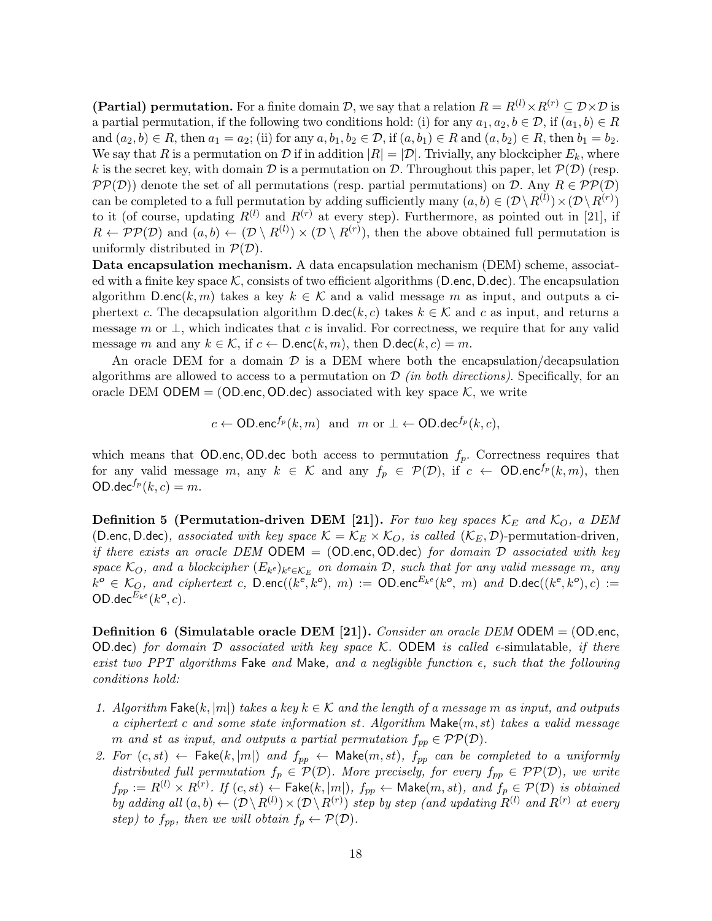**(Partial) permutation.** For a finite domain $\mathcal{D}$, we say that a relation $R = R^{(l)} \times R^{(r)} \subseteq \mathcal{D} \times \mathcal{D}$ is a partial permutation, if the following two conditions hold: (i) for any $a_1, a_2, b \in \mathcal{D}$, if $(a_1, b) \in R$ and $(a_2, b) \in R$, then $a_1 = a_2$; (ii) for any $a, b_1, b_2 \in \mathcal{D}$, if $(a, b_1) \in R$ and $(a, b_2) \in R$, then $b_1 = b_2$. We say that $R$ is a permutation on $\mathcal{D}$ if in addition $|R| = |\mathcal{D}|$. Trivially, any blockcipher $E_k$, where $k$ is the secret key, with domain $\mathcal{D}$ is a permutation on $\mathcal{D}$. Throughout this paper, let $\mathcal{P}(\mathcal{D})$ (resp. $\mathcal{PP}(\mathcal{D})$) denote the set of all permutations (resp. partial permutations) on $\mathcal{D}$. Any $R \in \mathcal{PP}(\mathcal{D})$ can be completed to a full permutation by adding sufficiently many $(a, b) \in (\mathcal{D} \setminus R^{(l)}) \times (\mathcal{D} \setminus R^{(r)})$ to it (of course, updating $R^{(l)}$ and $R^{(r)}$ at every step). Furthermore, as pointed out in [21], if $R \leftarrow \mathcal{PP}(\mathcal{D})$ and $(a, b) \leftarrow (\mathcal{D} \setminus R^{(l)}) \times (\mathcal{D} \setminus R^{(r)})$, then the above obtained full permutation is uniformly distributed in $\mathcal{P}(\mathcal{D})$.

**Data encapsulation mechanism.** A data encapsulation mechanism (DEM) scheme, associated with a finite key space $\mathcal{K}$, consists of two efficient algorithms $(\mathsf{D.enc}, \mathsf{D.dec})$. The encapsulation algorithm $\mathsf{D.enc}(k, m)$ takes a key $k \in \mathcal{K}$ and a valid message $m$ as input, and outputs a ciphertext $c$. The decapsulation algorithm $\mathsf{D.dec}(k, c)$ takes $k \in \mathcal{K}$ and $c$ as input, and returns a message $m$ or $\perp$, which indicates that $c$ is invalid. For correctness, we require that for any valid message $m$ and any $k \in \mathcal{K}$, if $c \leftarrow \mathsf{D.enc}(k, m)$, then $\mathsf{D.dec}(k, c) = m$.

An oracle DEM for a domain $\mathcal{D}$ is a DEM where both the encapsulation/decapsulation algorithms are allowed to access to a permutation on $\mathcal{D}$ *(in both directions)*. Specifically, for an oracle DEM $\mathsf{ODEM} = (\mathsf{OD.enc}, \mathsf{OD.dec})$ associated with key space $\mathcal{K}$, we write

$$c \leftarrow \mathsf{OD.enc}^{f_p}(k, m) \ \text{ and } \ m \text{ or } \perp \leftarrow \mathsf{OD.dec}^{f_p}(k, c),$$

which means that $\mathsf{OD.enc}, \mathsf{OD.dec}$ both access to permutation $f_p$. Correctness requires that for any valid message $m$, any $k \in \mathcal{K}$ and any $f_p \in \mathcal{P}(\mathcal{D})$, if $c \leftarrow \mathsf{OD.enc}^{f_p}(k, m)$, then $\mathsf{OD.dec}^{f_p}(k, c) = m$.

**Definition 5 (Permutation-driven DEM [21]).** *For two key spaces $\mathcal{K}_E$ and $\mathcal{K}_O$, a DEM $(\mathsf{D.enc}, \mathsf{D.dec})$, associated with key space $\mathcal{K} = \mathcal{K}_E \times \mathcal{K}_O$, is called $(\mathcal{K}_E, \mathcal{D})$-permutation-driven, if there exists an oracle DEM $\mathsf{ODEM} = (\mathsf{OD.enc}, \mathsf{OD.dec})$ for domain $\mathcal{D}$ associated with key space $\mathcal{K}_O$, and a blockcipher $(E_{k^e})_{k^e \in \mathcal{K}_E}$ on domain $\mathcal{D}$, such that for any valid message $m$, any $k^o \in \mathcal{K}_O$, and ciphertext $c$, $\mathsf{D.enc}((k^e, k^o), m) := \mathsf{OD.enc}^{E_{k^e}}(k^o, m)$ and $\mathsf{D.dec}((k^e, k^o), c) := \mathsf{OD.dec}^{E_{k^e}}(k^o, c)$.*

**Definition 6 (Simulatable oracle DEM [21]).** *Consider an oracle DEM $\mathsf{ODEM} = (\mathsf{OD.enc}, \mathsf{OD.dec})$ for domain $\mathcal{D}$ associated with key space $\mathcal{K}$. $\mathsf{ODEM}$ is called $\epsilon$-simulatable, if there exist two PPT algorithms $\mathsf{Fake}$ and $\mathsf{Make}$, and a negligible function $\epsilon$, such that the following conditions hold:*

1. *Algorithm $\mathsf{Fake}(k, |m|)$ takes a key $k \in \mathcal{K}$ and the length of a message $m$ as input, and outputs a ciphertext $c$ and some state information $st$. Algorithm $\mathsf{Make}(m, st)$ takes a valid message $m$ and $st$ as input, and outputs a partial permutation $f_{pp} \in \mathcal{PP}(\mathcal{D})$.*
2. *For $(c, st) \leftarrow \mathsf{Fake}(k, |m|)$ and $f_{pp} \leftarrow \mathsf{Make}(m, st)$, $f_{pp}$ can be completed to a uniformly distributed full permutation $f_p \in \mathcal{P}(\mathcal{D})$. More precisely, for every $f_{pp} \in \mathcal{PP}(\mathcal{D})$, we write $f_{pp} := R^{(l)} \times R^{(r)}$. If $(c, st) \leftarrow \mathsf{Fake}(k, |m|)$, $f_{pp} \leftarrow \mathsf{Make}(m, st)$, and $f_p \in \mathcal{P}(\mathcal{D})$ is obtained by adding all $(a, b) \leftarrow (\mathcal{D} \setminus R^{(l)}) \times (\mathcal{D} \setminus R^{(r)})$ step by step (and updating $R^{(l)}$ and $R^{(r)}$ at every step) to $f_{pp}$, then we will obtain $f_p \leftarrow \mathcal{P}(\mathcal{D})$.*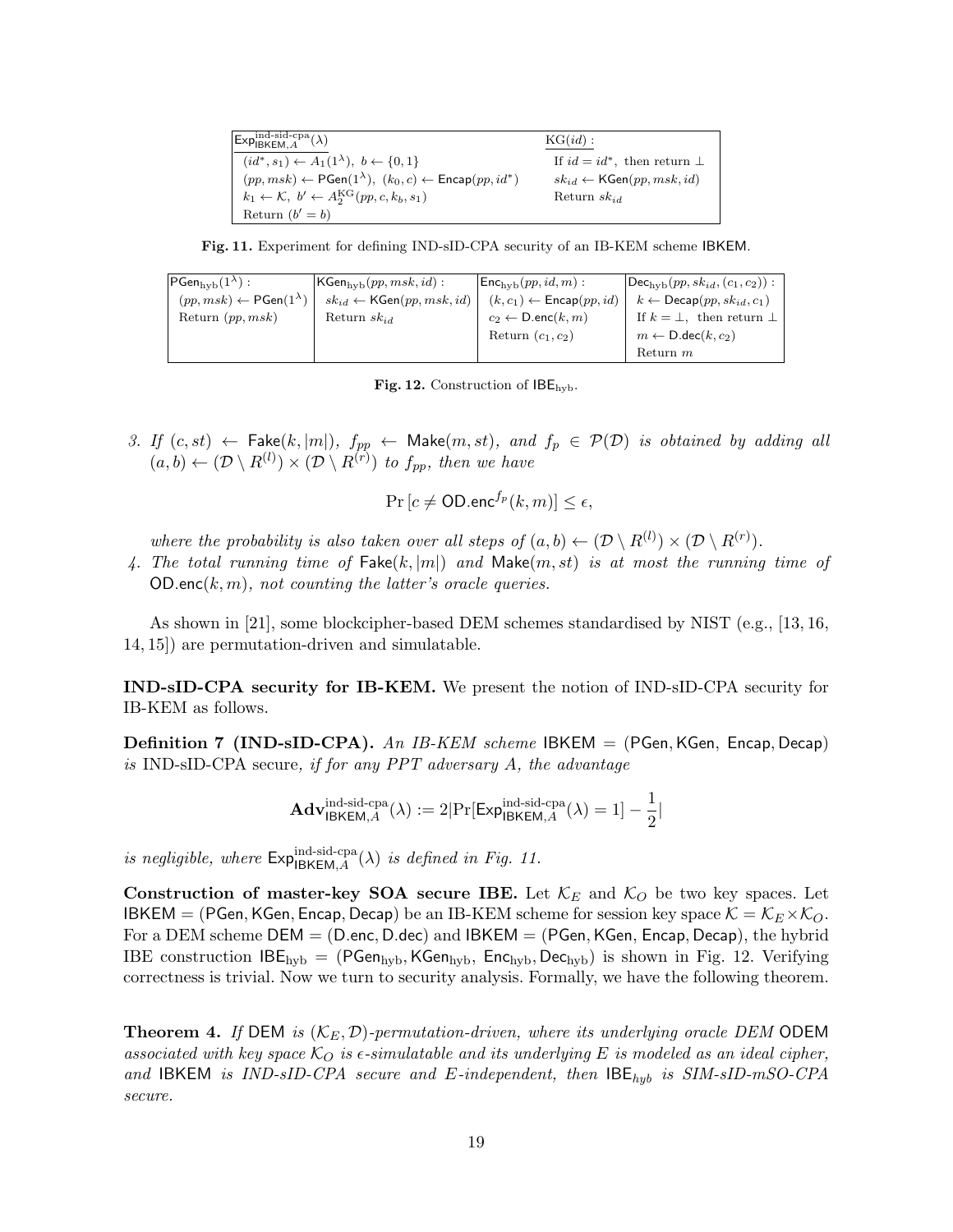| $\mathsf{Exp}^{\text{ind-sid-cpa}}_{\mathsf{IBKEM},A}(\lambda)$ | $\underline{\text{KG}(id):}$ |
|---|---|
| $(id^*, s_1) \leftarrow A_1(1^\lambda),\ b \leftarrow \{0,1\}$ | If $id = id^*$, then return $\perp$ |
| $(pp, msk) \leftarrow \mathsf{PGen}(1^\lambda),\ (k_0, c) \leftarrow \mathsf{Encap}(pp, id^*)$ | $sk_{id} \leftarrow \mathsf{KGen}(pp, msk, id)$ |
| $k_1 \leftarrow \mathcal{K},\ b' \leftarrow A_2^{\text{KG}}(pp, c, k_b, s_1)$ | Return $sk_{id}$ |
| Return $(b' = b)$ | |

**Fig. 11.** Experiment for defining IND-sID-CPA security of an IB-KEM scheme IBKEM.

| $\mathsf{PGen}_{\text{hyb}}(1^\lambda):$ | $\mathsf{KGen}_{\text{hyb}}(pp, msk, id):$ | $\mathsf{Enc}_{\text{hyb}}(pp, id, m):$ | $\mathsf{Dec}_{\text{hyb}}(pp, sk_{id}, (c_1, c_2)):$ |
|---|---|---|---|
| $(pp, msk) \leftarrow \mathsf{PGen}(1^\lambda)$ | $sk_{id} \leftarrow \mathsf{KGen}(pp, msk, id)$ | $(k, c_1) \leftarrow \mathsf{Encap}(pp, id)$ | $k \leftarrow \mathsf{Decap}(pp, sk_{id}, c_1)$ |
| Return $(pp, msk)$ | Return $sk_{id}$ | $c_2 \leftarrow \mathsf{D.enc}(k, m)$ | If $k = \perp$, then return $\perp$ |
| | | Return $(c_1, c_2)$ | $m \leftarrow \mathsf{D.dec}(k, c_2)$ |
| | | | Return $m$ |

**Fig. 12.** Construction of $\mathsf{IBE}_{\text{hyb}}$.

*3. If $(c, st) \leftarrow \mathsf{Fake}(k, |m|)$, $f_{pp} \leftarrow \mathsf{Make}(m, st)$, and $f_p \in \mathcal{P}(\mathcal{D})$ is obtained by adding all $(a, b) \leftarrow (\mathcal{D} \setminus R^{(l)}) \times (\mathcal{D} \setminus R^{(r)})$ to $f_{pp}$, then we have*

$$\Pr\left[c \neq \mathsf{OD.enc}^{f_p}(k, m)\right] \leq \epsilon,$$

*where the probability is also taken over all steps of $(a, b) \leftarrow (\mathcal{D} \setminus R^{(l)}) \times (\mathcal{D} \setminus R^{(r)})$.*

*4. The total running time of $\mathsf{Fake}(k, |m|)$ and $\mathsf{Make}(m, st)$ is at most the running time of $\mathsf{OD.enc}(k, m)$, not counting the latter's oracle queries.*

As shown in [21], some blockcipher-based DEM schemes standardised by NIST (e.g., [13, 16, 14, 15]) are permutation-driven and simulatable.

**IND-sID-CPA security for IB-KEM.** We present the notion of IND-sID-CPA security for IB-KEM as follows.

**Definition 7 (IND-sID-CPA).** *An IB-KEM scheme* $\mathsf{IBKEM} = (\mathsf{PGen}, \mathsf{KGen}, \mathsf{Encap}, \mathsf{Decap})$ *is* IND-sID-CPA secure*, if for any PPT adversary $A$, the advantage*

$$\mathbf{Adv}^{\text{ind-sid-cpa}}_{\mathsf{IBKEM},A}(\lambda) := 2|\Pr[\mathsf{Exp}^{\text{ind-sid-cpa}}_{\mathsf{IBKEM},A}(\lambda) = 1] - \frac{1}{2}|$$

*is negligible, where $\mathsf{Exp}^{\text{ind-sid-cpa}}_{\mathsf{IBKEM},A}(\lambda)$ is defined in Fig. 11.*

**Construction of master-key SOA secure IBE.** Let $\mathcal{K}_E$ and $\mathcal{K}_O$ be two key spaces. Let $\mathsf{IBKEM} = (\mathsf{PGen}, \mathsf{KGen}, \mathsf{Encap}, \mathsf{Decap})$ be an IB-KEM scheme for session key space $\mathcal{K} = \mathcal{K}_E \times \mathcal{K}_O$. For a DEM scheme $\mathsf{DEM} = (\mathsf{D.enc}, \mathsf{D.dec})$ and $\mathsf{IBKEM} = (\mathsf{PGen}, \mathsf{KGen}, \mathsf{Encap}, \mathsf{Decap})$, the hybrid IBE construction $\mathsf{IBE}_{\text{hyb}} = (\mathsf{PGen}_{\text{hyb}}, \mathsf{KGen}_{\text{hyb}}, \mathsf{Enc}_{\text{hyb}}, \mathsf{Dec}_{\text{hyb}})$ is shown in Fig. 12. Verifying correctness is trivial. Now we turn to security analysis. Formally, we have the following theorem.

**Theorem 4.** *If* DEM *is $(\mathcal{K}_E, \mathcal{D})$-permutation-driven, where its underlying oracle DEM* ODEM *associated with key space $\mathcal{K}_O$ is $\epsilon$-simulatable and its underlying $E$ is modeled as an ideal cipher, and* IBKEM *is IND-sID-CPA secure and $E$-independent, then $\mathsf{IBE}_{hyb}$ is SIM-sID-mSO-CPA secure.*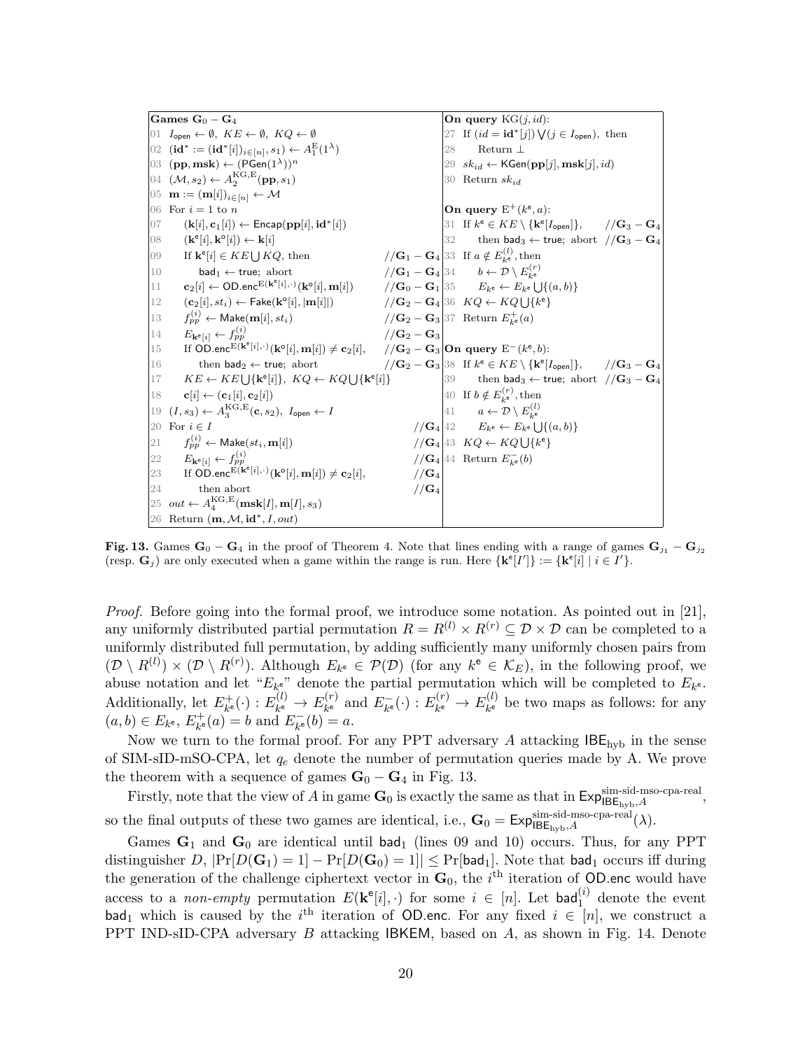| **Games $\mathbf{G}_0 - \mathbf{G}_4$** | | **On query** $\mathrm{KG}(j, id)$: |
|---|---|---|
| 01 $I_{\mathsf{open}} \leftarrow \emptyset,\ KE \leftarrow \emptyset,\ KQ \leftarrow \emptyset$ | | 27 If $(id = \mathbf{id}^*[j]) \bigvee (j \in I_{\mathsf{open}})$, then |
| 02 $(\mathbf{id}^* := (\mathbf{id}^*[i])_{i\in[n]}, s_1) \leftarrow A_1^{\mathrm{E}}(1^\lambda)$ | | 28 Return $\perp$ |
| 03 $(\mathbf{pp}, \mathbf{msk}) \leftarrow (\mathsf{PGen}(1^\lambda))^n$ | | 29 $sk_{id} \leftarrow \mathsf{KGen}(\mathbf{pp}[j], \mathbf{msk}[j], id)$ |
| 04 $(\mathcal{M}, s_2) \leftarrow A_2^{\mathrm{KG,E}}(\mathbf{pp}, s_1)$ | | 30 Return $sk_{id}$ |
| 05 $\mathbf{m} := (\mathbf{m}[i])_{i\in[n]} \leftarrow \mathcal{M}$ | | |
| 06 For $i = 1$ to $n$ | | **On query** $\mathrm{E}^+(k^{\mathsf{e}}, a)$: |
| 07 $(\mathbf{k}[i], \mathbf{c}_1[i]) \leftarrow \mathsf{Encap}(\mathbf{pp}[i], \mathbf{id}^*[i])$ | | 31 If $k^{\mathsf{e}} \in KE \setminus \{\mathbf{k}^{\mathsf{e}}[I_{\mathsf{open}}]\}$, $\quad //\mathbf{G}_3 - \mathbf{G}_4$ |
| 08 $(\mathbf{k}^{\mathsf{e}}[i], \mathbf{k}^{\mathsf{o}}[i]) \leftarrow \mathbf{k}[i]$ | | 32 then $\mathsf{bad}_3 \leftarrow$ true; abort $\quad //\mathbf{G}_3 - \mathbf{G}_4$ |
| 09 If $\mathbf{k}^{\mathsf{e}}[i] \in KE \bigcup KQ$, then | $//\mathbf{G}_1 - \mathbf{G}_4$ | 33 If $a \notin E_{k^{\mathsf{e}}}^{(l)}$, then |
| 10 $\mathsf{bad}_1 \leftarrow$ true; abort | $//\mathbf{G}_1 - \mathbf{G}_4$ | 34 $b \leftarrow \mathcal{D} \setminus E_{k^{\mathsf{e}}}^{(r)}$ |
| 11 $\mathbf{c}_2[i] \leftarrow \mathsf{OD.enc}^{\mathrm{E}(\mathbf{k}^{\mathsf{e}}[i],\cdot)}(\mathbf{k}^{\mathsf{o}}[i], \mathbf{m}[i])$ | $//\mathbf{G}_0 - \mathbf{G}_1$ | 35 $E_{k^{\mathsf{e}}} \leftarrow E_{k^{\mathsf{e}}} \bigcup \{(a,b)\}$ |
| 12 $(\mathbf{c}_2[i], st_i) \leftarrow \mathsf{Fake}(\mathbf{k}^{\mathsf{o}}[i], \lvert\mathbf{m}[i]\rvert)$ | $//\mathbf{G}_2 - \mathbf{G}_4$ | 36 $KQ \leftarrow KQ \bigcup \{k^{\mathsf{e}}\}$ |
| 13 $f_{pp}^{(i)} \leftarrow \mathsf{Make}(\mathbf{m}[i], st_i)$ | $//\mathbf{G}_2 - \mathbf{G}_3$ | 37 Return $E_{k^{\mathsf{e}}}^{+}(a)$ |
| 14 $E_{\mathbf{k}^{\mathsf{e}}[i]} \leftarrow f_{pp}^{(i)}$ | $//\mathbf{G}_2 - \mathbf{G}_3$ | |
| 15 If $\mathsf{OD.enc}^{\mathrm{E}(\mathbf{k}^{\mathsf{e}}[i],\cdot)}(\mathbf{k}^{\mathsf{o}}[i], \mathbf{m}[i]) \neq \mathbf{c}_2[i]$, | $//\mathbf{G}_2 - \mathbf{G}_3$ | **On query** $\mathrm{E}^-(k^{\mathsf{e}}, b)$: |
| 16 then $\mathsf{bad}_2 \leftarrow$ true; abort | $//\mathbf{G}_2 - \mathbf{G}_3$ | 38 If $k^{\mathsf{e}} \in KE \setminus \{\mathbf{k}^{\mathsf{e}}[I_{\mathsf{open}}]\}$, $\quad //\mathbf{G}_3 - \mathbf{G}_4$ |
| 17 $KE \leftarrow KE \bigcup \{\mathbf{k}^{\mathsf{e}}[i]\},\ KQ \leftarrow KQ \bigcup \{\mathbf{k}^{\mathsf{e}}[i]\}$ | | 39 then $\mathsf{bad}_3 \leftarrow$ true; abort $\quad //\mathbf{G}_3 - \mathbf{G}_4$ |
| 18 $\mathbf{c}[i] \leftarrow (\mathbf{c}_1[i], \mathbf{c}_2[i])$ | | 40 If $b \notin E_{k^{\mathsf{e}}}^{(r)}$, then |
| 19 $(I, s_3) \leftarrow A_3^{\mathrm{KG,E}}(\mathbf{c}, s_2),\ I_{\mathsf{open}} \leftarrow I$ | | 41 $a \leftarrow \mathcal{D} \setminus E_{k^{\mathsf{e}}}^{(l)}$ |
| 20 For $i \in I$ | $//\mathbf{G}_4$ | 42 $E_{k^{\mathsf{e}}} \leftarrow E_{k^{\mathsf{e}}} \bigcup \{(a,b)\}$ |
| 21 $f_{pp}^{(i)} \leftarrow \mathsf{Make}(st_i, \mathbf{m}[i])$ | $//\mathbf{G}_4$ | 43 $KQ \leftarrow KQ \bigcup \{k^{\mathsf{e}}\}$ |
| 22 $E_{\mathbf{k}^{\mathsf{e}}[i]} \leftarrow f_{pp}^{(i)}$ | $//\mathbf{G}_4$ | 44 Return $E_{k^{\mathsf{e}}}^{-}(b)$ |
| 23 If $\mathsf{OD.enc}^{\mathrm{E}(\mathbf{k}^{\mathsf{e}}[i],\cdot)}(\mathbf{k}^{\mathsf{o}}[i], \mathbf{m}[i]) \neq \mathbf{c}_2[i]$, | $//\mathbf{G}_4$ | |
| 24 then abort | $//\mathbf{G}_4$ | |
| 25 $out \leftarrow A_4^{\mathrm{KG,E}}(\mathbf{msk}[I], \mathbf{m}[I], s_3)$ | | |
| 26 Return $(\mathbf{m}, \mathcal{M}, \mathbf{id}^*, I, out)$ | | |

**Fig. 13.** Games $\mathbf{G}_0 - \mathbf{G}_4$ in the proof of Theorem 4. Note that lines ending with a range of games $\mathbf{G}_{j_1} - \mathbf{G}_{j_2}$ (resp. $\mathbf{G}_j$) are only executed when a game within the range is run. Here $\{\mathbf{k}^{\mathsf{e}}[I']\} := \{\mathbf{k}^{\mathsf{e}}[i] \mid i \in I'\}$.

*Proof.* Before going into the formal proof, we introduce some notation. As pointed out in [21], any uniformly distributed partial permutation $R = R^{(l)} \times R^{(r)} \subseteq \mathcal{D} \times \mathcal{D}$ can be completed to a uniformly distributed full permutation, by adding sufficiently many uniformly chosen pairs from $(\mathcal{D} \setminus R^{(l)}) \times (\mathcal{D} \setminus R^{(r)})$. Although $E_{k^{\mathsf{e}}} \in \mathcal{P}(\mathcal{D})$ (for any $k^{\mathsf{e}} \in \mathcal{K}_E$), in the following proof, we abuse notation and let "$E_{k^{\mathsf{e}}}$" denote the partial permutation which will be completed to $E_{k^{\mathsf{e}}}$. Additionally, let $E_{k^{\mathsf{e}}}^{+}(\cdot) : E_{k^{\mathsf{e}}}^{(l)} \to E_{k^{\mathsf{e}}}^{(r)}$ and $E_{k^{\mathsf{e}}}^{-}(\cdot) : E_{k^{\mathsf{e}}}^{(r)} \to E_{k^{\mathsf{e}}}^{(l)}$ be two maps as follows: for any $(a, b) \in E_{k^{\mathsf{e}}}$, $E_{k^{\mathsf{e}}}^{+}(a) = b$ and $E_{k^{\mathsf{e}}}^{-}(b) = a$.

Now we turn to the formal proof. For any PPT adversary $A$ attacking $\mathsf{IBE}_{\mathrm{hyb}}$ in the sense of SIM-sID-mSO-CPA, let $q_e$ denote the number of permutation queries made by A. We prove the theorem with a sequence of games $\mathbf{G}_0 - \mathbf{G}_4$ in Fig. 13.

Firstly, note that the view of $A$ in game $\mathbf{G}_0$ is exactly the same as that in $\mathsf{Exp}_{\mathsf{IBE}_{\mathrm{hyb}},A}^{\mathrm{sim\text{-}sid\text{-}mso\text{-}cpa\text{-}real}}$, so the final outputs of these two games are identical, i.e., $\mathbf{G}_0 = \mathsf{Exp}_{\mathsf{IBE}_{\mathrm{hyb}},A}^{\mathrm{sim\text{-}sid\text{-}mso\text{-}cpa\text{-}real}}(\lambda)$.

Games $\mathbf{G}_1$ and $\mathbf{G}_0$ are identical until $\mathsf{bad}_1$ (lines 09 and 10) occurs. Thus, for any PPT distinguisher $D$, $\lvert\Pr[D(\mathbf{G}_1) = 1] - \Pr[D(\mathbf{G}_0) = 1]\rvert \leq \Pr[\mathsf{bad}_1]$. Note that $\mathsf{bad}_1$ occurs iff during the generation of the challenge ciphertext vector in $\mathbf{G}_0$, the $i^{\mathrm{th}}$ iteration of $\mathsf{OD.enc}$ would have access to a *non-empty* permutation $E(\mathbf{k}^{\mathsf{e}}[i], \cdot)$ for some $i \in [n]$. Let $\mathsf{bad}_1^{(i)}$ denote the event $\mathsf{bad}_1$ which is caused by the $i^{\mathrm{th}}$ iteration of $\mathsf{OD.enc}$. For any fixed $i \in [n]$, we construct a PPT IND-sID-CPA adversary $B$ attacking $\mathsf{IBKEM}$, based on $A$, as shown in Fig. 14. Denote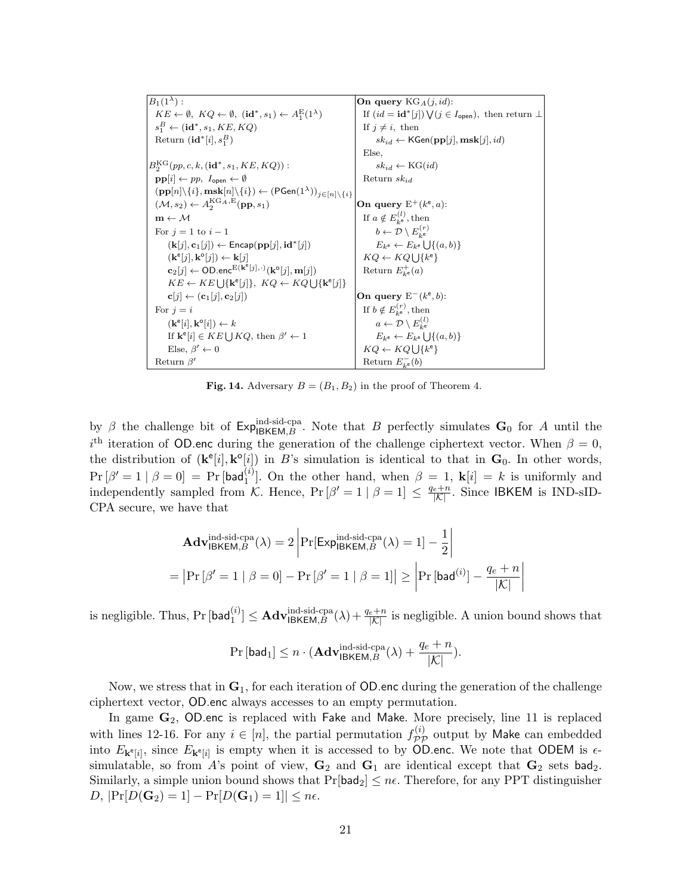| $B_1(1^\lambda)$ : | **On query** $\mathrm{KG}_A(j, id)$: |
|---|---|
| $KE \leftarrow \emptyset,\ KQ \leftarrow \emptyset,\ (\mathbf{id}^*, s_1) \leftarrow A_1^{\mathrm{E}}(1^\lambda)$ | If $(id = \mathbf{id}^*[j]) \bigvee (j \in I_{\mathsf{open}})$, then return $\perp$ |
| $s_1^B \leftarrow (\mathbf{id}^*, s_1, KE, KQ)$ | If $j \neq i$, then |
| Return $(\mathbf{id}^*[i], s_1^B)$ | $sk_{id} \leftarrow \mathsf{KGen}(\mathbf{pp}[j], \mathbf{msk}[j], id)$ |
| | Else, |
| $B_2^{\mathrm{KG}}(pp, c, k, (\mathbf{id}^*, s_1, KE, KQ))$ : | $sk_{id} \leftarrow \mathrm{KG}(id)$ |
| $\mathbf{pp}[i] \leftarrow pp,\ I_{\mathsf{open}} \leftarrow \emptyset$ | Return $sk_{id}$ |
| $(\mathbf{pp}[n] \backslash \{i\}, \mathbf{msk}[n] \backslash \{i\}) \leftarrow (\mathsf{PGen}(1^\lambda))_{j \in [n] \backslash \{i\}}$ | |
| $(\mathcal{M}, s_2) \leftarrow A_2^{\mathrm{KG}_A, \mathrm{E}}(\mathbf{pp}, s_1)$ | **On query** $\mathrm{E}^+(k^{\mathsf{e}}, a)$: |
| $\mathbf{m} \leftarrow \mathcal{M}$ | If $a \notin E_{k^{\mathsf{e}}}^{(l)}$, then |
| For $j = 1$ to $i - 1$ | $b \leftarrow \mathcal{D} \setminus E_{k^{\mathsf{e}}}^{(r)}$ |
| $(\mathbf{k}[j], \mathbf{c}_1[j]) \leftarrow \mathsf{Encap}(\mathbf{pp}[j], \mathbf{id}^*[j])$ | $E_{k^{\mathsf{e}}} \leftarrow E_{k^{\mathsf{e}}} \bigcup \{(a, b)\}$ |
| $(\mathbf{k}^{\mathsf{e}}[j], \mathbf{k}^{\mathsf{o}}[j]) \leftarrow \mathbf{k}[j]$ | $KQ \leftarrow KQ \bigcup \{k^{\mathsf{e}}\}$ |
| $\mathbf{c}_2[j] \leftarrow \mathsf{OD.enc}^{\mathrm{E}(\mathbf{k}^{\mathsf{e}}[j], \cdot)}(\mathbf{k}^{\mathsf{o}}[j], \mathbf{m}[j])$ | Return $E_{k^{\mathsf{e}}}^{+}(a)$ |
| $KE \leftarrow KE \bigcup \{\mathbf{k}^{\mathsf{e}}[j]\},\ KQ \leftarrow KQ \bigcup \{\mathbf{k}^{\mathsf{e}}[j]\}$ | |
| $\mathbf{c}[j] \leftarrow (\mathbf{c}_1[j], \mathbf{c}_2[j])$ | **On query** $\mathrm{E}^-(k^{\mathsf{e}}, b)$: |
| For $j = i$ | If $b \notin E_{k^{\mathsf{e}}}^{(r)}$, then |
| $(\mathbf{k}^{\mathsf{e}}[i], \mathbf{k}^{\mathsf{o}}[i]) \leftarrow k$ | $a \leftarrow \mathcal{D} \setminus E_{k^{\mathsf{e}}}^{(l)}$ |
| If $\mathbf{k}^{\mathsf{e}}[i] \in KE \bigcup KQ$, then $\beta' \leftarrow 1$ | $E_{k^{\mathsf{e}}} \leftarrow E_{k^{\mathsf{e}}} \bigcup \{(a, b)\}$ |
| Else, $\beta' \leftarrow 0$ | $KQ \leftarrow KQ \bigcup \{k^{\mathsf{e}}\}$ |
| Return $\beta'$ | Return $E_{k^{\mathsf{e}}}^{-}(b)$ |

**Fig. 14.** Adversary $B = (B_1, B_2)$ in the proof of Theorem 4.

by $\beta$ the challenge bit of $\mathsf{Exp}_{\mathsf{IBKEM},B}^{\text{ind-sid-cpa}}$. Note that $B$ perfectly simulates $\mathbf{G}_0$ for $A$ until the $i^{\text{th}}$ iteration of $\mathsf{OD.enc}$ during the generation of the challenge ciphertext vector. When $\beta = 0$, the distribution of $(\mathbf{k}^{\mathsf{e}}[i], \mathbf{k}^{\mathsf{o}}[i])$ in $B$'s simulation is identical to that in $\mathbf{G}_0$. In other words, $\Pr[\beta' = 1 \mid \beta = 0] = \Pr[\mathsf{bad}_1^{(i)}]$. On the other hand, when $\beta = 1$, $\mathbf{k}[i] = k$ is uniformly and independently sampled from $\mathcal{K}$. Hence, $\Pr[\beta' = 1 \mid \beta = 1] \leq \frac{q_e + n}{|\mathcal{K}|}$. Since $\mathsf{IBKEM}$ is IND-sID-CPA secure, we have that

$$
\begin{aligned}
&\mathbf{Adv}_{\mathsf{IBKEM},B}^{\text{ind-sid-cpa}}(\lambda) = 2 \left| \Pr[\mathsf{Exp}_{\mathsf{IBKEM},B}^{\text{ind-sid-cpa}}(\lambda) = 1] - \frac{1}{2} \right| \\
&= \left| \Pr[\beta' = 1 \mid \beta = 0] - \Pr[\beta' = 1 \mid \beta = 1] \right| \geq \left| \Pr[\mathsf{bad}^{(i)}] - \frac{q_e + n}{|\mathcal{K}|} \right|
\end{aligned}
$$

is negligible. Thus, $\Pr[\mathsf{bad}_1^{(i)}] \leq \mathbf{Adv}_{\mathsf{IBKEM},B}^{\text{ind-sid-cpa}}(\lambda) + \frac{q_e + n}{|\mathcal{K}|}$ is negligible. A union bound shows that

$$
\Pr[\mathsf{bad}_1] \leq n \cdot (\mathbf{Adv}_{\mathsf{IBKEM},B}^{\text{ind-sid-cpa}}(\lambda) + \frac{q_e + n}{|\mathcal{K}|}).
$$

Now, we stress that in $\mathbf{G}_1$, for each iteration of $\mathsf{OD.enc}$ during the generation of the challenge ciphertext vector, $\mathsf{OD.enc}$ always accesses to an empty permutation.

In game $\mathbf{G}_2$, $\mathsf{OD.enc}$ is replaced with $\mathsf{Fake}$ and $\mathsf{Make}$. More precisely, line 11 is replaced with lines 12-16. For any $i \in [n]$, the partial permutation $f_{\mathcal{PP}}^{(i)}$ output by $\mathsf{Make}$ can embedded into $E_{\mathbf{k}^{\mathsf{e}}[i]}$, since $E_{\mathbf{k}^{\mathsf{e}}[i]}$ is empty when it is accessed to by $\mathsf{OD.enc}$. We note that $\mathsf{ODEM}$ is $\epsilon$-simulatable, so from $A$'s point of view, $\mathbf{G}_2$ and $\mathbf{G}_1$ are identical except that $\mathbf{G}_2$ sets $\mathsf{bad}_2$. Similarly, a simple union bound shows that $\Pr[\mathsf{bad}_2] \leq n\epsilon$. Therefore, for any PPT distinguisher $D$, $|\Pr[D(\mathbf{G}_2) = 1] - \Pr[D(\mathbf{G}_1) = 1]| \leq n\epsilon$.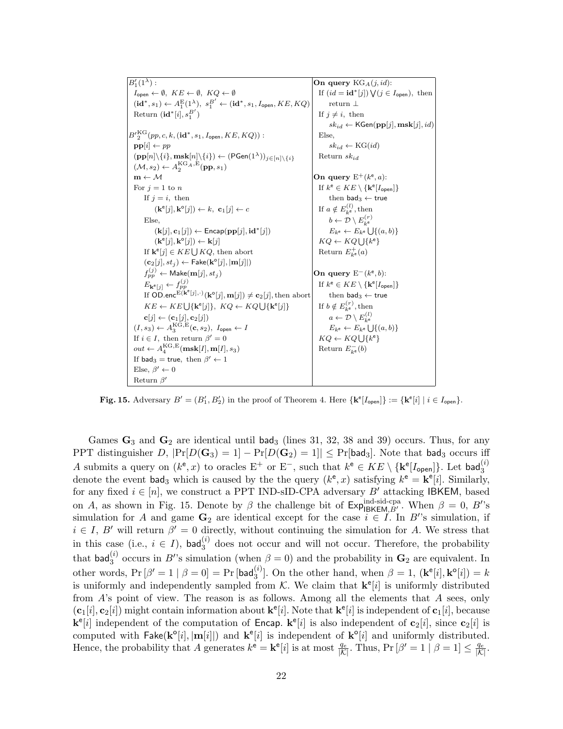```
B'_1(1^λ):
  I_open ← ∅, KE ← ∅, KQ ← ∅
  (id*, s_1) ← A_1^E(1^λ), s_1^{B'} ← (id*, s_1, I_open, KE, KQ)
  Return (id*[i], s_1^{B'})

B'_2^KG(pp, c, k, (id*, s_1, I_open, KE, KQ)):
  pp[i] ← pp
  (pp[n]\{i}, msk[n]\{i}) ← (PGen(1^λ))_{j∈[n]\{i}}
  (M, s_2) ← A_2^{KG_A, E}(pp, s_1)
  m ← M
  For j = 1 to n
    If j = i, then
      (k^e[j], k^o[j]) ← k, c_1[j] ← c
    Else,
      (k[j], c_1[j]) ← Encap(pp[j], id*[j])
      (k^e[j], k^o[j]) ← k[j]
    If k^e[j] ∈ KE ⋃ KQ, then abort
    (c_2[j], st_j) ← Fake(k^o[j], |m[j]|)
    f_pp^(j) ← Make(m[j], st_j)
    E_{k^e[j]} ← f_pp^(j)
    If OD.enc^{E(k^e[j],·)}(k^o[j], m[j]) ≠ c_2[j], then abort
    KE ← KE ⋃ {k^e[j]}, KQ ← KQ ⋃ {k^e[j]}
    c[j] ← (c_1[j], c_2[j])
  (I, s_3) ← A_3^{KG,E}(c, s_2), I_open ← I
  If i ∈ I, then return β' = 0
  out ← A_4^{KG,E}(msk[I], m[I], s_3)
  If bad_3 = true, then β' ← 1
  Else, β' ← 0
  Return β'

On query KG_A(j, id):
  If (id = id*[j]) ⋁ (j ∈ I_open), then
    return ⊥
  If j ≠ i, then
    sk_id ← KGen(pp[j], msk[j], id)
  Else,
    sk_id ← KG(id)
  Return sk_id

On query E^+(k^e, a):
  If k^e ∈ KE \ {k^e[I_open]}
    then bad_3 ← true
  If a ∉ E_{k^e}^(l), then
    b ← D \ E_{k^e}^(r)
    E_{k^e} ← E_{k^e} ⋃ {(a, b)}
  KQ ← KQ ⋃ {k^e}
  Return E_{k^e}^+(a)

On query E^-(k^e, b):
  If k^e ∈ KE \ {k^e[I_open]}
    then bad_3 ← true
  If b ∉ E_{k^e}^(r), then
    a ← D \ E_{k^e}^(l)
    E_{k^e} ← E_{k^e} ⋃ {(a, b)}
  KQ ← KQ ⋃ {k^e}
  Return E_{k^e}^-(b)
```

**Fig. 15.** Adversary $B' = (B'_1, B'_2)$ in the proof of Theorem 4. Here $\{\mathbf{k}^e[I_{\mathsf{open}}]\} := \{\mathbf{k}^e[i] \mid i \in I_{\mathsf{open}}\}$.

Games $\mathbf{G}_3$ and $\mathbf{G}_2$ are identical until $\mathsf{bad}_3$ (lines 31, 32, 38 and 39) occurs. Thus, for any PPT distinguisher $D$, $|\Pr[D(\mathbf{G}_3) = 1] - \Pr[D(\mathbf{G}_2) = 1]| \leq \Pr[\mathsf{bad}_3]$. Note that $\mathsf{bad}_3$ occurs iff $A$ submits a query on $(k^e, x)$ to oracles $\mathrm{E}^+$ or $\mathrm{E}^-$, such that $k^e \in KE \setminus \{\mathbf{k}^e[I_{\mathsf{open}}]\}$. Let $\mathsf{bad}_3^{(i)}$ denote the event $\mathsf{bad}_3$ which is caused by the the query $(k^e, x)$ satisfying $k^e = \mathbf{k}^e[i]$. Similarly, for any fixed $i \in [n]$, we construct a PPT IND-sID-CPA adversary $B'$ attacking $\mathsf{IBKEM}$, based on $A$, as shown in Fig. 15. Denote by $\beta$ the challenge bit of $\mathsf{Exp}^{\text{ind-sid-cpa}}_{\mathsf{IBKEM},B'}$. When $\beta = 0$, $B'$'s simulation for $A$ and game $\mathbf{G}_2$ are identical except for the case $i \in I$. In $B'$'s simulation, if $i \in I$, $B'$ will return $\beta' = 0$ directly, without continuing the simulation for $A$. We stress that in this case (i.e., $i \in I$), $\mathsf{bad}_3^{(i)}$ does not occur and will not occur. Therefore, the probability that $\mathsf{bad}_3^{(i)}$ occurs in $B'$'s simulation (when $\beta = 0$) and the probability in $\mathbf{G}_2$ are equivalent. In other words, $\Pr[\beta' = 1 \mid \beta = 0] = \Pr[\mathsf{bad}_3^{(i)}]$. On the other hand, when $\beta = 1$, $(\mathbf{k}^e[i], \mathbf{k}^o[i]) = k$ is uniformly and independently sampled from $\mathcal{K}$. We claim that $\mathbf{k}^e[i]$ is uniformly distributed from $A$'s point of view. The reason is as follows. Among all the elements that $A$ sees, only $(\mathbf{c}_1[i], \mathbf{c}_2[i])$ might contain information about $\mathbf{k}^e[i]$. Note that $\mathbf{k}^e[i]$ is independent of $\mathbf{c}_1[i]$, because $\mathbf{k}^e[i]$ independent of the computation of $\mathsf{Encap}$. $\mathbf{k}^e[i]$ is also independent of $\mathbf{c}_2[i]$, since $\mathbf{c}_2[i]$ is computed with $\mathsf{Fake}(\mathbf{k}^o[i], |\mathbf{m}[i]|)$ and $\mathbf{k}^e[i]$ is independent of $\mathbf{k}^o[i]$ and uniformly distributed. Hence, the probability that $A$ generates $k^e = \mathbf{k}^e[i]$ is at most $\frac{q_e}{|\mathcal{K}|}$. Thus, $\Pr[\beta' = 1 \mid \beta = 1] \leq \frac{q_e}{|\mathcal{K}|}$.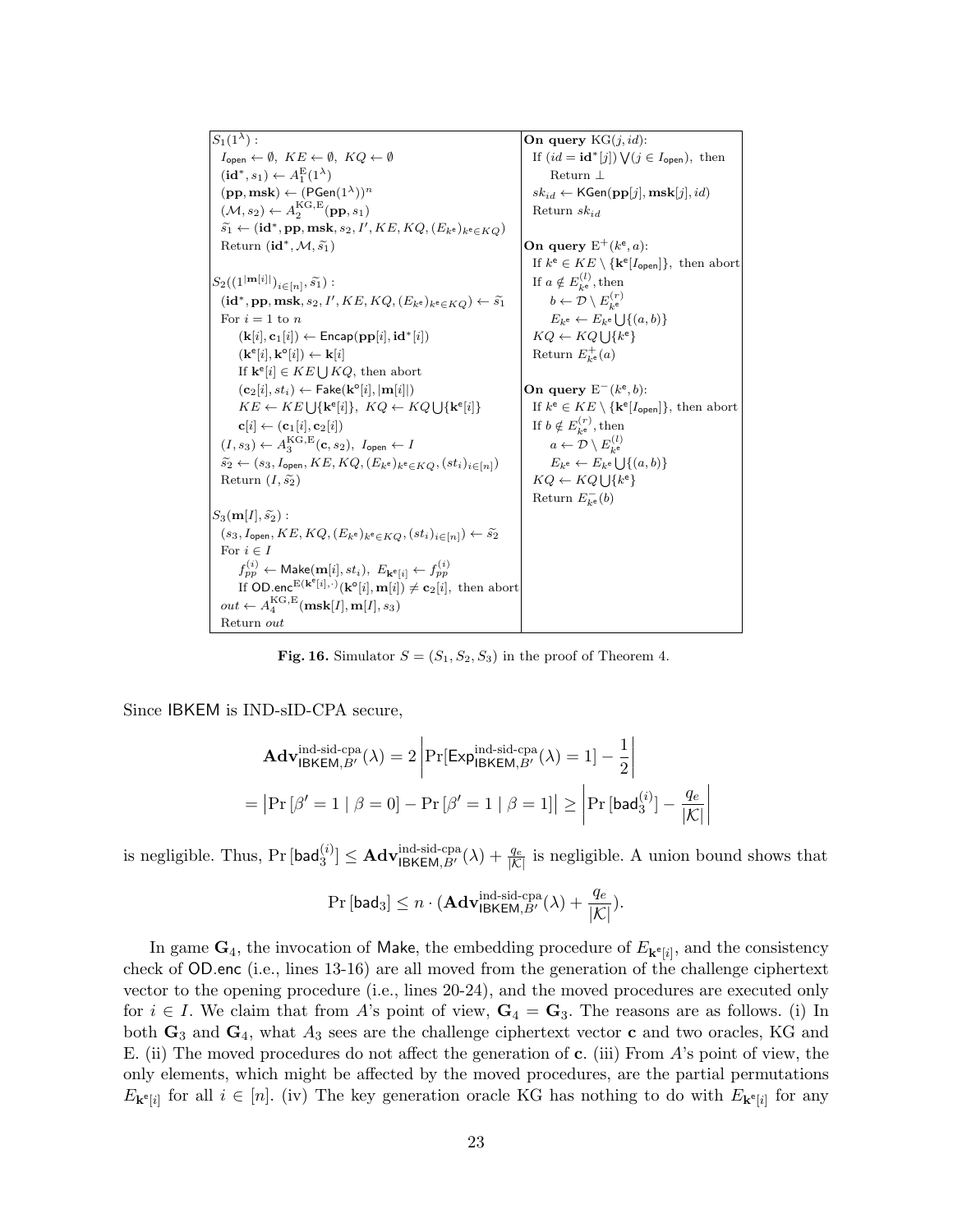```
S_1(1^λ) :
  I_open ← ∅, KE ← ∅, KQ ← ∅
  (id*, s_1) ← A_1^E(1^λ)
  (pp, msk) ← (PGen(1^λ))^n
  (M, s_2) ← A_2^{KG,E}(pp, s_1)
  s̃_1 ← (id*, pp, msk, s_2, I', KE, KQ, (E_{k^e})_{k^e∈KQ})
  Return (id*, M, s̃_1)

S_2((1^{|m[i]|})_{i∈[n]}, s̃_1) :
  (id*, pp, msk, s_2, I', KE, KQ, (E_{k^e})_{k^e∈KQ}) ← s̃_1
  For i = 1 to n
    (k[i], c_1[i]) ← Encap(pp[i], id*[i])
    (k^e[i], k^o[i]) ← k[i]
    If k^e[i] ∈ KE ⋃ KQ, then abort
    (c_2[i], st_i) ← Fake(k^o[i], |m[i]|)
    KE ← KE ⋃ {k^e[i]}, KQ ← KQ ⋃ {k^e[i]}
    c[i] ← (c_1[i], c_2[i])
  (I, s_3) ← A_3^{KG,E}(c, s_2), I_open ← I
  s̃_2 ← (s_3, I_open, KE, KQ, (E_{k^e})_{k^e∈KQ}, (st_i)_{i∈[n]})
  Return (I, s̃_2)

S_3(m[I], s̃_2) :
  (s_3, I_open, KE, KQ, (E_{k^e})_{k^e∈KQ}, (st_i)_{i∈[n]}) ← s̃_2
  For i ∈ I
    f_pp^(i) ← Make(m[i], st_i), E_{k^e[i]} ← f_pp^(i)
    If OD.enc^{E(k^e[i],·)}(k^o[i], m[i]) ≠ c_2[i], then abort
  out ← A_4^{KG,E}(msk[I], m[I], s_3)
  Return out

On query KG(j, id):
  If (id = id*[j]) ⋁ (j ∈ I_open), then
    Return ⊥
  sk_id ← KGen(pp[j], msk[j], id)
  Return sk_id

On query E^+(k^e, a):
  If k^e ∈ KE \ {k^e[I_open]}, then abort
  If a ∉ E_{k^e}^(l), then
    b ← D \ E_{k^e}^(r)
    E_{k^e} ← E_{k^e} ⋃ {(a, b)}
  KQ ← KQ ⋃ {k^e}
  Return E_{k^e}^+(a)

On query E^-(k^e, b):
  If k^e ∈ KE \ {k^e[I_open]}, then abort
  If b ∉ E_{k^e}^(r), then
    a ← D \ E_{k^e}^(l)
    E_{k^e} ← E_{k^e} ⋃ {(a, b)}
  KQ ← KQ ⋃ {k^e}
  Return E_{k^e}^-(b)
```

**Fig. 16.** Simulator $S = (S_1, S_2, S_3)$ in the proof of Theorem 4.

Since IBKEM is IND-sID-CPA secure,

$$\mathbf{Adv}^{\text{ind-sid-cpa}}_{\mathsf{IBKEM},B'}(\lambda) = 2\left|\Pr[\mathsf{Exp}^{\text{ind-sid-cpa}}_{\mathsf{IBKEM},B'}(\lambda) = 1] - \frac{1}{2}\right|$$
$$= \left|\Pr\left[\beta' = 1 \mid \beta = 0\right] - \Pr\left[\beta' = 1 \mid \beta = 1\right]\right| \geq \left|\Pr\left[\mathsf{bad}_3^{(i)}\right] - \frac{q_e}{|\mathcal{K}|}\right|$$

is negligible. Thus, $\Pr\left[\mathsf{bad}_3^{(i)}\right] \leq \mathbf{Adv}^{\text{ind-sid-cpa}}_{\mathsf{IBKEM},B'}(\lambda) + \frac{q_e}{|\mathcal{K}|}$ is negligible. A union bound shows that

$$\Pr\left[\mathsf{bad}_3\right] \leq n \cdot (\mathbf{Adv}^{\text{ind-sid-cpa}}_{\mathsf{IBKEM},B'}(\lambda) + \frac{q_e}{|\mathcal{K}|}).$$

In game $\mathbf{G}_4$, the invocation of Make, the embedding procedure of $E_{\mathbf{k}^{\mathsf{e}}[i]}$, and the consistency check of OD.enc (i.e., lines 13-16) are all moved from the generation of the challenge ciphertext vector to the opening procedure (i.e., lines 20-24), and the moved procedures are executed only for $i \in I$. We claim that from $A$'s point of view, $\mathbf{G}_4 = \mathbf{G}_3$. The reasons are as follows. (i) In both $\mathbf{G}_3$ and $\mathbf{G}_4$, what $A_3$ sees are the challenge ciphertext vector $\mathbf{c}$ and two oracles, KG and E. (ii) The moved procedures do not affect the generation of $\mathbf{c}$. (iii) From $A$'s point of view, the only elements, which might be affected by the moved procedures, are the partial permutations $E_{\mathbf{k}^{\mathsf{e}}[i]}$ for all $i \in [n]$. (iv) The key generation oracle KG has nothing to do with $E_{\mathbf{k}^{\mathsf{e}}[i]}$ for any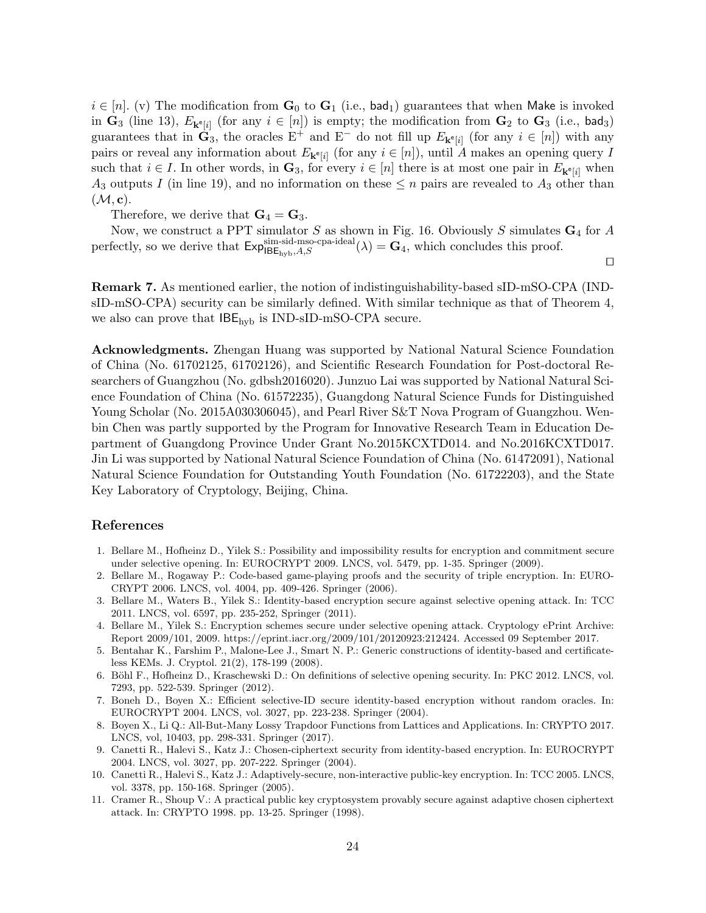$i \in [n]$. (v) The modification from $\mathbf{G}_0$ to $\mathbf{G}_1$ (i.e., $\mathsf{bad}_1$) guarantees that when $\mathsf{Make}$ is invoked in $\mathbf{G}_3$ (line 13), $E_{\mathbf{k}^{\mathsf{e}}[i]}$ (for any $i \in [n]$) is empty; the modification from $\mathbf{G}_2$ to $\mathbf{G}_3$ (i.e., $\mathsf{bad}_3$) guarantees that in $\mathbf{G}_3$, the oracles $\mathrm{E}^+$ and $\mathrm{E}^-$ do not fill up $E_{\mathbf{k}^{\mathsf{e}}[i]}$ (for any $i \in [n]$) with any pairs or reveal any information about $E_{\mathbf{k}^{\mathsf{e}}[i]}$ (for any $i \in [n]$), until $A$ makes an opening query $I$ such that $i \in I$. In other words, in $\mathbf{G}_3$, for every $i \in [n]$ there is at most one pair in $E_{\mathbf{k}^{\mathsf{e}}[i]}$ when $A_3$ outputs $I$ (in line 19), and no information on these $\leq n$ pairs are revealed to $A_3$ other than $(\mathcal{M}, \mathbf{c})$.

Therefore, we derive that $\mathbf{G}_4 = \mathbf{G}_3$.

Now, we construct a PPT simulator $S$ as shown in Fig. 16. Obviously $S$ simulates $\mathbf{G}_4$ for $A$ perfectly, so we derive that $\mathsf{Exp}^{\text{sim-sid-mso-cpa-ideal}}_{\mathsf{IBE}_{\text{hyb}},A,S}(\lambda) = \mathbf{G}_4$, which concludes this proof. □

**Remark 7.** As mentioned earlier, the notion of indistinguishability-based sID-mSO-CPA (IND-sID-mSO-CPA) security can be similarly defined. With similar technique as that of Theorem 4, we also can prove that $\mathsf{IBE}_{\text{hyb}}$ is IND-sID-mSO-CPA secure.

**Acknowledgments.** Zhengan Huang was supported by National Natural Science Foundation of China (No. 61702125, 61702126), and Scientific Research Foundation for Post-doctoral Researchers of Guangzhou (No. gdbsh2016020). Junzuo Lai was supported by National Natural Science Foundation of China (No. 61572235), Guangdong Natural Science Funds for Distinguished Young Scholar (No. 2015A030306045), and Pearl River S&T Nova Program of Guangzhou. Wenbin Chen was partly supported by the Program for Innovative Research Team in Education Department of Guangdong Province Under Grant No.2015KCXTD014. and No.2016KCXTD017. Jin Li was supported by National Natural Science Foundation of China (No. 61472091), National Natural Science Foundation for Outstanding Youth Foundation (No. 61722203), and the State Key Laboratory of Cryptology, Beijing, China.

## References

1. Bellare M., Hofheinz D., Yilek S.: Possibility and impossibility results for encryption and commitment secure under selective opening. In: EUROCRYPT 2009. LNCS, vol. 5479, pp. 1-35. Springer (2009).
2. Bellare M., Rogaway P.: Code-based game-playing proofs and the security of triple encryption. In: EUROCRYPT 2006. LNCS, vol. 4004, pp. 409-426. Springer (2006).
3. Bellare M., Waters B., Yilek S.: Identity-based encryption secure against selective opening attack. In: TCC 2011. LNCS, vol. 6597, pp. 235-252, Springer (2011).
4. Bellare M., Yilek S.: Encryption schemes secure under selective opening attack. Cryptology ePrint Archive: Report 2009/101, 2009. https://eprint.iacr.org/2009/101/20120923:212424. Accessed 09 September 2017.
5. Bentahar K., Farshim P., Malone-Lee J., Smart N. P.: Generic constructions of identity-based and certificateless KEMs. J. Cryptol. 21(2), 178-199 (2008).
6. Böhl F., Hofheinz D., Kraschewski D.: On definitions of selective opening security. In: PKC 2012. LNCS, vol. 7293, pp. 522-539. Springer (2012).
7. Boneh D., Boyen X.: Efficient selective-ID secure identity-based encryption without random oracles. In: EUROCRYPT 2004. LNCS, vol. 3027, pp. 223-238. Springer (2004).
8. Boyen X., Li Q.: All-But-Many Lossy Trapdoor Functions from Lattices and Applications. In: CRYPTO 2017. LNCS, vol, 10403, pp. 298-331. Springer (2017).
9. Canetti R., Halevi S., Katz J.: Chosen-ciphertext security from identity-based encryption. In: EUROCRYPT 2004. LNCS, vol. 3027, pp. 207-222. Springer (2004).
10. Canetti R., Halevi S., Katz J.: Adaptively-secure, non-interactive public-key encryption. In: TCC 2005. LNCS, vol. 3378, pp. 150-168. Springer (2005).
11. Cramer R., Shoup V.: A practical public key cryptosystem provably secure against adaptive chosen ciphertext attack. In: CRYPTO 1998. pp. 13-25. Springer (1998).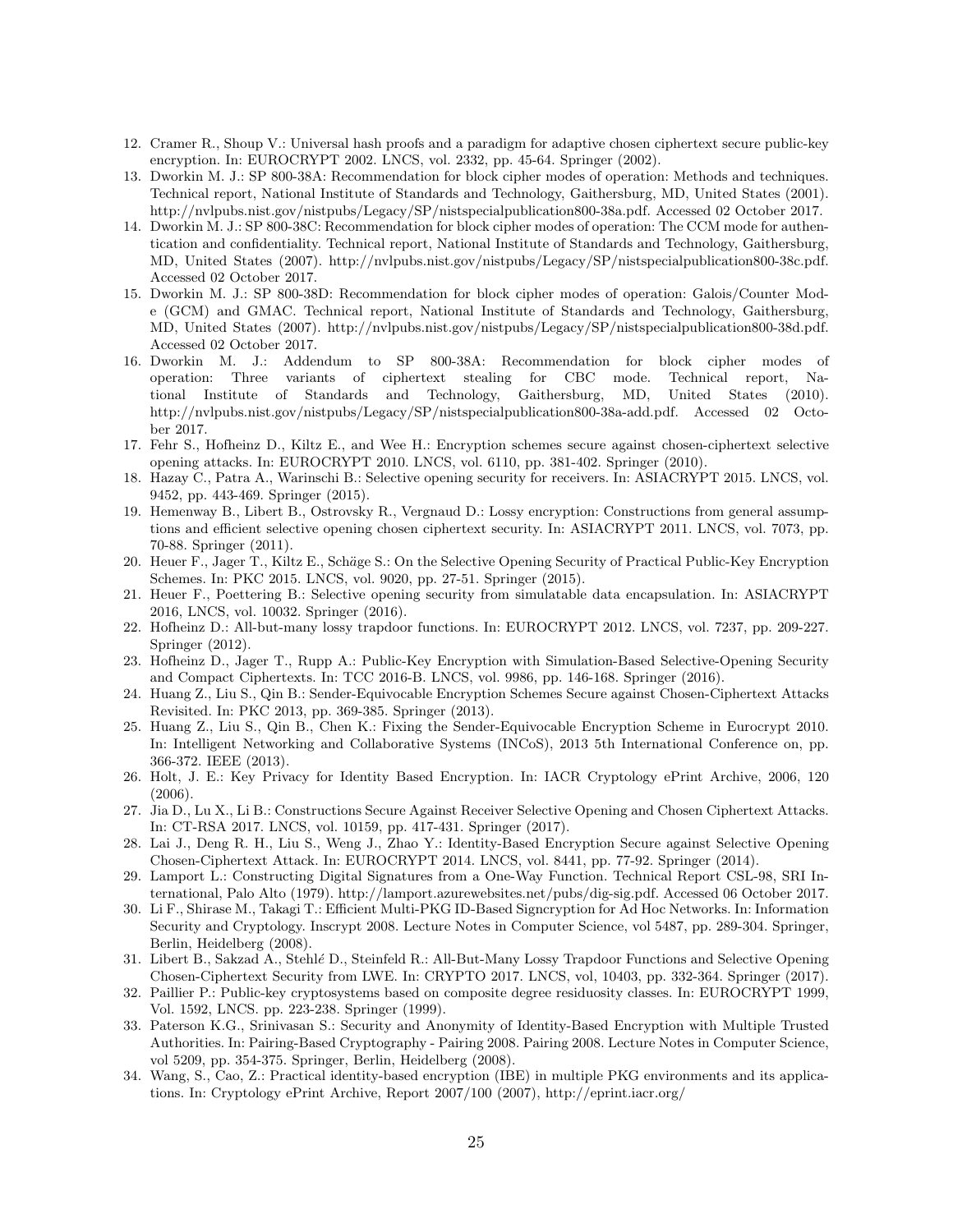12. Cramer R., Shoup V.: Universal hash proofs and a paradigm for adaptive chosen ciphertext secure public-key encryption. In: EUROCRYPT 2002. LNCS, vol. 2332, pp. 45-64. Springer (2002).
13. Dworkin M. J.: SP 800-38A: Recommendation for block cipher modes of operation: Methods and techniques. Technical report, National Institute of Standards and Technology, Gaithersburg, MD, United States (2001). http://nvlpubs.nist.gov/nistpubs/Legacy/SP/nistspecialpublication800-38a.pdf. Accessed 02 October 2017.
14. Dworkin M. J.: SP 800-38C: Recommendation for block cipher modes of operation: The CCM mode for authentication and confidentiality. Technical report, National Institute of Standards and Technology, Gaithersburg, MD, United States (2007). http://nvlpubs.nist.gov/nistpubs/Legacy/SP/nistspecialpublication800-38c.pdf. Accessed 02 October 2017.
15. Dworkin M. J.: SP 800-38D: Recommendation for block cipher modes of operation: Galois/Counter Mode (GCM) and GMAC. Technical report, National Institute of Standards and Technology, Gaithersburg, MD, United States (2007). http://nvlpubs.nist.gov/nistpubs/Legacy/SP/nistspecialpublication800-38d.pdf. Accessed 02 October 2017.
16. Dworkin M. J.: Addendum to SP 800-38A: Recommendation for block cipher modes of operation: Three variants of ciphertext stealing for CBC mode. Technical report, National Institute of Standards and Technology, Gaithersburg, MD, United States (2010). http://nvlpubs.nist.gov/nistpubs/Legacy/SP/nistspecialpublication800-38a-add.pdf. Accessed 02 October 2017.
17. Fehr S., Hofheinz D., Kiltz E., and Wee H.: Encryption schemes secure against chosen-ciphertext selective opening attacks. In: EUROCRYPT 2010. LNCS, vol. 6110, pp. 381-402. Springer (2010).
18. Hazay C., Patra A., Warinschi B.: Selective opening security for receivers. In: ASIACRYPT 2015. LNCS, vol. 9452, pp. 443-469. Springer (2015).
19. Hemenway B., Libert B., Ostrovsky R., Vergnaud D.: Lossy encryption: Constructions from general assumptions and efficient selective opening chosen ciphertext security. In: ASIACRYPT 2011. LNCS, vol. 7073, pp. 70-88. Springer (2011).
20. Heuer F., Jager T., Kiltz E., Schäge S.: On the Selective Opening Security of Practical Public-Key Encryption Schemes. In: PKC 2015. LNCS, vol. 9020, pp. 27-51. Springer (2015).
21. Heuer F., Poettering B.: Selective opening security from simulatable data encapsulation. In: ASIACRYPT 2016, LNCS, vol. 10032. Springer (2016).
22. Hofheinz D.: All-but-many lossy trapdoor functions. In: EUROCRYPT 2012. LNCS, vol. 7237, pp. 209-227. Springer (2012).
23. Hofheinz D., Jager T., Rupp A.: Public-Key Encryption with Simulation-Based Selective-Opening Security and Compact Ciphertexts. In: TCC 2016-B. LNCS, vol. 9986, pp. 146-168. Springer (2016).
24. Huang Z., Liu S., Qin B.: Sender-Equivocable Encryption Schemes Secure against Chosen-Ciphertext Attacks Revisited. In: PKC 2013, pp. 369-385. Springer (2013).
25. Huang Z., Liu S., Qin B., Chen K.: Fixing the Sender-Equivocable Encryption Scheme in Eurocrypt 2010. In: Intelligent Networking and Collaborative Systems (INCoS), 2013 5th International Conference on, pp. 366-372. IEEE (2013).
26. Holt, J. E.: Key Privacy for Identity Based Encryption. In: IACR Cryptology ePrint Archive, 2006, 120 (2006).
27. Jia D., Lu X., Li B.: Constructions Secure Against Receiver Selective Opening and Chosen Ciphertext Attacks. In: CT-RSA 2017. LNCS, vol. 10159, pp. 417-431. Springer (2017).
28. Lai J., Deng R. H., Liu S., Weng J., Zhao Y.: Identity-Based Encryption Secure against Selective Opening Chosen-Ciphertext Attack. In: EUROCRYPT 2014. LNCS, vol. 8441, pp. 77-92. Springer (2014).
29. Lamport L.: Constructing Digital Signatures from a One-Way Function. Technical Report CSL-98, SRI International, Palo Alto (1979). http://lamport.azurewebsites.net/pubs/dig-sig.pdf. Accessed 06 October 2017.
30. Li F., Shirase M., Takagi T.: Efficient Multi-PKG ID-Based Signcryption for Ad Hoc Networks. In: Information Security and Cryptology. Inscrypt 2008. Lecture Notes in Computer Science, vol 5487, pp. 289-304. Springer, Berlin, Heidelberg (2008).
31. Libert B., Sakzad A., Stehlé D., Steinfeld R.: All-But-Many Lossy Trapdoor Functions and Selective Opening Chosen-Ciphertext Security from LWE. In: CRYPTO 2017. LNCS, vol, 10403, pp. 332-364. Springer (2017).
32. Paillier P.: Public-key cryptosystems based on composite degree residuosity classes. In: EUROCRYPT 1999, Vol. 1592, LNCS. pp. 223-238. Springer (1999).
33. Paterson K.G., Srinivasan S.: Security and Anonymity of Identity-Based Encryption with Multiple Trusted Authorities. In: Pairing-Based Cryptography - Pairing 2008. Pairing 2008. Lecture Notes in Computer Science, vol 5209, pp. 354-375. Springer, Berlin, Heidelberg (2008).
34. Wang, S., Cao, Z.: Practical identity-based encryption (IBE) in multiple PKG environments and its applications. In: Cryptology ePrint Archive, Report 2007/100 (2007), http://eprint.iacr.org/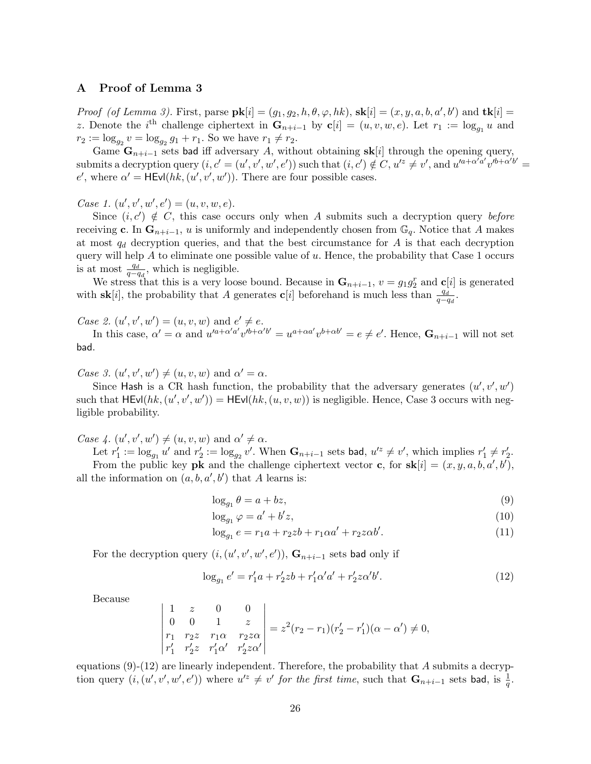## A Proof of Lemma 3

*Proof (of Lemma 3).* First, parse $\mathbf{pk}[i] = (g_1, g_2, h, \theta, \varphi, hk)$, $\mathbf{sk}[i] = (x, y, a, b, a', b')$ and $\mathbf{tk}[i] = z$. Denote the $i^{\text{th}}$ challenge ciphertext in $\mathbf{G}_{n+i-1}$ by $\mathbf{c}[i] = (u, v, w, e)$. Let $r_1 := \log_{g_1} u$ and $r_2 := \log_{g_2} v = \log_{g_2} g_1 + r_1$. So we have $r_1 \neq r_2$.

Game $\mathbf{G}_{n+i-1}$ sets $\mathsf{bad}$ iff adversary $A$, without obtaining $\mathbf{sk}[i]$ through the opening query, submits a decryption query $(i, c' = (u', v', w', e'))$ such that $(i, c') \notin C$, $u'^z \neq v'$, and $u'^{a+\alpha' a'} v'^{b+\alpha' b'} = e'$, where $\alpha' = \mathsf{HEvl}(hk, (u', v', w'))$. There are four possible cases.

*Case 1.* $(u', v', w', e') = (u, v, w, e)$.

Since $(i, c') \notin C$, this case occurs only when $A$ submits such a decryption query *before* receiving $\mathbf{c}$. In $\mathbf{G}_{n+i-1}$, $u$ is uniformly and independently chosen from $\mathbb{G}_q$. Notice that $A$ makes at most $q_d$ decryption queries, and that the best circumstance for $A$ is that each decryption query will help $A$ to eliminate one possible value of $u$. Hence, the probability that Case 1 occurs is at most $\frac{q_d}{q-q_d}$, which is negligible.

We stress that this is a very loose bound. Because in $\mathbf{G}_{n+i-1}$, $v = g_1 g_2^r$ and $\mathbf{c}[i]$ is generated with $\mathbf{sk}[i]$, the probability that $A$ generates $\mathbf{c}[i]$ beforehand is much less than $\frac{q_d}{q-q_d}$.

*Case 2.* $(u', v', w') = (u, v, w)$ and $e' \neq e$.

In this case, $\alpha' = \alpha$ and $u'^{a+\alpha' a'} v'^{b+\alpha' b'} = u^{a+\alpha a'} v^{b+\alpha b'} = e \neq e'$. Hence, $\mathbf{G}_{n+i-1}$ will not set $\mathsf{bad}$.

*Case 3.* $(u', v', w') \neq (u, v, w)$ and $\alpha' = \alpha$.

Since $\mathsf{Hash}$ is a CR hash function, the probability that the adversary generates $(u', v', w')$ such that $\mathsf{HEvl}(hk, (u', v', w')) = \mathsf{HEvl}(hk, (u, v, w))$ is negligible. Hence, Case 3 occurs with negligible probability.

*Case 4.* $(u', v', w') \neq (u, v, w)$ and $\alpha' \neq \alpha$.

Let $r'_1 := \log_{g_1} u'$ and $r'_2 := \log_{g_2} v'$. When $\mathbf{G}_{n+i-1}$ sets $\mathsf{bad}$, $u'^z \neq v'$, which implies $r'_1 \neq r'_2$.

From the public key $\mathbf{pk}$ and the challenge ciphertext vector $\mathbf{c}$, for $\mathbf{sk}[i] = (x, y, a, b, a', b')$, all the information on $(a, b, a', b')$ that $A$ learns is:

$$\log_{g_1} \theta = a + bz, \tag{9}$$

$$\log_{g_1} \varphi = a' + b'z, \tag{10}$$

$$\log_{g_1} e = r_1 a + r_2 z b + r_1 \alpha a' + r_2 z \alpha b'. \tag{11}$$

For the decryption query $(i, (u', v', w', e'))$, $\mathbf{G}_{n+i-1}$ sets $\mathsf{bad}$ only if

$$\log_{g_1} e' = r'_1 a + r'_2 z b + r'_1 \alpha' a' + r'_2 z \alpha' b'. \tag{12}$$

Because

$$\begin{vmatrix} 1 & z & 0 & 0 \\ 0 & 0 & 1 & z \\ r_1 & r_2 z & r_1 \alpha & r_2 z \alpha \\ r'_1 & r'_2 z & r'_1 \alpha' & r'_2 z \alpha' \end{vmatrix} = z^2 (r_2 - r_1)(r'_2 - r'_1)(\alpha - \alpha') \neq 0,$$

equations (9)-(12) are linearly independent. Therefore, the probability that $A$ submits a decryption query $(i, (u', v', w', e'))$ where $u'^z \neq v'$ *for the first time*, such that $\mathbf{G}_{n+i-1}$ sets $\mathsf{bad}$, is $\frac{1}{q}$.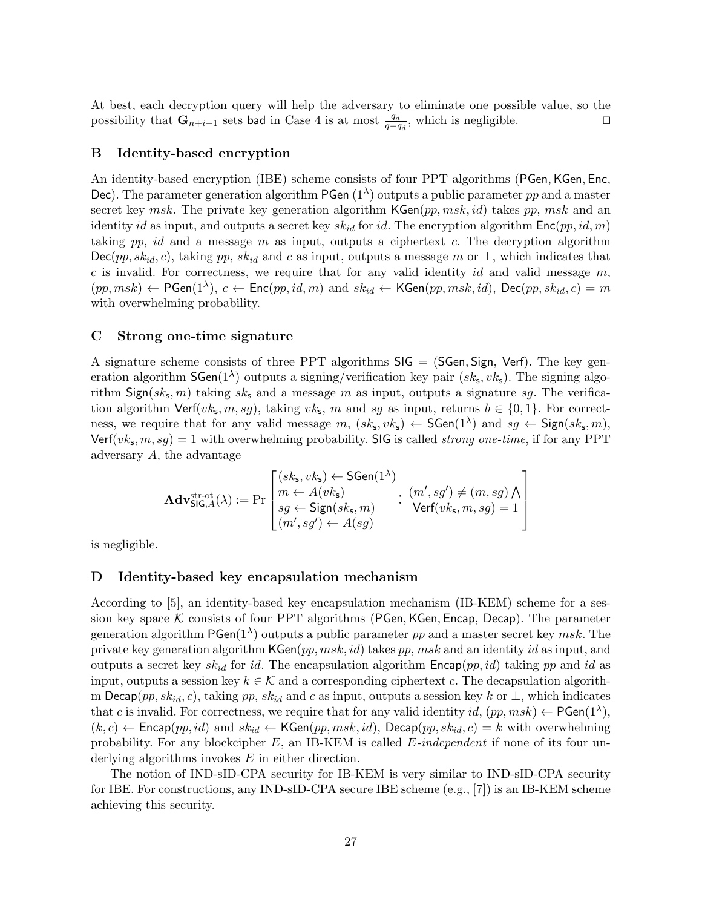At best, each decryption query will help the adversary to eliminate one possible value, so the possibility that $\mathbf{G}_{n+i-1}$ sets $\mathsf{bad}$ in Case 4 is at most $\frac{q_d}{q-q_d}$, which is negligible. $\square$

## B Identity-based encryption

An identity-based encryption (IBE) scheme consists of four PPT algorithms ($\mathsf{PGen}, \mathsf{KGen}, \mathsf{Enc}, \mathsf{Dec}$). The parameter generation algorithm $\mathsf{PGen}\ (1^\lambda)$ outputs a public parameter $pp$ and a master secret key $msk$. The private key generation algorithm $\mathsf{KGen}(pp, msk, id)$ takes $pp$, $msk$ and an identity $id$ as input, and outputs a secret key $sk_{id}$ for $id$. The encryption algorithm $\mathsf{Enc}(pp, id, m)$ taking $pp$, $id$ and a message $m$ as input, outputs a ciphertext $c$. The decryption algorithm $\mathsf{Dec}(pp, sk_{id}, c)$, taking $pp$, $sk_{id}$ and $c$ as input, outputs a message $m$ or $\perp$, which indicates that $c$ is invalid. For correctness, we require that for any valid identity $id$ and valid message $m$, $(pp, msk) \leftarrow \mathsf{PGen}(1^\lambda)$, $c \leftarrow \mathsf{Enc}(pp, id, m)$ and $sk_{id} \leftarrow \mathsf{KGen}(pp, msk, id)$, $\mathsf{Dec}(pp, sk_{id}, c) = m$ with overwhelming probability.

## C Strong one-time signature

A signature scheme consists of three PPT algorithms $\mathsf{SIG} = (\mathsf{SGen}, \mathsf{Sign}, \mathsf{Verf})$. The key generation algorithm $\mathsf{SGen}(1^\lambda)$ outputs a signing/verification key pair $(sk_\mathsf{s}, vk_\mathsf{s})$. The signing algorithm $\mathsf{Sign}(sk_\mathsf{s}, m)$ taking $sk_\mathsf{s}$ and a message $m$ as input, outputs a signature $sg$. The verification algorithm $\mathsf{Verf}(vk_\mathsf{s}, m, sg)$, taking $vk_\mathsf{s}$, $m$ and $sg$ as input, returns $b \in \{0, 1\}$. For correctness, we require that for any valid message $m$, $(sk_\mathsf{s}, vk_\mathsf{s}) \leftarrow \mathsf{SGen}(1^\lambda)$ and $sg \leftarrow \mathsf{Sign}(sk_\mathsf{s}, m)$, $\mathsf{Verf}(vk_\mathsf{s}, m, sg) = 1$ with overwhelming probability. $\mathsf{SIG}$ is called *strong one-time*, if for any PPT adversary $A$, the advantage

$$\mathbf{Adv}^{\text{str-ot}}_{\mathsf{SIG},A}(\lambda) := \Pr\left[\begin{array}{l} (sk_\mathsf{s}, vk_\mathsf{s}) \leftarrow \mathsf{SGen}(1^\lambda) \\ m \leftarrow A(vk_\mathsf{s}) \\ sg \leftarrow \mathsf{Sign}(sk_\mathsf{s}, m) \\ (m', sg') \leftarrow A(sg) \end{array} : \begin{array}{c} (m', sg') \neq (m, sg) \bigwedge \\ \mathsf{Verf}(vk_\mathsf{s}, m, sg) = 1 \end{array}\right]$$

is negligible.

## D Identity-based key encapsulation mechanism

According to [5], an identity-based key encapsulation mechanism (IB-KEM) scheme for a session key space $\mathcal{K}$ consists of four PPT algorithms ($\mathsf{PGen}, \mathsf{KGen}, \mathsf{Encap}, \mathsf{Decap}$). The parameter generation algorithm $\mathsf{PGen}(1^\lambda)$ outputs a public parameter $pp$ and a master secret key $msk$. The private key generation algorithm $\mathsf{KGen}(pp, msk, id)$ takes $pp$, $msk$ and an identity $id$ as input, and outputs a secret key $sk_{id}$ for $id$. The encapsulation algorithm $\mathsf{Encap}(pp, id)$ taking $pp$ and $id$ as input, outputs a session key $k \in \mathcal{K}$ and a corresponding ciphertext $c$. The decapsulation algorithm $\mathsf{Decap}(pp, sk_{id}, c)$, taking $pp$, $sk_{id}$ and $c$ as input, outputs a session key $k$ or $\perp$, which indicates that $c$ is invalid. For correctness, we require that for any valid identity $id$, $(pp, msk) \leftarrow \mathsf{PGen}(1^\lambda)$, $(k, c) \leftarrow \mathsf{Encap}(pp, id)$ and $sk_{id} \leftarrow \mathsf{KGen}(pp, msk, id)$, $\mathsf{Decap}(pp, sk_{id}, c) = k$ with overwhelming probability. For any blockcipher $E$, an IB-KEM is called *$E$-independent* if none of its four underlying algorithms invokes $E$ in either direction.

The notion of IND-sID-CPA security for IB-KEM is very similar to IND-sID-CPA security for IBE. For constructions, any IND-sID-CPA secure IBE scheme (e.g., [7]) is an IB-KEM scheme achieving this security.